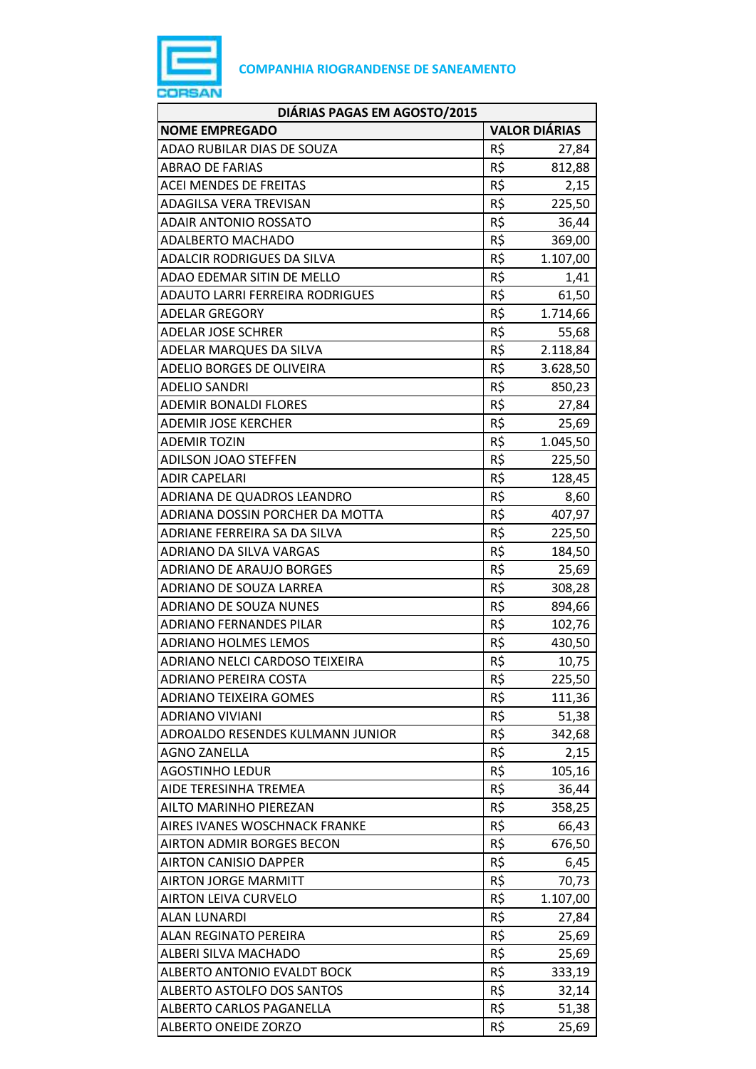**COMPANHIA RIOGRANDENSE DE SANEAMENTO**

| DIÁRIAS PAGAS EM AGOSTO/2015 | | |
|---|---|---|
| **NOME EMPREGADO** | **VALOR DIÁRIAS** | |
| ADAO RUBILAR DIAS DE SOUZA | R$ | 27,84 |
| ABRAO DE FARIAS | R$ | 812,88 |
| ACEI MENDES DE FREITAS | R$ | 2,15 |
| ADAGILSA VERA TREVISAN | R$ | 225,50 |
| ADAIR ANTONIO ROSSATO | R$ | 36,44 |
| ADALBERTO MACHADO | R$ | 369,00 |
| ADALCIR RODRIGUES DA SILVA | R$ | 1.107,00 |
| ADAO EDEMAR SITIN DE MELLO | R$ | 1,41 |
| ADAUTO LARRI FERREIRA RODRIGUES | R$ | 61,50 |
| ADELAR GREGORY | R$ | 1.714,66 |
| ADELAR JOSE SCHRER | R$ | 55,68 |
| ADELAR MARQUES DA SILVA | R$ | 2.118,84 |
| ADELIO BORGES DE OLIVEIRA | R$ | 3.628,50 |
| ADELIO SANDRI | R$ | 850,23 |
| ADEMIR BONALDI FLORES | R$ | 27,84 |
| ADEMIR JOSE KERCHER | R$ | 25,69 |
| ADEMIR TOZIN | R$ | 1.045,50 |
| ADILSON JOAO STEFFEN | R$ | 225,50 |
| ADIR CAPELARI | R$ | 128,45 |
| ADRIANA DE QUADROS LEANDRO | R$ | 8,60 |
| ADRIANA DOSSIN PORCHER DA MOTTA | R$ | 407,97 |
| ADRIANE FERREIRA SA DA SILVA | R$ | 225,50 |
| ADRIANO DA SILVA VARGAS | R$ | 184,50 |
| ADRIANO DE ARAUJO BORGES | R$ | 25,69 |
| ADRIANO DE SOUZA LARREA | R$ | 308,28 |
| ADRIANO DE SOUZA NUNES | R$ | 894,66 |
| ADRIANO FERNANDES PILAR | R$ | 102,76 |
| ADRIANO HOLMES LEMOS | R$ | 430,50 |
| ADRIANO NELCI CARDOSO TEIXEIRA | R$ | 10,75 |
| ADRIANO PEREIRA COSTA | R$ | 225,50 |
| ADRIANO TEIXEIRA GOMES | R$ | 111,36 |
| ADRIANO VIVIANI | R$ | 51,38 |
| ADROALDO RESENDES KULMANN JUNIOR | R$ | 342,68 |
| AGNO ZANELLA | R$ | 2,15 |
| AGOSTINHO LEDUR | R$ | 105,16 |
| AIDE TERESINHA TREMEA | R$ | 36,44 |
| AILTO MARINHO PIEREZAN | R$ | 358,25 |
| AIRES IVANES WOSCHNACK FRANKE | R$ | 66,43 |
| AIRTON ADMIR BORGES BECON | R$ | 676,50 |
| AIRTON CANISIO DAPPER | R$ | 6,45 |
| AIRTON JORGE MARMITT | R$ | 70,73 |
| AIRTON LEIVA CURVELO | R$ | 1.107,00 |
| ALAN LUNARDI | R$ | 27,84 |
| ALAN REGINATO PEREIRA | R$ | 25,69 |
| ALBERI SILVA MACHADO | R$ | 25,69 |
| ALBERTO ANTONIO EVALDT BOCK | R$ | 333,19 |
| ALBERTO ASTOLFO DOS SANTOS | R$ | 32,14 |
| ALBERTO CARLOS PAGANELLA | R$ | 51,38 |
| ALBERTO ONEIDE ZORZO | R$ | 25,69 |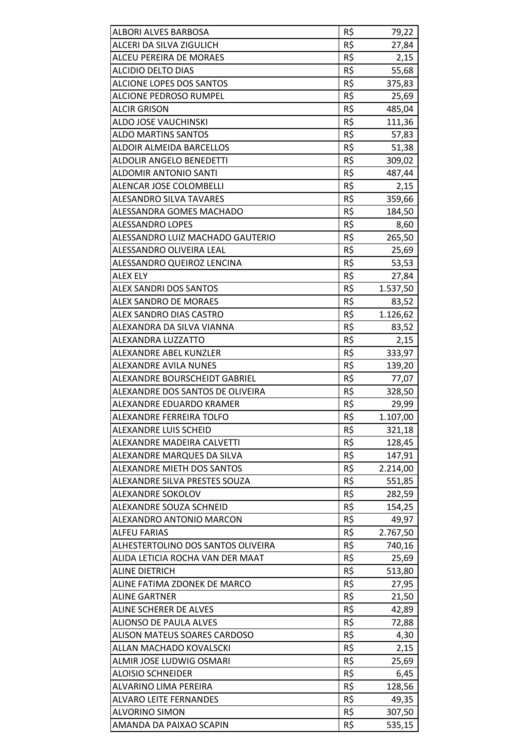| | | |
|---|---|---|
| ALBORI ALVES BARBOSA | R$ | 79,22 |
| ALCERI DA SILVA ZIGULICH | R$ | 27,84 |
| ALCEU PEREIRA DE MORAES | R$ | 2,15 |
| ALCIDIO DELTO DIAS | R$ | 55,68 |
| ALCIONE LOPES DOS SANTOS | R$ | 375,83 |
| ALCIONE PEDROSO RUMPEL | R$ | 25,69 |
| ALCIR GRISON | R$ | 485,04 |
| ALDO JOSE VAUCHINSKI | R$ | 111,36 |
| ALDO MARTINS SANTOS | R$ | 57,83 |
| ALDOIR ALMEIDA BARCELLOS | R$ | 51,38 |
| ALDOLIR ANGELO BENEDETTI | R$ | 309,02 |
| ALDOMIR ANTONIO SANTI | R$ | 487,44 |
| ALENCAR JOSE COLOMBELLI | R$ | 2,15 |
| ALESANDRO SILVA TAVARES | R$ | 359,66 |
| ALESSANDRA GOMES MACHADO | R$ | 184,50 |
| ALESSANDRO LOPES | R$ | 8,60 |
| ALESSANDRO LUIZ MACHADO GAUTERIO | R$ | 265,50 |
| ALESSANDRO OLIVEIRA LEAL | R$ | 25,69 |
| ALESSANDRO QUEIROZ LENCINA | R$ | 53,53 |
| ALEX ELY | R$ | 27,84 |
| ALEX SANDRI DOS SANTOS | R$ | 1.537,50 |
| ALEX SANDRO DE MORAES | R$ | 83,52 |
| ALEX SANDRO DIAS CASTRO | R$ | 1.126,62 |
| ALEXANDRA DA SILVA VIANNA | R$ | 83,52 |
| ALEXANDRA LUZZATTO | R$ | 2,15 |
| ALEXANDRE ABEL KUNZLER | R$ | 333,97 |
| ALEXANDRE AVILA NUNES | R$ | 139,20 |
| ALEXANDRE BOURSCHEIDT GABRIEL | R$ | 77,07 |
| ALEXANDRE DOS SANTOS DE OLIVEIRA | R$ | 328,50 |
| ALEXANDRE EDUARDO KRAMER | R$ | 29,99 |
| ALEXANDRE FERREIRA TOLFO | R$ | 1.107,00 |
| ALEXANDRE LUIS SCHEID | R$ | 321,18 |
| ALEXANDRE MADEIRA CALVETTI | R$ | 128,45 |
| ALEXANDRE MARQUES DA SILVA | R$ | 147,91 |
| ALEXANDRE MIETH DOS SANTOS | R$ | 2.214,00 |
| ALEXANDRE SILVA PRESTES SOUZA | R$ | 551,85 |
| ALEXANDRE SOKOLOV | R$ | 282,59 |
| ALEXANDRE SOUZA SCHNEID | R$ | 154,25 |
| ALEXANDRO ANTONIO MARCON | R$ | 49,97 |
| ALFEU FARIAS | R$ | 2.767,50 |
| ALHESTERTOLINO DOS SANTOS OLIVEIRA | R$ | 740,16 |
| ALIDA LETICIA ROCHA VAN DER MAAT | R$ | 25,69 |
| ALINE DIETRICH | R$ | 513,80 |
| ALINE FATIMA ZDONEK DE MARCO | R$ | 27,95 |
| ALINE GARTNER | R$ | 21,50 |
| ALINE SCHERER DE ALVES | R$ | 42,89 |
| ALIONSO DE PAULA ALVES | R$ | 72,88 |
| ALISON MATEUS SOARES CARDOSO | R$ | 4,30 |
| ALLAN MACHADO KOVALSCKI | R$ | 2,15 |
| ALMIR JOSE LUDWIG OSMARI | R$ | 25,69 |
| ALOISIO SCHNEIDER | R$ | 6,45 |
| ALVARINO LIMA PEREIRA | R$ | 128,56 |
| ALVARO LEITE FERNANDES | R$ | 49,35 |
| ALVORINO SIMON | R$ | 307,50 |
| AMANDA DA PAIXAO SCAPIN | R$ | 535,15 |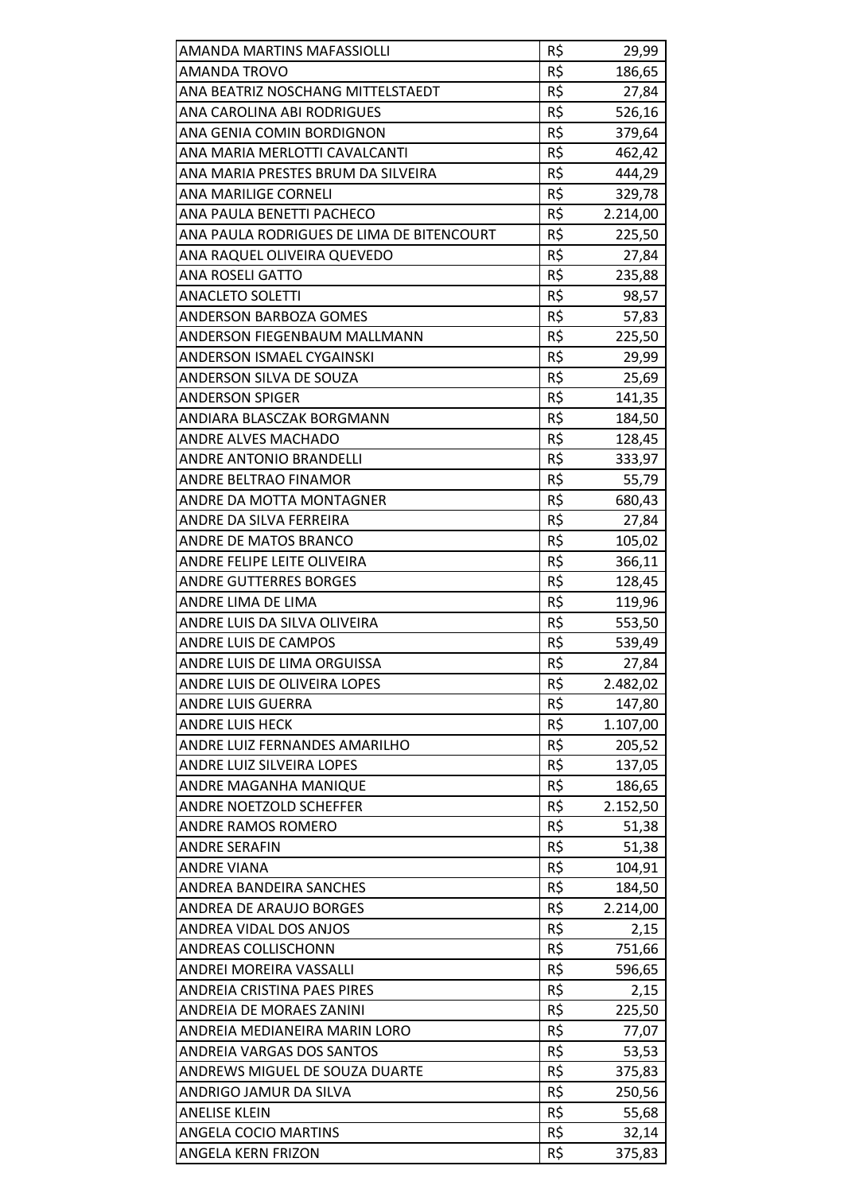| | | |
|---|---|---|
| AMANDA MARTINS MAFASSIOLLI | R$ | 29,99 |
| AMANDA TROVO | R$ | 186,65 |
| ANA BEATRIZ NOSCHANG MITTELSTAEDT | R$ | 27,84 |
| ANA CAROLINA ABI RODRIGUES | R$ | 526,16 |
| ANA GENIA COMIN BORDIGNON | R$ | 379,64 |
| ANA MARIA MERLOTTI CAVALCANTI | R$ | 462,42 |
| ANA MARIA PRESTES BRUM DA SILVEIRA | R$ | 444,29 |
| ANA MARILIGE CORNELI | R$ | 329,78 |
| ANA PAULA BENETTI PACHECO | R$ | 2.214,00 |
| ANA PAULA RODRIGUES DE LIMA DE BITENCOURT | R$ | 225,50 |
| ANA RAQUEL OLIVEIRA QUEVEDO | R$ | 27,84 |
| ANA ROSELI GATTO | R$ | 235,88 |
| ANACLETO SOLETTI | R$ | 98,57 |
| ANDERSON BARBOZA GOMES | R$ | 57,83 |
| ANDERSON FIEGENBAUM MALLMANN | R$ | 225,50 |
| ANDERSON ISMAEL CYGAINSKI | R$ | 29,99 |
| ANDERSON SILVA DE SOUZA | R$ | 25,69 |
| ANDERSON SPIGER | R$ | 141,35 |
| ANDIARA BLASCZAK BORGMANN | R$ | 184,50 |
| ANDRE ALVES MACHADO | R$ | 128,45 |
| ANDRE ANTONIO BRANDELLI | R$ | 333,97 |
| ANDRE BELTRAO FINAMOR | R$ | 55,79 |
| ANDRE DA MOTTA MONTAGNER | R$ | 680,43 |
| ANDRE DA SILVA FERREIRA | R$ | 27,84 |
| ANDRE DE MATOS BRANCO | R$ | 105,02 |
| ANDRE FELIPE LEITE OLIVEIRA | R$ | 366,11 |
| ANDRE GUTTERRES BORGES | R$ | 128,45 |
| ANDRE LIMA DE LIMA | R$ | 119,96 |
| ANDRE LUIS DA SILVA OLIVEIRA | R$ | 553,50 |
| ANDRE LUIS DE CAMPOS | R$ | 539,49 |
| ANDRE LUIS DE LIMA ORGUISSA | R$ | 27,84 |
| ANDRE LUIS DE OLIVEIRA LOPES | R$ | 2.482,02 |
| ANDRE LUIS GUERRA | R$ | 147,80 |
| ANDRE LUIS HECK | R$ | 1.107,00 |
| ANDRE LUIZ FERNANDES AMARILHO | R$ | 205,52 |
| ANDRE LUIZ SILVEIRA LOPES | R$ | 137,05 |
| ANDRE MAGANHA MANIQUE | R$ | 186,65 |
| ANDRE NOETZOLD SCHEFFER | R$ | 2.152,50 |
| ANDRE RAMOS ROMERO | R$ | 51,38 |
| ANDRE SERAFIN | R$ | 51,38 |
| ANDRE VIANA | R$ | 104,91 |
| ANDREA BANDEIRA SANCHES | R$ | 184,50 |
| ANDREA DE ARAUJO BORGES | R$ | 2.214,00 |
| ANDREA VIDAL DOS ANJOS | R$ | 2,15 |
| ANDREAS COLLISCHONN | R$ | 751,66 |
| ANDREI MOREIRA VASSALLI | R$ | 596,65 |
| ANDREIA CRISTINA PAES PIRES | R$ | 2,15 |
| ANDREIA DE MORAES ZANINI | R$ | 225,50 |
| ANDREIA MEDIANEIRA MARIN LORO | R$ | 77,07 |
| ANDREIA VARGAS DOS SANTOS | R$ | 53,53 |
| ANDREWS MIGUEL DE SOUZA DUARTE | R$ | 375,83 |
| ANDRIGO JAMUR DA SILVA | R$ | 250,56 |
| ANELISE KLEIN | R$ | 55,68 |
| ANGELA COCIO MARTINS | R$ | 32,14 |
| ANGELA KERN FRIZON | R$ | 375,83 |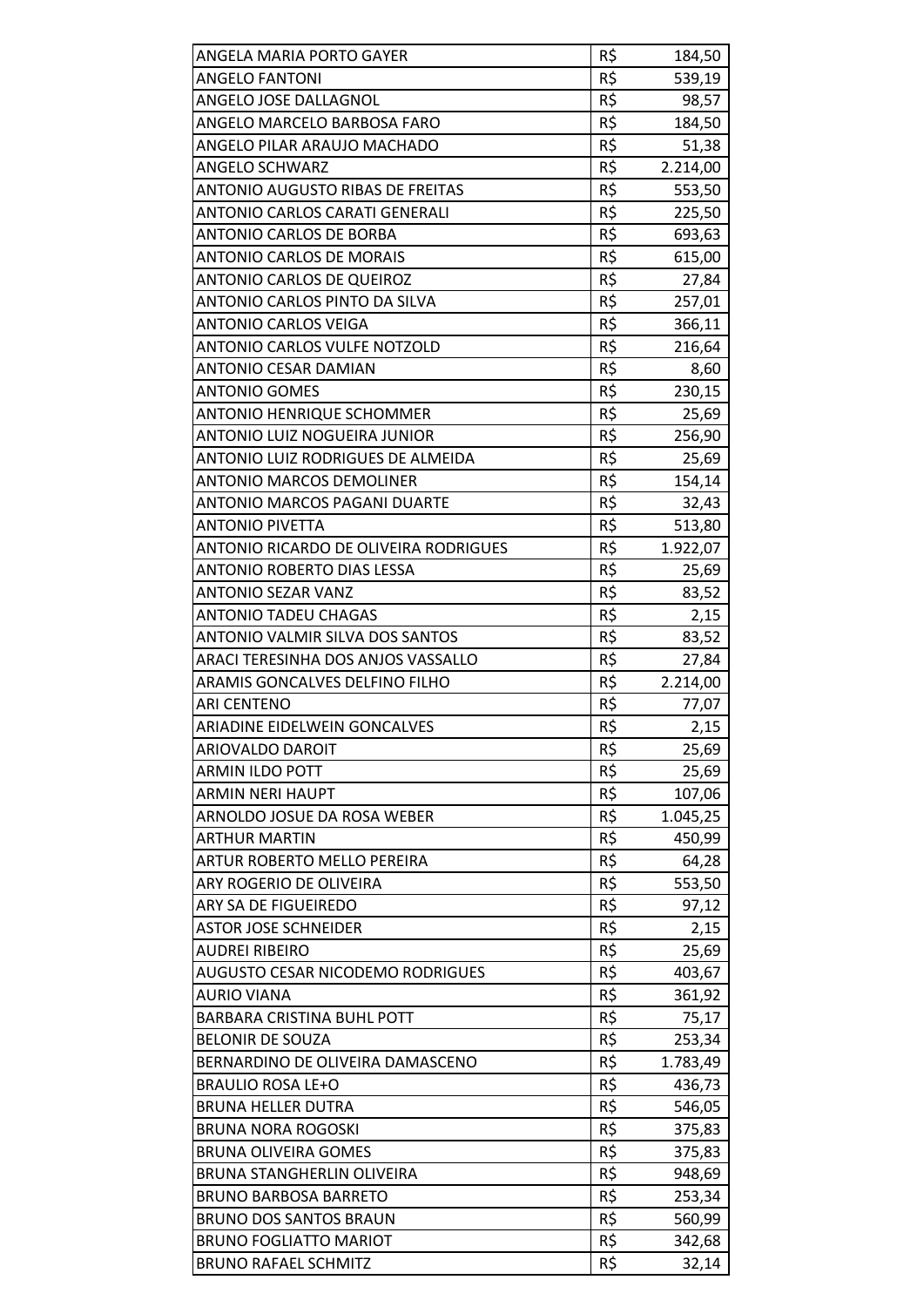| | | |
|---|---|---|
| ANGELA MARIA PORTO GAYER | R$ | 184,50 |
| ANGELO FANTONI | R$ | 539,19 |
| ANGELO JOSE DALLAGNOL | R$ | 98,57 |
| ANGELO MARCELO BARBOSA FARO | R$ | 184,50 |
| ANGELO PILAR ARAUJO MACHADO | R$ | 51,38 |
| ANGELO SCHWARZ | R$ | 2.214,00 |
| ANTONIO AUGUSTO RIBAS DE FREITAS | R$ | 553,50 |
| ANTONIO CARLOS CARATI GENERALI | R$ | 225,50 |
| ANTONIO CARLOS DE BORBA | R$ | 693,63 |
| ANTONIO CARLOS DE MORAIS | R$ | 615,00 |
| ANTONIO CARLOS DE QUEIROZ | R$ | 27,84 |
| ANTONIO CARLOS PINTO DA SILVA | R$ | 257,01 |
| ANTONIO CARLOS VEIGA | R$ | 366,11 |
| ANTONIO CARLOS VULFE NOTZOLD | R$ | 216,64 |
| ANTONIO CESAR DAMIAN | R$ | 8,60 |
| ANTONIO GOMES | R$ | 230,15 |
| ANTONIO HENRIQUE SCHOMMER | R$ | 25,69 |
| ANTONIO LUIZ NOGUEIRA JUNIOR | R$ | 256,90 |
| ANTONIO LUIZ RODRIGUES DE ALMEIDA | R$ | 25,69 |
| ANTONIO MARCOS DEMOLINER | R$ | 154,14 |
| ANTONIO MARCOS PAGANI DUARTE | R$ | 32,43 |
| ANTONIO PIVETTA | R$ | 513,80 |
| ANTONIO RICARDO DE OLIVEIRA RODRIGUES | R$ | 1.922,07 |
| ANTONIO ROBERTO DIAS LESSA | R$ | 25,69 |
| ANTONIO SEZAR VANZ | R$ | 83,52 |
| ANTONIO TADEU CHAGAS | R$ | 2,15 |
| ANTONIO VALMIR SILVA DOS SANTOS | R$ | 83,52 |
| ARACI TERESINHA DOS ANJOS VASSALLO | R$ | 27,84 |
| ARAMIS GONCALVES DELFINO FILHO | R$ | 2.214,00 |
| ARI CENTENO | R$ | 77,07 |
| ARIADINE EIDELWEIN GONCALVES | R$ | 2,15 |
| ARIOVALDO DAROIT | R$ | 25,69 |
| ARMIN ILDO POTT | R$ | 25,69 |
| ARMIN NERI HAUPT | R$ | 107,06 |
| ARNOLDO JOSUE DA ROSA WEBER | R$ | 1.045,25 |
| ARTHUR MARTIN | R$ | 450,99 |
| ARTUR ROBERTO MELLO PEREIRA | R$ | 64,28 |
| ARY ROGERIO DE OLIVEIRA | R$ | 553,50 |
| ARY SA DE FIGUEIREDO | R$ | 97,12 |
| ASTOR JOSE SCHNEIDER | R$ | 2,15 |
| AUDREI RIBEIRO | R$ | 25,69 |
| AUGUSTO CESAR NICODEMO RODRIGUES | R$ | 403,67 |
| AURIO VIANA | R$ | 361,92 |
| BARBARA CRISTINA BUHL POTT | R$ | 75,17 |
| BELONIR DE SOUZA | R$ | 253,34 |
| BERNARDINO DE OLIVEIRA DAMASCENO | R$ | 1.783,49 |
| BRAULIO ROSA LE+O | R$ | 436,73 |
| BRUNA HELLER DUTRA | R$ | 546,05 |
| BRUNA NORA ROGOSKI | R$ | 375,83 |
| BRUNA OLIVEIRA GOMES | R$ | 375,83 |
| BRUNA STANGHERLIN OLIVEIRA | R$ | 948,69 |
| BRUNO BARBOSA BARRETO | R$ | 253,34 |
| BRUNO DOS SANTOS BRAUN | R$ | 560,99 |
| BRUNO FOGLIATTO MARIOT | R$ | 342,68 |
| BRUNO RAFAEL SCHMITZ | R$ | 32,14 |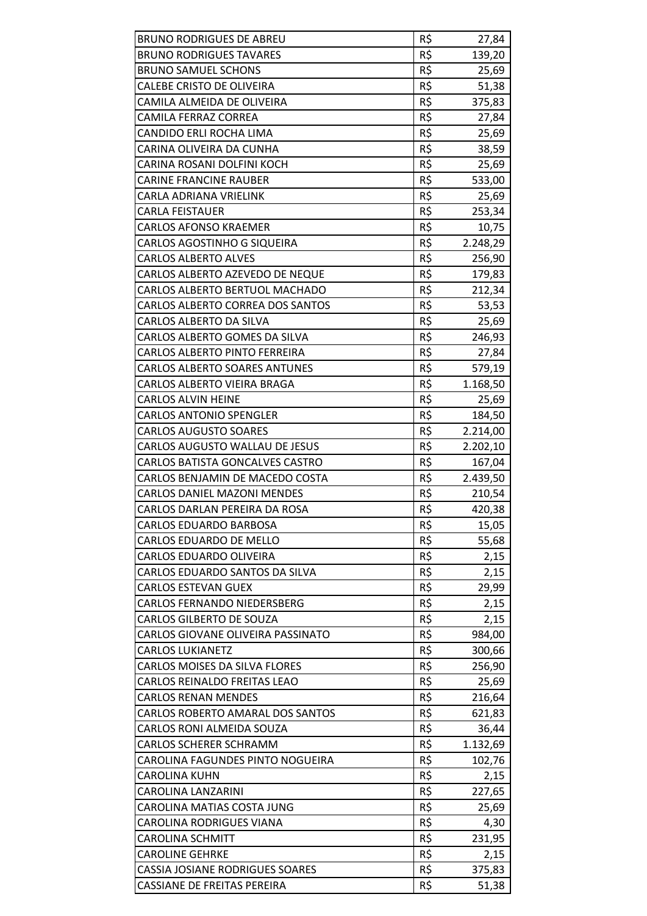| BRUNO RODRIGUES DE ABREU | R$ | 27,84 |
|---|---|---|
| BRUNO RODRIGUES TAVARES | R$ | 139,20 |
| BRUNO SAMUEL SCHONS | R$ | 25,69 |
| CALEBE CRISTO DE OLIVEIRA | R$ | 51,38 |
| CAMILA ALMEIDA DE OLIVEIRA | R$ | 375,83 |
| CAMILA FERRAZ CORREA | R$ | 27,84 |
| CANDIDO ERLI ROCHA LIMA | R$ | 25,69 |
| CARINA OLIVEIRA DA CUNHA | R$ | 38,59 |
| CARINA ROSANI DOLFINI KOCH | R$ | 25,69 |
| CARINE FRANCINE RAUBER | R$ | 533,00 |
| CARLA ADRIANA VRIELINK | R$ | 25,69 |
| CARLA FEISTAUER | R$ | 253,34 |
| CARLOS AFONSO KRAEMER | R$ | 10,75 |
| CARLOS AGOSTINHO G SIQUEIRA | R$ | 2.248,29 |
| CARLOS ALBERTO ALVES | R$ | 256,90 |
| CARLOS ALBERTO AZEVEDO DE NEQUE | R$ | 179,83 |
| CARLOS ALBERTO BERTUOL MACHADO | R$ | 212,34 |
| CARLOS ALBERTO CORREA DOS SANTOS | R$ | 53,53 |
| CARLOS ALBERTO DA SILVA | R$ | 25,69 |
| CARLOS ALBERTO GOMES DA SILVA | R$ | 246,93 |
| CARLOS ALBERTO PINTO FERREIRA | R$ | 27,84 |
| CARLOS ALBERTO SOARES ANTUNES | R$ | 579,19 |
| CARLOS ALBERTO VIEIRA BRAGA | R$ | 1.168,50 |
| CARLOS ALVIN HEINE | R$ | 25,69 |
| CARLOS ANTONIO SPENGLER | R$ | 184,50 |
| CARLOS AUGUSTO SOARES | R$ | 2.214,00 |
| CARLOS AUGUSTO WALLAU DE JESUS | R$ | 2.202,10 |
| CARLOS BATISTA GONCALVES CASTRO | R$ | 167,04 |
| CARLOS BENJAMIN DE MACEDO COSTA | R$ | 2.439,50 |
| CARLOS DANIEL MAZONI MENDES | R$ | 210,54 |
| CARLOS DARLAN PEREIRA DA ROSA | R$ | 420,38 |
| CARLOS EDUARDO BARBOSA | R$ | 15,05 |
| CARLOS EDUARDO DE MELLO | R$ | 55,68 |
| CARLOS EDUARDO OLIVEIRA | R$ | 2,15 |
| CARLOS EDUARDO SANTOS DA SILVA | R$ | 2,15 |
| CARLOS ESTEVAN GUEX | R$ | 29,99 |
| CARLOS FERNANDO NIEDERSBERG | R$ | 2,15 |
| CARLOS GILBERTO DE SOUZA | R$ | 2,15 |
| CARLOS GIOVANE OLIVEIRA PASSINATO | R$ | 984,00 |
| CARLOS LUKIANETZ | R$ | 300,66 |
| CARLOS MOISES DA SILVA FLORES | R$ | 256,90 |
| CARLOS REINALDO FREITAS LEAO | R$ | 25,69 |
| CARLOS RENAN MENDES | R$ | 216,64 |
| CARLOS ROBERTO AMARAL DOS SANTOS | R$ | 621,83 |
| CARLOS RONI ALMEIDA SOUZA | R$ | 36,44 |
| CARLOS SCHERER SCHRAMM | R$ | 1.132,69 |
| CAROLINA FAGUNDES PINTO NOGUEIRA | R$ | 102,76 |
| CAROLINA KUHN | R$ | 2,15 |
| CAROLINA LANZARINI | R$ | 227,65 |
| CAROLINA MATIAS COSTA JUNG | R$ | 25,69 |
| CAROLINA RODRIGUES VIANA | R$ | 4,30 |
| CAROLINA SCHMITT | R$ | 231,95 |
| CAROLINE GEHRKE | R$ | 2,15 |
| CASSIA JOSIANE RODRIGUES SOARES | R$ | 375,83 |
| CASSIANE DE FREITAS PEREIRA | R$ | 51,38 |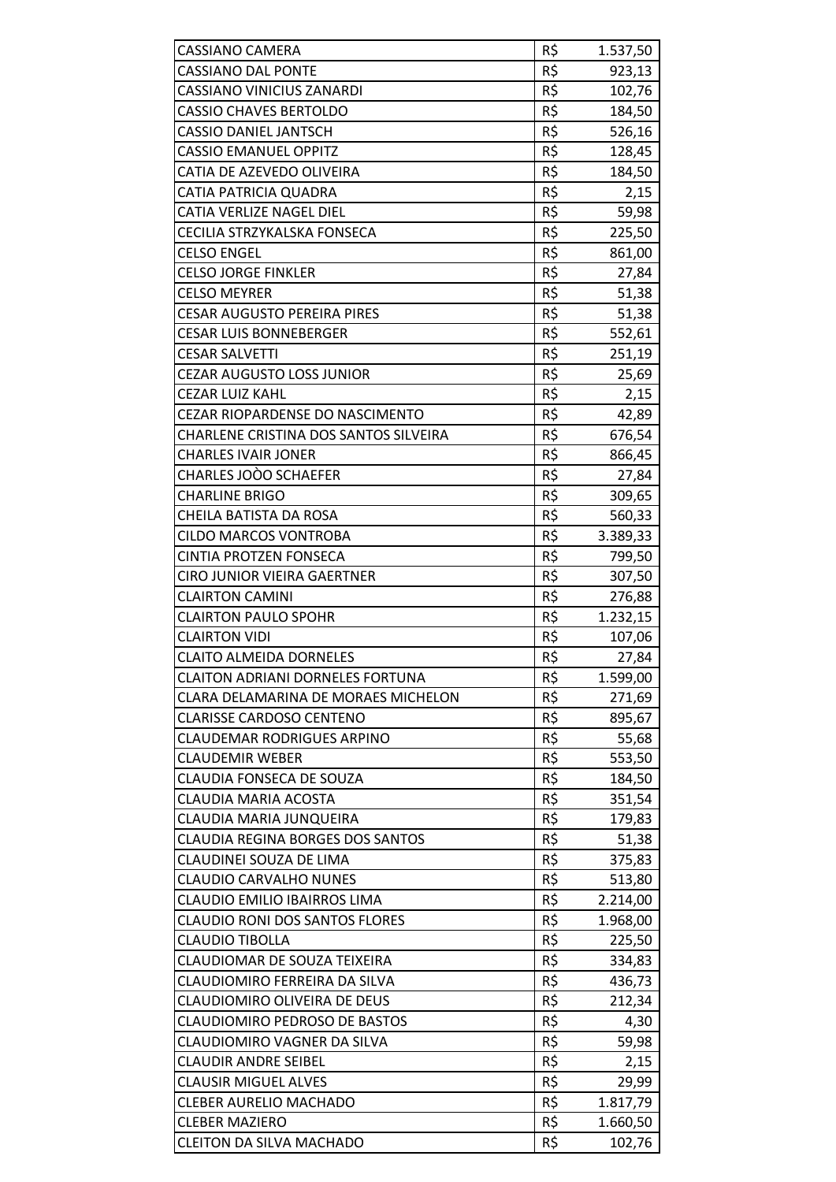| CASSIANO CAMERA | R$ | 1.537,50 |
|---|---|---|
| CASSIANO DAL PONTE | R$ | 923,13 |
| CASSIANO VINICIUS ZANARDI | R$ | 102,76 |
| CASSIO CHAVES BERTOLDO | R$ | 184,50 |
| CASSIO DANIEL JANTSCH | R$ | 526,16 |
| CASSIO EMANUEL OPPITZ | R$ | 128,45 |
| CATIA DE AZEVEDO OLIVEIRA | R$ | 184,50 |
| CATIA PATRICIA QUADRA | R$ | 2,15 |
| CATIA VERLIZE NAGEL DIEL | R$ | 59,98 |
| CECILIA STRZYKALSKA FONSECA | R$ | 225,50 |
| CELSO ENGEL | R$ | 861,00 |
| CELSO JORGE FINKLER | R$ | 27,84 |
| CELSO MEYRER | R$ | 51,38 |
| CESAR AUGUSTO PEREIRA PIRES | R$ | 51,38 |
| CESAR LUIS BONNEBERGER | R$ | 552,61 |
| CESAR SALVETTI | R$ | 251,19 |
| CEZAR AUGUSTO LOSS JUNIOR | R$ | 25,69 |
| CEZAR LUIZ KAHL | R$ | 2,15 |
| CEZAR RIOPARDENSE DO NASCIMENTO | R$ | 42,89 |
| CHARLENE CRISTINA DOS SANTOS SILVEIRA | R$ | 676,54 |
| CHARLES IVAIR JONER | R$ | 866,45 |
| CHARLES JOÒO SCHAEFER | R$ | 27,84 |
| CHARLINE BRIGO | R$ | 309,65 |
| CHEILA BATISTA DA ROSA | R$ | 560,33 |
| CILDO MARCOS VONTROBA | R$ | 3.389,33 |
| CINTIA PROTZEN FONSECA | R$ | 799,50 |
| CIRO JUNIOR VIEIRA GAERTNER | R$ | 307,50 |
| CLAIRTON CAMINI | R$ | 276,88 |
| CLAIRTON PAULO SPOHR | R$ | 1.232,15 |
| CLAIRTON VIDI | R$ | 107,06 |
| CLAITO ALMEIDA DORNELES | R$ | 27,84 |
| CLAITON ADRIANI DORNELES FORTUNA | R$ | 1.599,00 |
| CLARA DELAMARINA DE MORAES MICHELON | R$ | 271,69 |
| CLARISSE CARDOSO CENTENO | R$ | 895,67 |
| CLAUDEMAR RODRIGUES ARPINO | R$ | 55,68 |
| CLAUDEMIR WEBER | R$ | 553,50 |
| CLAUDIA FONSECA DE SOUZA | R$ | 184,50 |
| CLAUDIA MARIA ACOSTA | R$ | 351,54 |
| CLAUDIA MARIA JUNQUEIRA | R$ | 179,83 |
| CLAUDIA REGINA BORGES DOS SANTOS | R$ | 51,38 |
| CLAUDINEI SOUZA DE LIMA | R$ | 375,83 |
| CLAUDIO CARVALHO NUNES | R$ | 513,80 |
| CLAUDIO EMILIO IBAIRROS LIMA | R$ | 2.214,00 |
| CLAUDIO RONI DOS SANTOS FLORES | R$ | 1.968,00 |
| CLAUDIO TIBOLLA | R$ | 225,50 |
| CLAUDIOMAR DE SOUZA TEIXEIRA | R$ | 334,83 |
| CLAUDIOMIRO FERREIRA DA SILVA | R$ | 436,73 |
| CLAUDIOMIRO OLIVEIRA DE DEUS | R$ | 212,34 |
| CLAUDIOMIRO PEDROSO DE BASTOS | R$ | 4,30 |
| CLAUDIOMIRO VAGNER DA SILVA | R$ | 59,98 |
| CLAUDIR ANDRE SEIBEL | R$ | 2,15 |
| CLAUSIR MIGUEL ALVES | R$ | 29,99 |
| CLEBER AURELIO MACHADO | R$ | 1.817,79 |
| CLEBER MAZIERO | R$ | 1.660,50 |
| CLEITON DA SILVA MACHADO | R$ | 102,76 |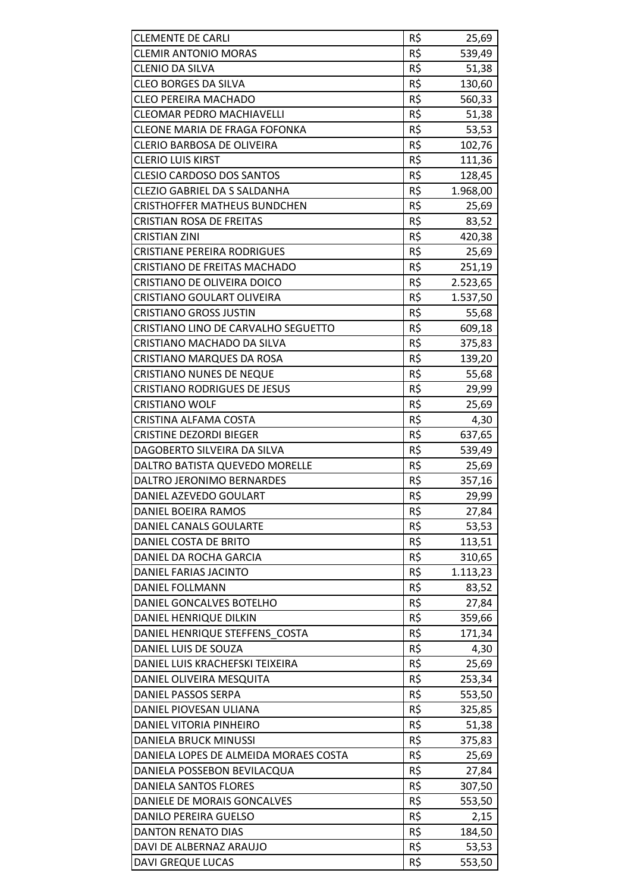| | | |
|---|---|---|
| CLEMENTE DE CARLI | R$ | 25,69 |
| CLEMIR ANTONIO MORAS | R$ | 539,49 |
| CLENIO DA SILVA | R$ | 51,38 |
| CLEO BORGES DA SILVA | R$ | 130,60 |
| CLEO PEREIRA MACHADO | R$ | 560,33 |
| CLEOMAR PEDRO MACHIAVELLI | R$ | 51,38 |
| CLEONE MARIA DE FRAGA FOFONKA | R$ | 53,53 |
| CLERIO BARBOSA DE OLIVEIRA | R$ | 102,76 |
| CLERIO LUIS KIRST | R$ | 111,36 |
| CLESIO CARDOSO DOS SANTOS | R$ | 128,45 |
| CLEZIO GABRIEL DA S SALDANHA | R$ | 1.968,00 |
| CRISTHOFFER MATHEUS BUNDCHEN | R$ | 25,69 |
| CRISTIAN ROSA DE FREITAS | R$ | 83,52 |
| CRISTIAN ZINI | R$ | 420,38 |
| CRISTIANE PEREIRA RODRIGUES | R$ | 25,69 |
| CRISTIANO DE FREITAS MACHADO | R$ | 251,19 |
| CRISTIANO DE OLIVEIRA DOICO | R$ | 2.523,65 |
| CRISTIANO GOULART OLIVEIRA | R$ | 1.537,50 |
| CRISTIANO GROSS JUSTIN | R$ | 55,68 |
| CRISTIANO LINO DE CARVALHO SEGUETTO | R$ | 609,18 |
| CRISTIANO MACHADO DA SILVA | R$ | 375,83 |
| CRISTIANO MARQUES DA ROSA | R$ | 139,20 |
| CRISTIANO NUNES DE NEQUE | R$ | 55,68 |
| CRISTIANO RODRIGUES DE JESUS | R$ | 29,99 |
| CRISTIANO WOLF | R$ | 25,69 |
| CRISTINA ALFAMA COSTA | R$ | 4,30 |
| CRISTINE DEZORDI BIEGER | R$ | 637,65 |
| DAGOBERTO SILVEIRA DA SILVA | R$ | 539,49 |
| DALTRO BATISTA QUEVEDO MORELLE | R$ | 25,69 |
| DALTRO JERONIMO BERNARDES | R$ | 357,16 |
| DANIEL AZEVEDO GOULART | R$ | 29,99 |
| DANIEL BOEIRA RAMOS | R$ | 27,84 |
| DANIEL CANALS GOULARTE | R$ | 53,53 |
| DANIEL COSTA DE BRITO | R$ | 113,51 |
| DANIEL DA ROCHA GARCIA | R$ | 310,65 |
| DANIEL FARIAS JACINTO | R$ | 1.113,23 |
| DANIEL FOLLMANN | R$ | 83,52 |
| DANIEL GONCALVES BOTELHO | R$ | 27,84 |
| DANIEL HENRIQUE DILKIN | R$ | 359,66 |
| DANIEL HENRIQUE STEFFENS_COSTA | R$ | 171,34 |
| DANIEL LUIS DE SOUZA | R$ | 4,30 |
| DANIEL LUIS KRACHEFSKI TEIXEIRA | R$ | 25,69 |
| DANIEL OLIVEIRA MESQUITA | R$ | 253,34 |
| DANIEL PASSOS SERPA | R$ | 553,50 |
| DANIEL PIOVESAN ULIANA | R$ | 325,85 |
| DANIEL VITORIA PINHEIRO | R$ | 51,38 |
| DANIELA BRUCK MINUSSI | R$ | 375,83 |
| DANIELA LOPES DE ALMEIDA MORAES COSTA | R$ | 25,69 |
| DANIELA POSSEBON BEVILACQUA | R$ | 27,84 |
| DANIELA SANTOS FLORES | R$ | 307,50 |
| DANIELE DE MORAIS GONCALVES | R$ | 553,50 |
| DANILO PEREIRA GUELSO | R$ | 2,15 |
| DANTON RENATO DIAS | R$ | 184,50 |
| DAVI DE ALBERNAZ ARAUJO | R$ | 53,53 |
| DAVI GREQUE LUCAS | R$ | 553,50 |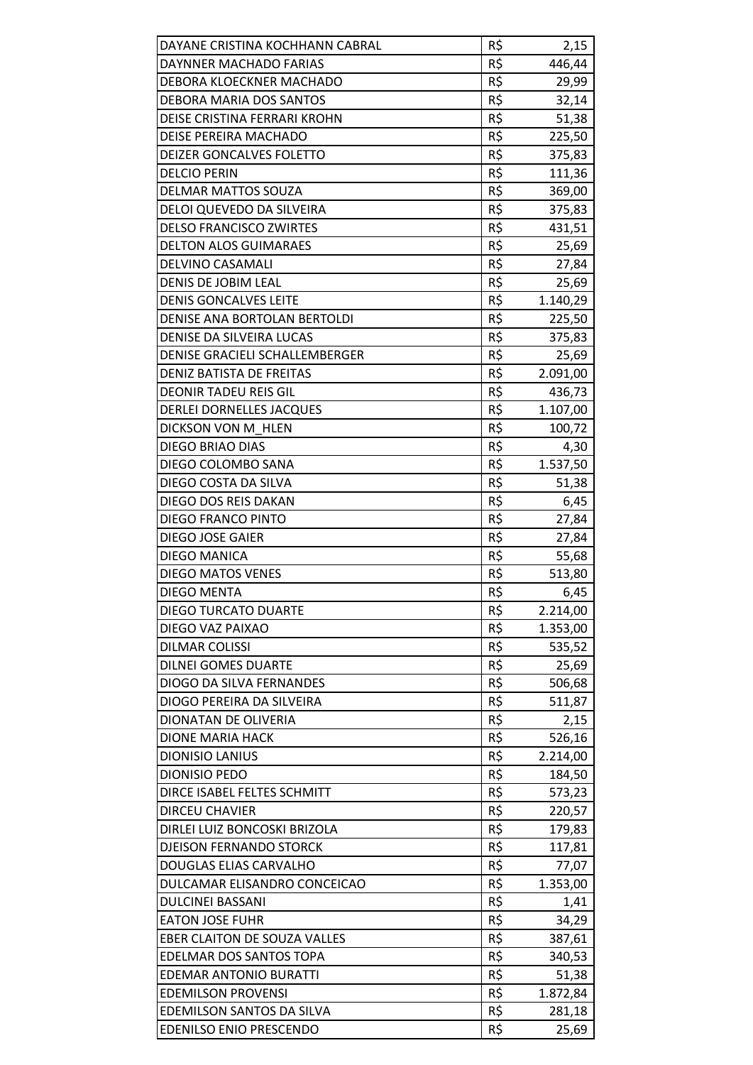| | | |
|---|---|---|
| DAYANE CRISTINA KOCHHANN CABRAL | R$ | 2,15 |
| DAYNNER MACHADO FARIAS | R$ | 446,44 |
| DEBORA KLOECKNER MACHADO | R$ | 29,99 |
| DEBORA MARIA DOS SANTOS | R$ | 32,14 |
| DEISE CRISTINA FERRARI KROHN | R$ | 51,38 |
| DEISE PEREIRA MACHADO | R$ | 225,50 |
| DEIZER GONCALVES FOLETTO | R$ | 375,83 |
| DELCIO PERIN | R$ | 111,36 |
| DELMAR MATTOS SOUZA | R$ | 369,00 |
| DELOI QUEVEDO DA SILVEIRA | R$ | 375,83 |
| DELSO FRANCISCO ZWIRTES | R$ | 431,51 |
| DELTON ALOS GUIMARAES | R$ | 25,69 |
| DELVINO CASAMALI | R$ | 27,84 |
| DENIS DE JOBIM LEAL | R$ | 25,69 |
| DENIS GONCALVES LEITE | R$ | 1.140,29 |
| DENISE ANA BORTOLAN BERTOLDI | R$ | 225,50 |
| DENISE DA SILVEIRA LUCAS | R$ | 375,83 |
| DENISE GRACIELI SCHALLEMBERGER | R$ | 25,69 |
| DENIZ BATISTA DE FREITAS | R$ | 2.091,00 |
| DEONIR TADEU REIS GIL | R$ | 436,73 |
| DERLEI DORNELLES JACQUES | R$ | 1.107,00 |
| DICKSON VON M_HLEN | R$ | 100,72 |
| DIEGO BRIAO DIAS | R$ | 4,30 |
| DIEGO COLOMBO SANA | R$ | 1.537,50 |
| DIEGO COSTA DA SILVA | R$ | 51,38 |
| DIEGO DOS REIS DAKAN | R$ | 6,45 |
| DIEGO FRANCO PINTO | R$ | 27,84 |
| DIEGO JOSE GAIER | R$ | 27,84 |
| DIEGO MANICA | R$ | 55,68 |
| DIEGO MATOS VENES | R$ | 513,80 |
| DIEGO MENTA | R$ | 6,45 |
| DIEGO TURCATO DUARTE | R$ | 2.214,00 |
| DIEGO VAZ PAIXAO | R$ | 1.353,00 |
| DILMAR COLISSI | R$ | 535,52 |
| DILNEI GOMES DUARTE | R$ | 25,69 |
| DIOGO DA SILVA FERNANDES | R$ | 506,68 |
| DIOGO PEREIRA DA SILVEIRA | R$ | 511,87 |
| DIONATAN DE OLIVERIA | R$ | 2,15 |
| DIONE MARIA HACK | R$ | 526,16 |
| DIONISIO LANIUS | R$ | 2.214,00 |
| DIONISIO PEDO | R$ | 184,50 |
| DIRCE ISABEL FELTES SCHMITT | R$ | 573,23 |
| DIRCEU CHAVIER | R$ | 220,57 |
| DIRLEI LUIZ BONCOSKI BRIZOLA | R$ | 179,83 |
| DJEISON FERNANDO STORCK | R$ | 117,81 |
| DOUGLAS ELIAS CARVALHO | R$ | 77,07 |
| DULCAMAR ELISANDRO CONCEICAO | R$ | 1.353,00 |
| DULCINEI BASSANI | R$ | 1,41 |
| EATON JOSE FUHR | R$ | 34,29 |
| EBER CLAITON DE SOUZA VALLES | R$ | 387,61 |
| EDELMAR DOS SANTOS TOPA | R$ | 340,53 |
| EDEMAR ANTONIO BURATTI | R$ | 51,38 |
| EDEMILSON PROVENSI | R$ | 1.872,84 |
| EDEMILSON SANTOS DA SILVA | R$ | 281,18 |
| EDENILSO ENIO PRESCENDO | R$ | 25,69 |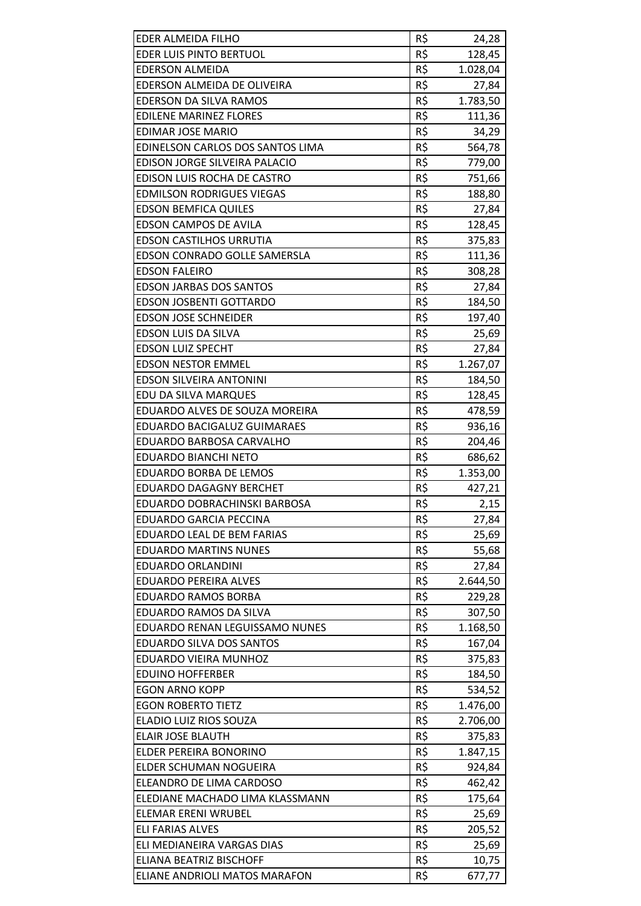| | | |
|---|---|---|
| EDER ALMEIDA FILHO | R$ | 24,28 |
| EDER LUIS PINTO BERTUOL | R$ | 128,45 |
| EDERSON ALMEIDA | R$ | 1.028,04 |
| EDERSON ALMEIDA DE OLIVEIRA | R$ | 27,84 |
| EDERSON DA SILVA RAMOS | R$ | 1.783,50 |
| EDILENE MARINEZ FLORES | R$ | 111,36 |
| EDIMAR JOSE MARIO | R$ | 34,29 |
| EDINELSON CARLOS DOS SANTOS LIMA | R$ | 564,78 |
| EDISON JORGE SILVEIRA PALACIO | R$ | 779,00 |
| EDISON LUIS ROCHA DE CASTRO | R$ | 751,66 |
| EDMILSON RODRIGUES VIEGAS | R$ | 188,80 |
| EDSON BEMFICA QUILES | R$ | 27,84 |
| EDSON CAMPOS DE AVILA | R$ | 128,45 |
| EDSON CASTILHOS URRUTIA | R$ | 375,83 |
| EDSON CONRADO GOLLE SAMERSLA | R$ | 111,36 |
| EDSON FALEIRO | R$ | 308,28 |
| EDSON JARBAS DOS SANTOS | R$ | 27,84 |
| EDSON JOSBENTI GOTTARDO | R$ | 184,50 |
| EDSON JOSE SCHNEIDER | R$ | 197,40 |
| EDSON LUIS DA SILVA | R$ | 25,69 |
| EDSON LUIZ SPECHT | R$ | 27,84 |
| EDSON NESTOR EMMEL | R$ | 1.267,07 |
| EDSON SILVEIRA ANTONINI | R$ | 184,50 |
| EDU DA SILVA MARQUES | R$ | 128,45 |
| EDUARDO ALVES DE SOUZA MOREIRA | R$ | 478,59 |
| EDUARDO BACIGALUZ GUIMARAES | R$ | 936,16 |
| EDUARDO BARBOSA CARVALHO | R$ | 204,46 |
| EDUARDO BIANCHI NETO | R$ | 686,62 |
| EDUARDO BORBA DE LEMOS | R$ | 1.353,00 |
| EDUARDO DAGAGNY BERCHET | R$ | 427,21 |
| EDUARDO DOBRACHINSKI BARBOSA | R$ | 2,15 |
| EDUARDO GARCIA PECCINA | R$ | 27,84 |
| EDUARDO LEAL DE BEM FARIAS | R$ | 25,69 |
| EDUARDO MARTINS NUNES | R$ | 55,68 |
| EDUARDO ORLANDINI | R$ | 27,84 |
| EDUARDO PEREIRA ALVES | R$ | 2.644,50 |
| EDUARDO RAMOS BORBA | R$ | 229,28 |
| EDUARDO RAMOS DA SILVA | R$ | 307,50 |
| EDUARDO RENAN LEGUISSAMO NUNES | R$ | 1.168,50 |
| EDUARDO SILVA DOS SANTOS | R$ | 167,04 |
| EDUARDO VIEIRA MUNHOZ | R$ | 375,83 |
| EDUINO HOFFERBER | R$ | 184,50 |
| EGON ARNO KOPP | R$ | 534,52 |
| EGON ROBERTO TIETZ | R$ | 1.476,00 |
| ELADIO LUIZ RIOS SOUZA | R$ | 2.706,00 |
| ELAIR JOSE BLAUTH | R$ | 375,83 |
| ELDER PEREIRA BONORINO | R$ | 1.847,15 |
| ELDER SCHUMAN NOGUEIRA | R$ | 924,84 |
| ELEANDRO DE LIMA CARDOSO | R$ | 462,42 |
| ELEDIANE MACHADO LIMA KLASSMANN | R$ | 175,64 |
| ELEMAR ERENI WRUBEL | R$ | 25,69 |
| ELI FARIAS ALVES | R$ | 205,52 |
| ELI MEDIANEIRA VARGAS DIAS | R$ | 25,69 |
| ELIANA BEATRIZ BISCHOFF | R$ | 10,75 |
| ELIANE ANDRIOLI MATOS MARAFON | R$ | 677,77 |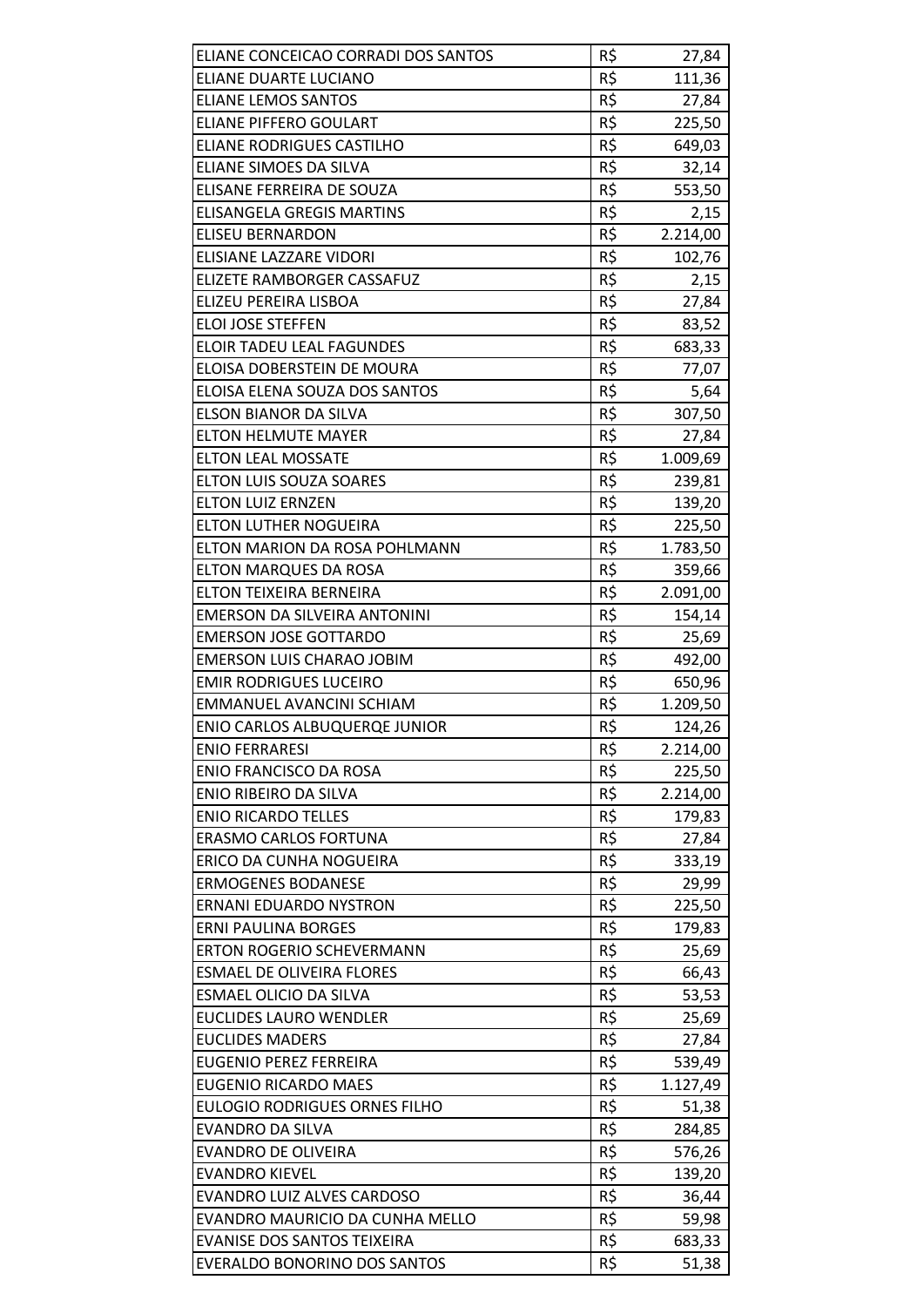| | | |
|---|---|---|
| ELIANE CONCEICAO CORRADI DOS SANTOS | R$ | 27,84 |
| ELIANE DUARTE LUCIANO | R$ | 111,36 |
| ELIANE LEMOS SANTOS | R$ | 27,84 |
| ELIANE PIFFERO GOULART | R$ | 225,50 |
| ELIANE RODRIGUES CASTILHO | R$ | 649,03 |
| ELIANE SIMOES DA SILVA | R$ | 32,14 |
| ELISANE FERREIRA DE SOUZA | R$ | 553,50 |
| ELISANGELA GREGIS MARTINS | R$ | 2,15 |
| ELISEU BERNARDON | R$ | 2.214,00 |
| ELISIANE LAZZARE VIDORI | R$ | 102,76 |
| ELIZETE RAMBORGER CASSAFUZ | R$ | 2,15 |
| ELIZEU PEREIRA LISBOA | R$ | 27,84 |
| ELOI JOSE STEFFEN | R$ | 83,52 |
| ELOIR TADEU LEAL FAGUNDES | R$ | 683,33 |
| ELOISA DOBERSTEIN DE MOURA | R$ | 77,07 |
| ELOISA ELENA SOUZA DOS SANTOS | R$ | 5,64 |
| ELSON BIANOR DA SILVA | R$ | 307,50 |
| ELTON HELMUTE MAYER | R$ | 27,84 |
| ELTON LEAL MOSSATE | R$ | 1.009,69 |
| ELTON LUIS SOUZA SOARES | R$ | 239,81 |
| ELTON LUIZ ERNZEN | R$ | 139,20 |
| ELTON LUTHER NOGUEIRA | R$ | 225,50 |
| ELTON MARION DA ROSA POHLMANN | R$ | 1.783,50 |
| ELTON MARQUES DA ROSA | R$ | 359,66 |
| ELTON TEIXEIRA BERNEIRA | R$ | 2.091,00 |
| EMERSON DA SILVEIRA ANTONINI | R$ | 154,14 |
| EMERSON JOSE GOTTARDO | R$ | 25,69 |
| EMERSON LUIS CHARAO JOBIM | R$ | 492,00 |
| EMIR RODRIGUES LUCEIRO | R$ | 650,96 |
| EMMANUEL AVANCINI SCHIAM | R$ | 1.209,50 |
| ENIO CARLOS ALBUQUERQE JUNIOR | R$ | 124,26 |
| ENIO FERRARESI | R$ | 2.214,00 |
| ENIO FRANCISCO DA ROSA | R$ | 225,50 |
| ENIO RIBEIRO DA SILVA | R$ | 2.214,00 |
| ENIO RICARDO TELLES | R$ | 179,83 |
| ERASMO CARLOS FORTUNA | R$ | 27,84 |
| ERICO DA CUNHA NOGUEIRA | R$ | 333,19 |
| ERMOGENES BODANESE | R$ | 29,99 |
| ERNANI EDUARDO NYSTRON | R$ | 225,50 |
| ERNI PAULINA BORGES | R$ | 179,83 |
| ERTON ROGERIO SCHEVERMANN | R$ | 25,69 |
| ESMAEL DE OLIVEIRA FLORES | R$ | 66,43 |
| ESMAEL OLICIO DA SILVA | R$ | 53,53 |
| EUCLIDES LAURO WENDLER | R$ | 25,69 |
| EUCLIDES MADERS | R$ | 27,84 |
| EUGENIO PEREZ FERREIRA | R$ | 539,49 |
| EUGENIO RICARDO MAES | R$ | 1.127,49 |
| EULOGIO RODRIGUES ORNES FILHO | R$ | 51,38 |
| EVANDRO DA SILVA | R$ | 284,85 |
| EVANDRO DE OLIVEIRA | R$ | 576,26 |
| EVANDRO KIEVEL | R$ | 139,20 |
| EVANDRO LUIZ ALVES CARDOSO | R$ | 36,44 |
| EVANDRO MAURICIO DA CUNHA MELLO | R$ | 59,98 |
| EVANISE DOS SANTOS TEIXEIRA | R$ | 683,33 |
| EVERALDO BONORINO DOS SANTOS | R$ | 51,38 |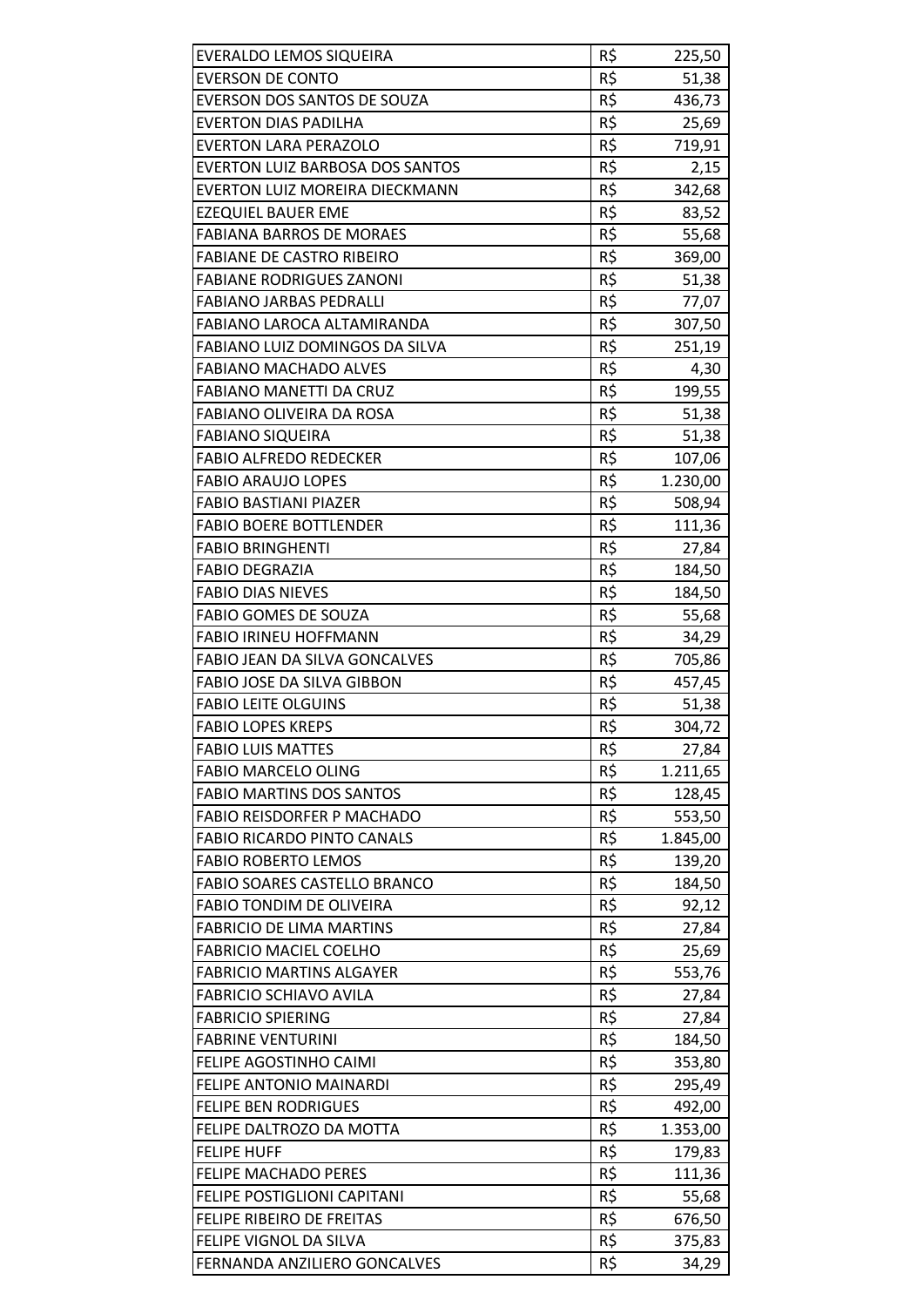| | | |
|---|---|---|
| EVERALDO LEMOS SIQUEIRA | R$ | 225,50 |
| EVERSON DE CONTO | R$ | 51,38 |
| EVERSON DOS SANTOS DE SOUZA | R$ | 436,73 |
| EVERTON DIAS PADILHA | R$ | 25,69 |
| EVERTON LARA PERAZOLO | R$ | 719,91 |
| EVERTON LUIZ BARBOSA DOS SANTOS | R$ | 2,15 |
| EVERTON LUIZ MOREIRA DIECKMANN | R$ | 342,68 |
| EZEQUIEL BAUER EME | R$ | 83,52 |
| FABIANA BARROS DE MORAES | R$ | 55,68 |
| FABIANE DE CASTRO RIBEIRO | R$ | 369,00 |
| FABIANE RODRIGUES ZANONI | R$ | 51,38 |
| FABIANO JARBAS PEDRALLI | R$ | 77,07 |
| FABIANO LAROCA ALTAMIRANDA | R$ | 307,50 |
| FABIANO LUIZ DOMINGOS DA SILVA | R$ | 251,19 |
| FABIANO MACHADO ALVES | R$ | 4,30 |
| FABIANO MANETTI DA CRUZ | R$ | 199,55 |
| FABIANO OLIVEIRA DA ROSA | R$ | 51,38 |
| FABIANO SIQUEIRA | R$ | 51,38 |
| FABIO ALFREDO REDECKER | R$ | 107,06 |
| FABIO ARAUJO LOPES | R$ | 1.230,00 |
| FABIO BASTIANI PIAZER | R$ | 508,94 |
| FABIO BOERE BOTTLENDER | R$ | 111,36 |
| FABIO BRINGHENTI | R$ | 27,84 |
| FABIO DEGRAZIA | R$ | 184,50 |
| FABIO DIAS NIEVES | R$ | 184,50 |
| FABIO GOMES DE SOUZA | R$ | 55,68 |
| FABIO IRINEU HOFFMANN | R$ | 34,29 |
| FABIO JEAN DA SILVA GONCALVES | R$ | 705,86 |
| FABIO JOSE DA SILVA GIBBON | R$ | 457,45 |
| FABIO LEITE OLGUINS | R$ | 51,38 |
| FABIO LOPES KREPS | R$ | 304,72 |
| FABIO LUIS MATTES | R$ | 27,84 |
| FABIO MARCELO OLING | R$ | 1.211,65 |
| FABIO MARTINS DOS SANTOS | R$ | 128,45 |
| FABIO REISDORFER P MACHADO | R$ | 553,50 |
| FABIO RICARDO PINTO CANALS | R$ | 1.845,00 |
| FABIO ROBERTO LEMOS | R$ | 139,20 |
| FABIO SOARES CASTELLO BRANCO | R$ | 184,50 |
| FABIO TONDIM DE OLIVEIRA | R$ | 92,12 |
| FABRICIO DE LIMA MARTINS | R$ | 27,84 |
| FABRICIO MACIEL COELHO | R$ | 25,69 |
| FABRICIO MARTINS ALGAYER | R$ | 553,76 |
| FABRICIO SCHIAVO AVILA | R$ | 27,84 |
| FABRICIO SPIERING | R$ | 27,84 |
| FABRINE VENTURINI | R$ | 184,50 |
| FELIPE AGOSTINHO CAIMI | R$ | 353,80 |
| FELIPE ANTONIO MAINARDI | R$ | 295,49 |
| FELIPE BEN RODRIGUES | R$ | 492,00 |
| FELIPE DALTROZO DA MOTTA | R$ | 1.353,00 |
| FELIPE HUFF | R$ | 179,83 |
| FELIPE MACHADO PERES | R$ | 111,36 |
| FELIPE POSTIGLIONI CAPITANI | R$ | 55,68 |
| FELIPE RIBEIRO DE FREITAS | R$ | 676,50 |
| FELIPE VIGNOL DA SILVA | R$ | 375,83 |
| FERNANDA ANZILIERO GONCALVES | R$ | 34,29 |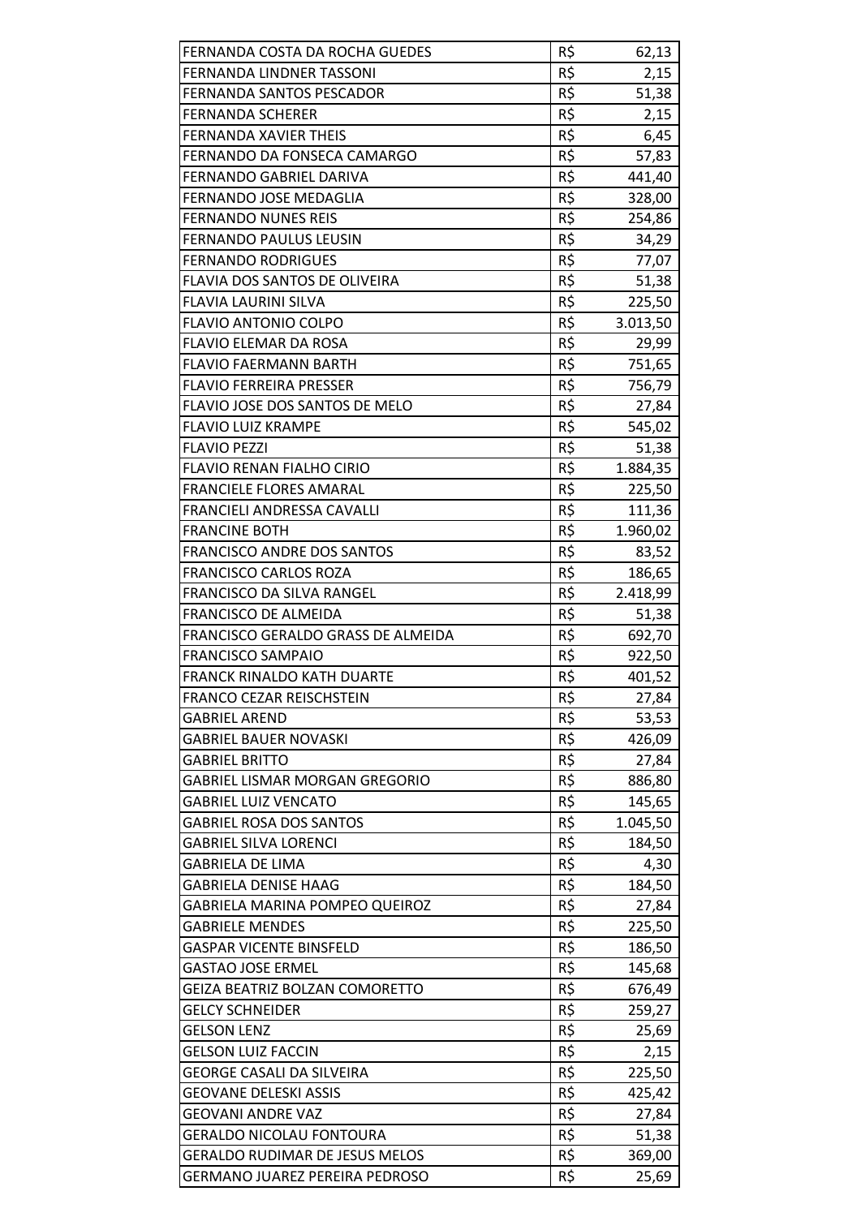| | | |
|---|---|---|
| FERNANDA COSTA DA ROCHA GUEDES | R$ | 62,13 |
| FERNANDA LINDNER TASSONI | R$ | 2,15 |
| FERNANDA SANTOS PESCADOR | R$ | 51,38 |
| FERNANDA SCHERER | R$ | 2,15 |
| FERNANDA XAVIER THEIS | R$ | 6,45 |
| FERNANDO DA FONSECA CAMARGO | R$ | 57,83 |
| FERNANDO GABRIEL DARIVA | R$ | 441,40 |
| FERNANDO JOSE MEDAGLIA | R$ | 328,00 |
| FERNANDO NUNES REIS | R$ | 254,86 |
| FERNANDO PAULUS LEUSIN | R$ | 34,29 |
| FERNANDO RODRIGUES | R$ | 77,07 |
| FLAVIA DOS SANTOS DE OLIVEIRA | R$ | 51,38 |
| FLAVIA LAURINI SILVA | R$ | 225,50 |
| FLAVIO ANTONIO COLPO | R$ | 3.013,50 |
| FLAVIO ELEMAR DA ROSA | R$ | 29,99 |
| FLAVIO FAERMANN BARTH | R$ | 751,65 |
| FLAVIO FERREIRA PRESSER | R$ | 756,79 |
| FLAVIO JOSE DOS SANTOS DE MELO | R$ | 27,84 |
| FLAVIO LUIZ KRAMPE | R$ | 545,02 |
| FLAVIO PEZZI | R$ | 51,38 |
| FLAVIO RENAN FIALHO CIRIO | R$ | 1.884,35 |
| FRANCIELE FLORES AMARAL | R$ | 225,50 |
| FRANCIELI ANDRESSA CAVALLI | R$ | 111,36 |
| FRANCINE BOTH | R$ | 1.960,02 |
| FRANCISCO ANDRE DOS SANTOS | R$ | 83,52 |
| FRANCISCO CARLOS ROZA | R$ | 186,65 |
| FRANCISCO DA SILVA RANGEL | R$ | 2.418,99 |
| FRANCISCO DE ALMEIDA | R$ | 51,38 |
| FRANCISCO GERALDO GRASS DE ALMEIDA | R$ | 692,70 |
| FRANCISCO SAMPAIO | R$ | 922,50 |
| FRANCK RINALDO KATH DUARTE | R$ | 401,52 |
| FRANCO CEZAR REISCHSTEIN | R$ | 27,84 |
| GABRIEL AREND | R$ | 53,53 |
| GABRIEL BAUER NOVASKI | R$ | 426,09 |
| GABRIEL BRITTO | R$ | 27,84 |
| GABRIEL LISMAR MORGAN GREGORIO | R$ | 886,80 |
| GABRIEL LUIZ VENCATO | R$ | 145,65 |
| GABRIEL ROSA DOS SANTOS | R$ | 1.045,50 |
| GABRIEL SILVA LORENCI | R$ | 184,50 |
| GABRIELA DE LIMA | R$ | 4,30 |
| GABRIELA DENISE HAAG | R$ | 184,50 |
| GABRIELA MARINA POMPEO QUEIROZ | R$ | 27,84 |
| GABRIELE MENDES | R$ | 225,50 |
| GASPAR VICENTE BINSFELD | R$ | 186,50 |
| GASTAO JOSE ERMEL | R$ | 145,68 |
| GEIZA BEATRIZ BOLZAN COMORETTO | R$ | 676,49 |
| GELCY SCHNEIDER | R$ | 259,27 |
| GELSON LENZ | R$ | 25,69 |
| GELSON LUIZ FACCIN | R$ | 2,15 |
| GEORGE CASALI DA SILVEIRA | R$ | 225,50 |
| GEOVANE DELESKI ASSIS | R$ | 425,42 |
| GEOVANI ANDRE VAZ | R$ | 27,84 |
| GERALDO NICOLAU FONTOURA | R$ | 51,38 |
| GERALDO RUDIMAR DE JESUS MELOS | R$ | 369,00 |
| GERMANO JUAREZ PEREIRA PEDROSO | R$ | 25,69 |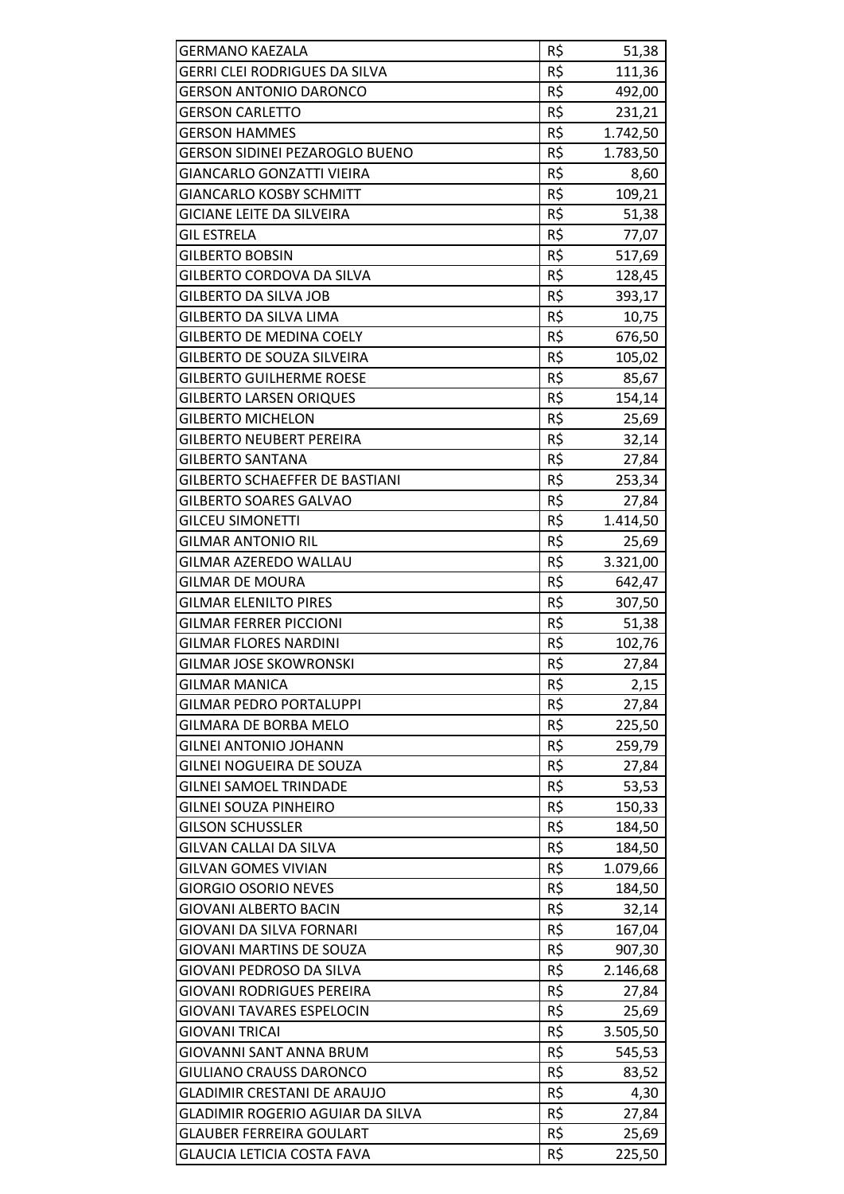| | | |
|---|---|---|
| GERMANO KAEZALA | R$ | 51,38 |
| GERRI CLEI RODRIGUES DA SILVA | R$ | 111,36 |
| GERSON ANTONIO DARONCO | R$ | 492,00 |
| GERSON CARLETTO | R$ | 231,21 |
| GERSON HAMMES | R$ | 1.742,50 |
| GERSON SIDINEI PEZAROGLO BUENO | R$ | 1.783,50 |
| GIANCARLO GONZATTI VIEIRA | R$ | 8,60 |
| GIANCARLO KOSBY SCHMITT | R$ | 109,21 |
| GICIANE LEITE DA SILVEIRA | R$ | 51,38 |
| GIL ESTRELA | R$ | 77,07 |
| GILBERTO BOBSIN | R$ | 517,69 |
| GILBERTO CORDOVA DA SILVA | R$ | 128,45 |
| GILBERTO DA SILVA JOB | R$ | 393,17 |
| GILBERTO DA SILVA LIMA | R$ | 10,75 |
| GILBERTO DE MEDINA COELY | R$ | 676,50 |
| GILBERTO DE SOUZA SILVEIRA | R$ | 105,02 |
| GILBERTO GUILHERME ROESE | R$ | 85,67 |
| GILBERTO LARSEN ORIQUES | R$ | 154,14 |
| GILBERTO MICHELON | R$ | 25,69 |
| GILBERTO NEUBERT PEREIRA | R$ | 32,14 |
| GILBERTO SANTANA | R$ | 27,84 |
| GILBERTO SCHAEFFER DE BASTIANI | R$ | 253,34 |
| GILBERTO SOARES GALVAO | R$ | 27,84 |
| GILCEU SIMONETTI | R$ | 1.414,50 |
| GILMAR ANTONIO RIL | R$ | 25,69 |
| GILMAR AZEREDO WALLAU | R$ | 3.321,00 |
| GILMAR DE MOURA | R$ | 642,47 |
| GILMAR ELENILTO PIRES | R$ | 307,50 |
| GILMAR FERRER PICCIONI | R$ | 51,38 |
| GILMAR FLORES NARDINI | R$ | 102,76 |
| GILMAR JOSE SKOWRONSKI | R$ | 27,84 |
| GILMAR MANICA | R$ | 2,15 |
| GILMAR PEDRO PORTALUPPI | R$ | 27,84 |
| GILMARA DE BORBA MELO | R$ | 225,50 |
| GILNEI ANTONIO JOHANN | R$ | 259,79 |
| GILNEI NOGUEIRA DE SOUZA | R$ | 27,84 |
| GILNEI SAMOEL TRINDADE | R$ | 53,53 |
| GILNEI SOUZA PINHEIRO | R$ | 150,33 |
| GILSON SCHUSSLER | R$ | 184,50 |
| GILVAN CALLAI DA SILVA | R$ | 184,50 |
| GILVAN GOMES VIVIAN | R$ | 1.079,66 |
| GIORGIO OSORIO NEVES | R$ | 184,50 |
| GIOVANI ALBERTO BACIN | R$ | 32,14 |
| GIOVANI DA SILVA FORNARI | R$ | 167,04 |
| GIOVANI MARTINS DE SOUZA | R$ | 907,30 |
| GIOVANI PEDROSO DA SILVA | R$ | 2.146,68 |
| GIOVANI RODRIGUES PEREIRA | R$ | 27,84 |
| GIOVANI TAVARES ESPELOCIN | R$ | 25,69 |
| GIOVANI TRICAI | R$ | 3.505,50 |
| GIOVANNI SANT ANNA BRUM | R$ | 545,53 |
| GIULIANO CRAUSS DARONCO | R$ | 83,52 |
| GLADIMIR CRESTANI DE ARAUJO | R$ | 4,30 |
| GLADIMIR ROGERIO AGUIAR DA SILVA | R$ | 27,84 |
| GLAUBER FERREIRA GOULART | R$ | 25,69 |
| GLAUCIA LETICIA COSTA FAVA | R$ | 225,50 |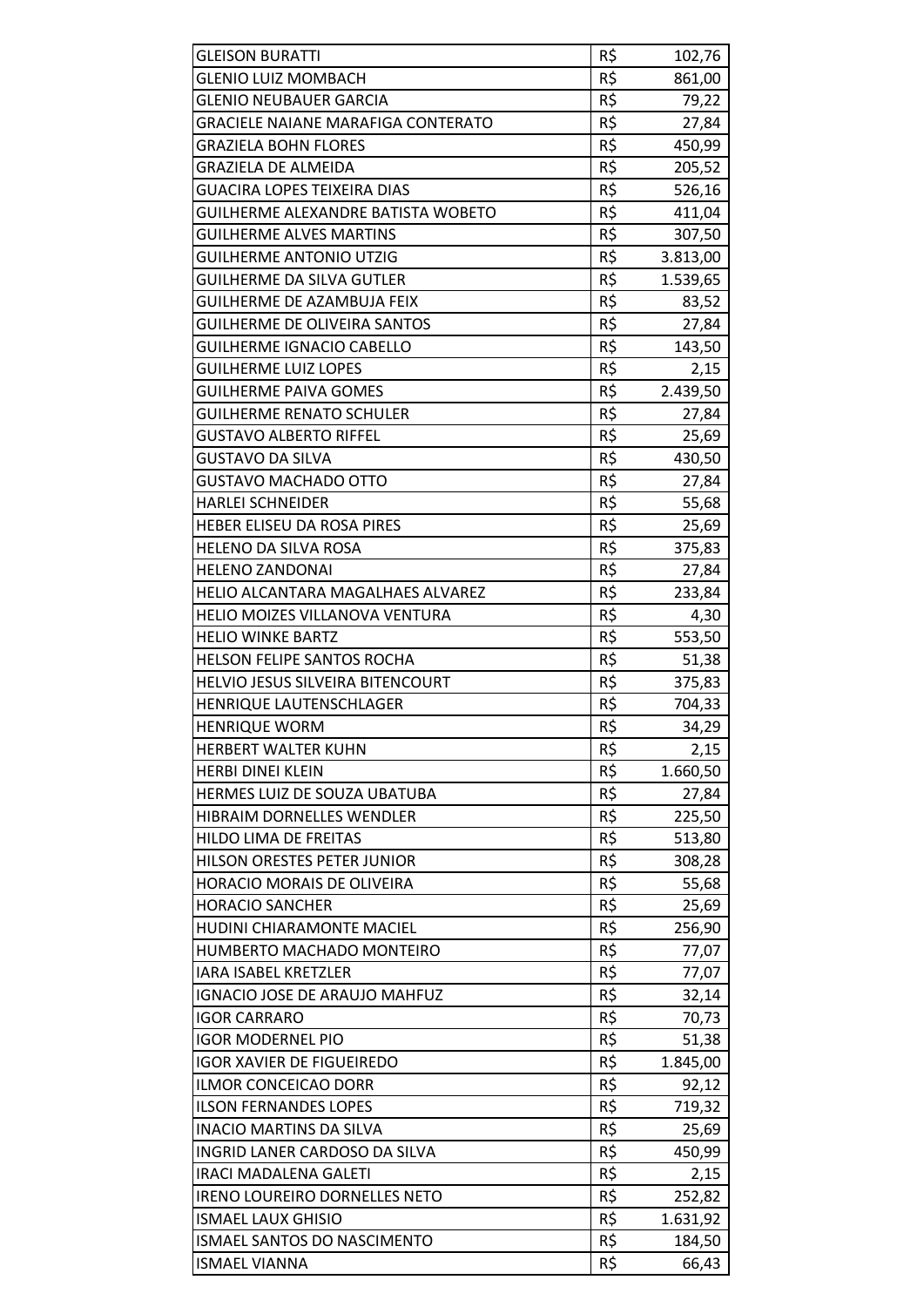| | | |
|---|---|---|
| GLEISON BURATTI | R$ | 102,76 |
| GLENIO LUIZ MOMBACH | R$ | 861,00 |
| GLENIO NEUBAUER GARCIA | R$ | 79,22 |
| GRACIELE NAIANE MARAFIGA CONTERATO | R$ | 27,84 |
| GRAZIELA BOHN FLORES | R$ | 450,99 |
| GRAZIELA DE ALMEIDA | R$ | 205,52 |
| GUACIRA LOPES TEIXEIRA DIAS | R$ | 526,16 |
| GUILHERME ALEXANDRE BATISTA WOBETO | R$ | 411,04 |
| GUILHERME ALVES MARTINS | R$ | 307,50 |
| GUILHERME ANTONIO UTZIG | R$ | 3.813,00 |
| GUILHERME DA SILVA GUTLER | R$ | 1.539,65 |
| GUILHERME DE AZAMBUJA FEIX | R$ | 83,52 |
| GUILHERME DE OLIVEIRA SANTOS | R$ | 27,84 |
| GUILHERME IGNACIO CABELLO | R$ | 143,50 |
| GUILHERME LUIZ LOPES | R$ | 2,15 |
| GUILHERME PAIVA GOMES | R$ | 2.439,50 |
| GUILHERME RENATO SCHULER | R$ | 27,84 |
| GUSTAVO ALBERTO RIFFEL | R$ | 25,69 |
| GUSTAVO DA SILVA | R$ | 430,50 |
| GUSTAVO MACHADO OTTO | R$ | 27,84 |
| HARLEI SCHNEIDER | R$ | 55,68 |
| HEBER ELISEU DA ROSA PIRES | R$ | 25,69 |
| HELENO DA SILVA ROSA | R$ | 375,83 |
| HELENO ZANDONAI | R$ | 27,84 |
| HELIO ALCANTARA MAGALHAES ALVAREZ | R$ | 233,84 |
| HELIO MOIZES VILLANOVA VENTURA | R$ | 4,30 |
| HELIO WINKE BARTZ | R$ | 553,50 |
| HELSON FELIPE SANTOS ROCHA | R$ | 51,38 |
| HELVIO JESUS SILVEIRA BITENCOURT | R$ | 375,83 |
| HENRIQUE LAUTENSCHLAGER | R$ | 704,33 |
| HENRIQUE WORM | R$ | 34,29 |
| HERBERT WALTER KUHN | R$ | 2,15 |
| HERBI DINEI KLEIN | R$ | 1.660,50 |
| HERMES LUIZ DE SOUZA UBATUBA | R$ | 27,84 |
| HIBRAIM DORNELLES WENDLER | R$ | 225,50 |
| HILDO LIMA DE FREITAS | R$ | 513,80 |
| HILSON ORESTES PETER JUNIOR | R$ | 308,28 |
| HORACIO MORAIS DE OLIVEIRA | R$ | 55,68 |
| HORACIO SANCHER | R$ | 25,69 |
| HUDINI CHIARAMONTE MACIEL | R$ | 256,90 |
| HUMBERTO MACHADO MONTEIRO | R$ | 77,07 |
| IARA ISABEL KRETZLER | R$ | 77,07 |
| IGNACIO JOSE DE ARAUJO MAHFUZ | R$ | 32,14 |
| IGOR CARRARO | R$ | 70,73 |
| IGOR MODERNEL PIO | R$ | 51,38 |
| IGOR XAVIER DE FIGUEIREDO | R$ | 1.845,00 |
| ILMOR CONCEICAO DORR | R$ | 92,12 |
| ILSON FERNANDES LOPES | R$ | 719,32 |
| INACIO MARTINS DA SILVA | R$ | 25,69 |
| INGRID LANER CARDOSO DA SILVA | R$ | 450,99 |
| IRACI MADALENA GALETI | R$ | 2,15 |
| IRENO LOUREIRO DORNELLES NETO | R$ | 252,82 |
| ISMAEL LAUX GHISIO | R$ | 1.631,92 |
| ISMAEL SANTOS DO NASCIMENTO | R$ | 184,50 |
| ISMAEL VIANNA | R$ | 66,43 |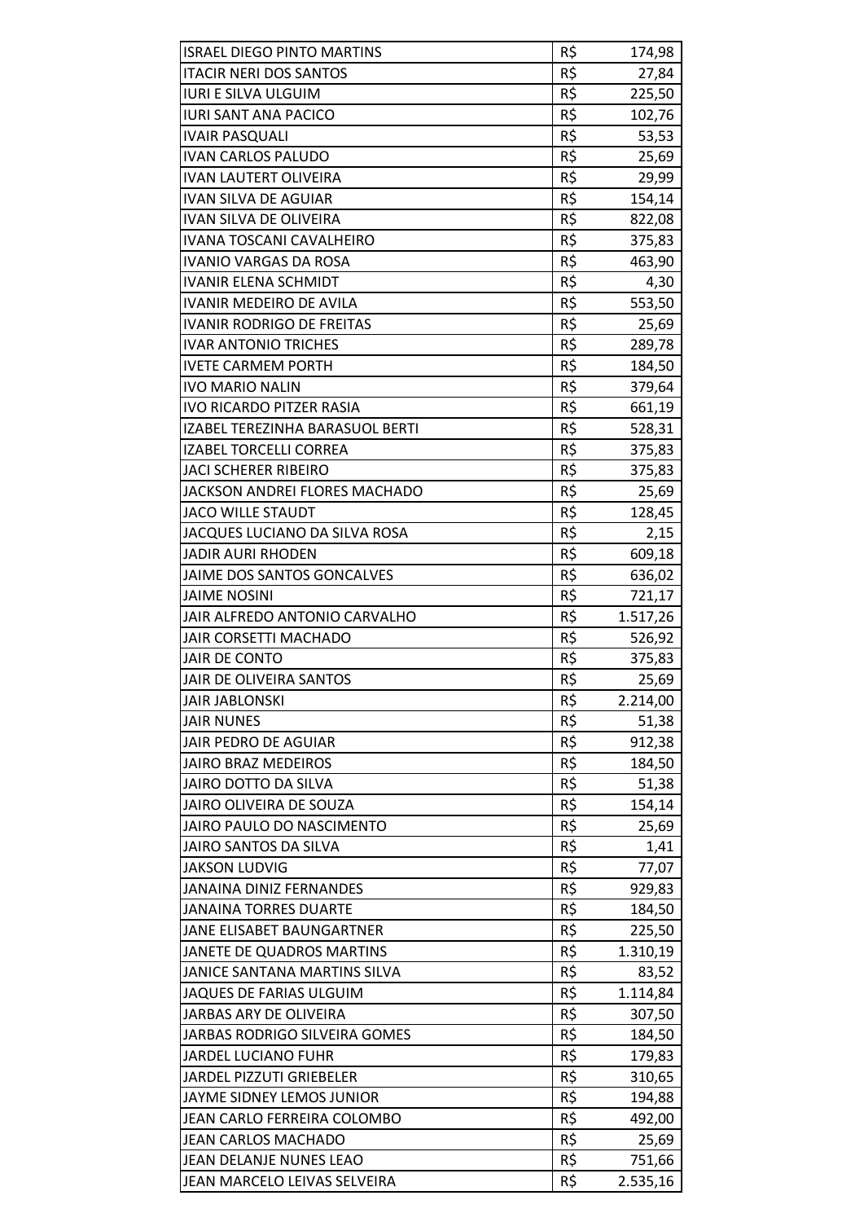| | | |
|---|---|---|
| ISRAEL DIEGO PINTO MARTINS | R$ | 174,98 |
| ITACIR NERI DOS SANTOS | R$ | 27,84 |
| IURI E SILVA ULGUIM | R$ | 225,50 |
| IURI SANT ANA PACICO | R$ | 102,76 |
| IVAIR PASQUALI | R$ | 53,53 |
| IVAN CARLOS PALUDO | R$ | 25,69 |
| IVAN LAUTERT OLIVEIRA | R$ | 29,99 |
| IVAN SILVA DE AGUIAR | R$ | 154,14 |
| IVAN SILVA DE OLIVEIRA | R$ | 822,08 |
| IVANA TOSCANI CAVALHEIRO | R$ | 375,83 |
| IVANIO VARGAS DA ROSA | R$ | 463,90 |
| IVANIR ELENA SCHMIDT | R$ | 4,30 |
| IVANIR MEDEIRO DE AVILA | R$ | 553,50 |
| IVANIR RODRIGO DE FREITAS | R$ | 25,69 |
| IVAR ANTONIO TRICHES | R$ | 289,78 |
| IVETE CARMEM PORTH | R$ | 184,50 |
| IVO MARIO NALIN | R$ | 379,64 |
| IVO RICARDO PITZER RASIA | R$ | 661,19 |
| IZABEL TEREZINHA BARASUOL BERTI | R$ | 528,31 |
| IZABEL TORCELLI CORREA | R$ | 375,83 |
| JACI SCHERER RIBEIRO | R$ | 375,83 |
| JACKSON ANDREI FLORES MACHADO | R$ | 25,69 |
| JACO WILLE STAUDT | R$ | 128,45 |
| JACQUES LUCIANO DA SILVA ROSA | R$ | 2,15 |
| JADIR AURI RHODEN | R$ | 609,18 |
| JAIME DOS SANTOS GONCALVES | R$ | 636,02 |
| JAIME NOSINI | R$ | 721,17 |
| JAIR ALFREDO ANTONIO CARVALHO | R$ | 1.517,26 |
| JAIR CORSETTI MACHADO | R$ | 526,92 |
| JAIR DE CONTO | R$ | 375,83 |
| JAIR DE OLIVEIRA SANTOS | R$ | 25,69 |
| JAIR JABLONSKI | R$ | 2.214,00 |
| JAIR NUNES | R$ | 51,38 |
| JAIR PEDRO DE AGUIAR | R$ | 912,38 |
| JAIRO BRAZ MEDEIROS | R$ | 184,50 |
| JAIRO DOTTO DA SILVA | R$ | 51,38 |
| JAIRO OLIVEIRA DE SOUZA | R$ | 154,14 |
| JAIRO PAULO DO NASCIMENTO | R$ | 25,69 |
| JAIRO SANTOS DA SILVA | R$ | 1,41 |
| JAKSON LUDVIG | R$ | 77,07 |
| JANAINA DINIZ FERNANDES | R$ | 929,83 |
| JANAINA TORRES DUARTE | R$ | 184,50 |
| JANE ELISABET BAUNGARTNER | R$ | 225,50 |
| JANETE DE QUADROS MARTINS | R$ | 1.310,19 |
| JANICE SANTANA MARTINS SILVA | R$ | 83,52 |
| JAQUES DE FARIAS ULGUIM | R$ | 1.114,84 |
| JARBAS ARY DE OLIVEIRA | R$ | 307,50 |
| JARBAS RODRIGO SILVEIRA GOMES | R$ | 184,50 |
| JARDEL LUCIANO FUHR | R$ | 179,83 |
| JARDEL PIZZUTI GRIEBELER | R$ | 310,65 |
| JAYME SIDNEY LEMOS JUNIOR | R$ | 194,88 |
| JEAN CARLO FERREIRA COLOMBO | R$ | 492,00 |
| JEAN CARLOS MACHADO | R$ | 25,69 |
| JEAN DELANJE NUNES LEAO | R$ | 751,66 |
| JEAN MARCELO LEIVAS SELVEIRA | R$ | 2.535,16 |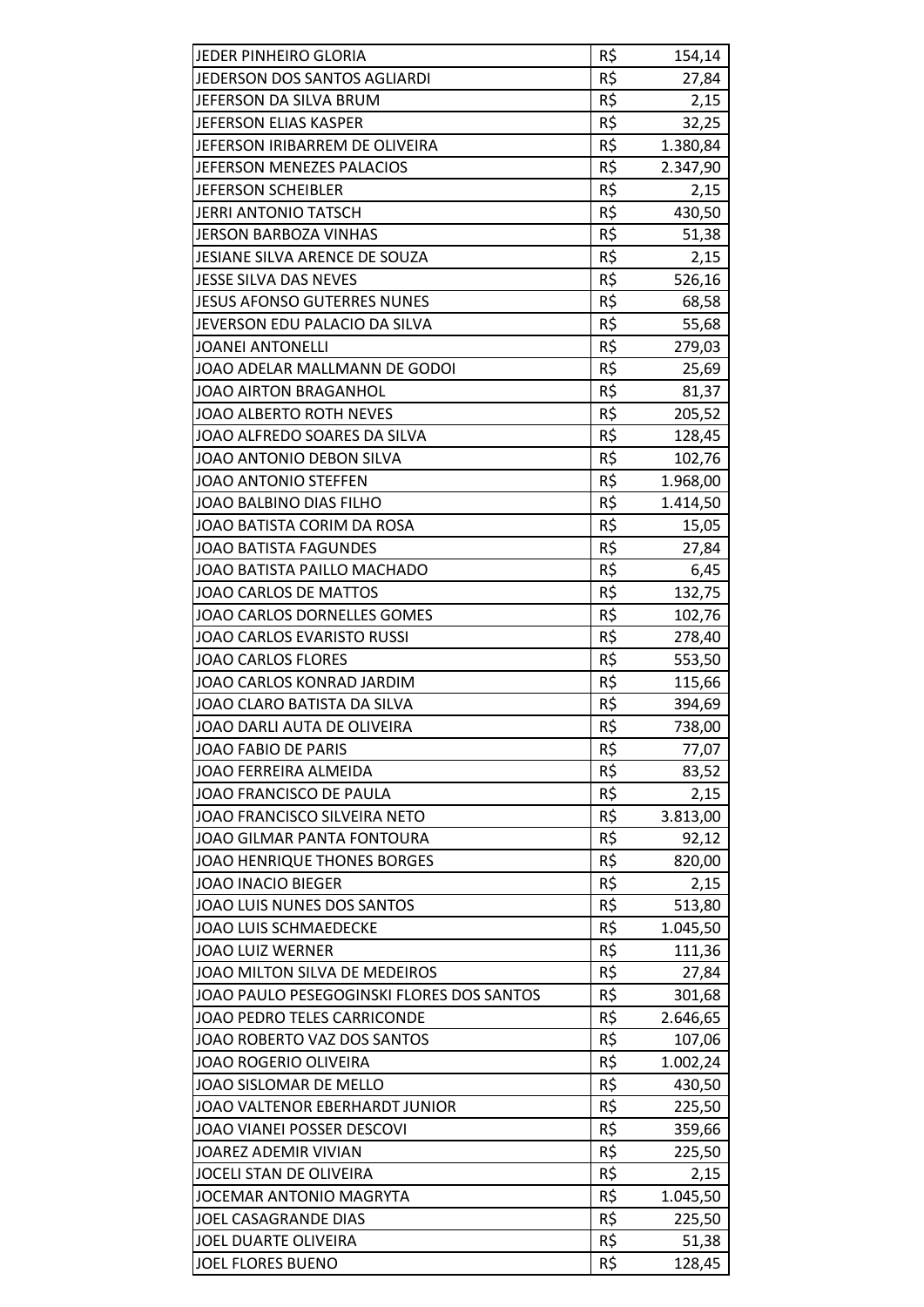| | | |
|---|---|---|
| JEDER PINHEIRO GLORIA | R$ | 154,14 |
| JEDERSON DOS SANTOS AGLIARDI | R$ | 27,84 |
| JEFERSON DA SILVA BRUM | R$ | 2,15 |
| JEFERSON ELIAS KASPER | R$ | 32,25 |
| JEFERSON IRIBARREM DE OLIVEIRA | R$ | 1.380,84 |
| JEFERSON MENEZES PALACIOS | R$ | 2.347,90 |
| JEFERSON SCHEIBLER | R$ | 2,15 |
| JERRI ANTONIO TATSCH | R$ | 430,50 |
| JERSON BARBOZA VINHAS | R$ | 51,38 |
| JESIANE SILVA ARENCE DE SOUZA | R$ | 2,15 |
| JESSE SILVA DAS NEVES | R$ | 526,16 |
| JESUS AFONSO GUTERRES NUNES | R$ | 68,58 |
| JEVERSON EDU PALACIO DA SILVA | R$ | 55,68 |
| JOANEI ANTONELLI | R$ | 279,03 |
| JOAO ADELAR MALLMANN DE GODOI | R$ | 25,69 |
| JOAO AIRTON BRAGANHOL | R$ | 81,37 |
| JOAO ALBERTO ROTH NEVES | R$ | 205,52 |
| JOAO ALFREDO SOARES DA SILVA | R$ | 128,45 |
| JOAO ANTONIO DEBON SILVA | R$ | 102,76 |
| JOAO ANTONIO STEFFEN | R$ | 1.968,00 |
| JOAO BALBINO DIAS FILHO | R$ | 1.414,50 |
| JOAO BATISTA CORIM DA ROSA | R$ | 15,05 |
| JOAO BATISTA FAGUNDES | R$ | 27,84 |
| JOAO BATISTA PAILLO MACHADO | R$ | 6,45 |
| JOAO CARLOS DE MATTOS | R$ | 132,75 |
| JOAO CARLOS DORNELLES GOMES | R$ | 102,76 |
| JOAO CARLOS EVARISTO RUSSI | R$ | 278,40 |
| JOAO CARLOS FLORES | R$ | 553,50 |
| JOAO CARLOS KONRAD JARDIM | R$ | 115,66 |
| JOAO CLARO BATISTA DA SILVA | R$ | 394,69 |
| JOAO DARLI AUTA DE OLIVEIRA | R$ | 738,00 |
| JOAO FABIO DE PARIS | R$ | 77,07 |
| JOAO FERREIRA ALMEIDA | R$ | 83,52 |
| JOAO FRANCISCO DE PAULA | R$ | 2,15 |
| JOAO FRANCISCO SILVEIRA NETO | R$ | 3.813,00 |
| JOAO GILMAR PANTA FONTOURA | R$ | 92,12 |
| JOAO HENRIQUE THONES BORGES | R$ | 820,00 |
| JOAO INACIO BIEGER | R$ | 2,15 |
| JOAO LUIS NUNES DOS SANTOS | R$ | 513,80 |
| JOAO LUIS SCHMAEDECKE | R$ | 1.045,50 |
| JOAO LUIZ WERNER | R$ | 111,36 |
| JOAO MILTON SILVA DE MEDEIROS | R$ | 27,84 |
| JOAO PAULO PESEGOGINSKI FLORES DOS SANTOS | R$ | 301,68 |
| JOAO PEDRO TELES CARRICONDE | R$ | 2.646,65 |
| JOAO ROBERTO VAZ DOS SANTOS | R$ | 107,06 |
| JOAO ROGERIO OLIVEIRA | R$ | 1.002,24 |
| JOAO SISLOMAR DE MELLO | R$ | 430,50 |
| JOAO VALTENOR EBERHARDT JUNIOR | R$ | 225,50 |
| JOAO VIANEI POSSER DESCOVI | R$ | 359,66 |
| JOAREZ ADEMIR VIVIAN | R$ | 225,50 |
| JOCELI STAN DE OLIVEIRA | R$ | 2,15 |
| JOCEMAR ANTONIO MAGRYTA | R$ | 1.045,50 |
| JOEL CASAGRANDE DIAS | R$ | 225,50 |
| JOEL DUARTE OLIVEIRA | R$ | 51,38 |
| JOEL FLORES BUENO | R$ | 128,45 |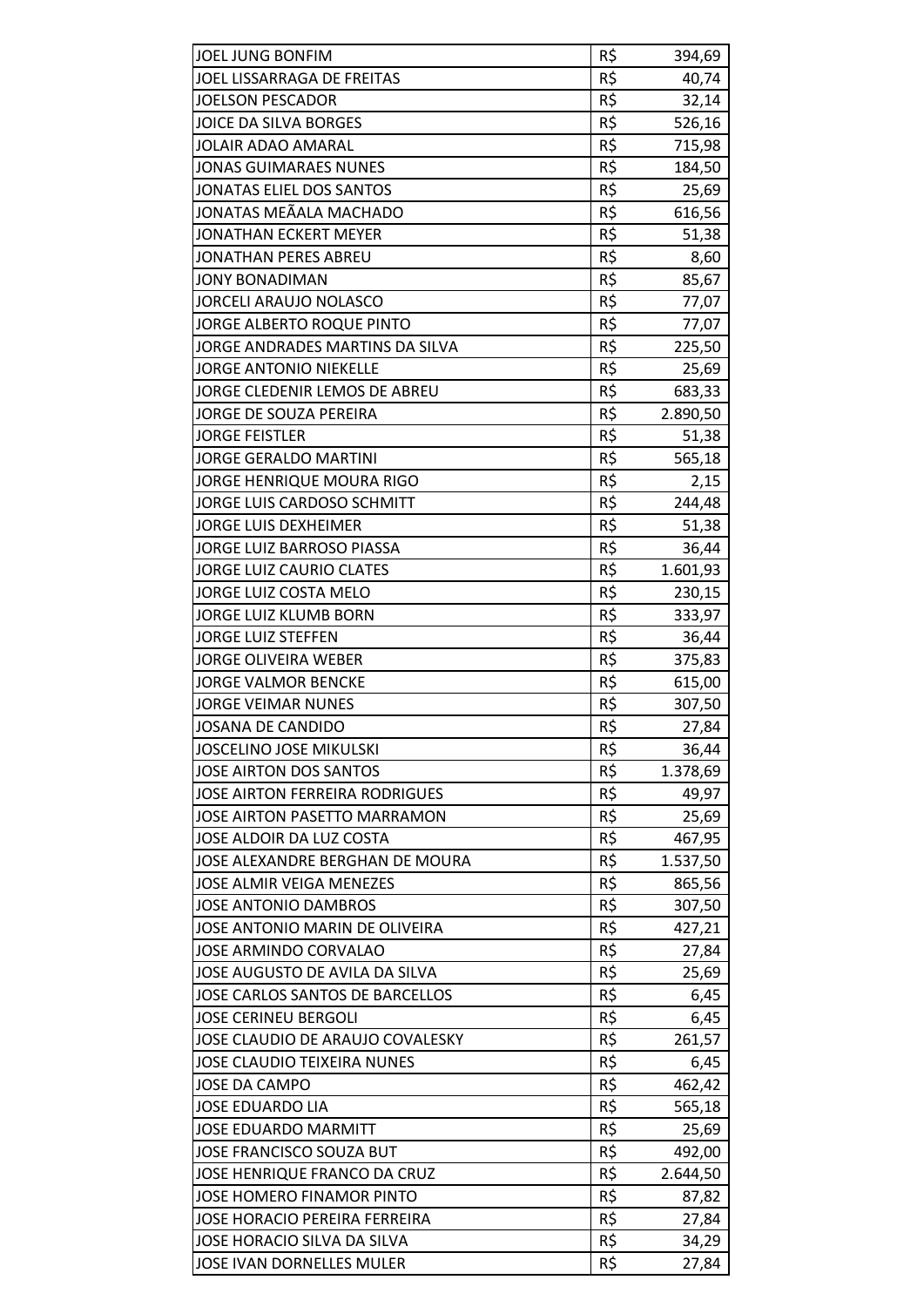| | | |
|---|---|---|
| JOEL JUNG BONFIM | R$ | 394,69 |
| JOEL LISSARRAGA DE FREITAS | R$ | 40,74 |
| JOELSON PESCADOR | R$ | 32,14 |
| JOICE DA SILVA BORGES | R$ | 526,16 |
| JOLAIR ADAO AMARAL | R$ | 715,98 |
| JONAS GUIMARAES NUNES | R$ | 184,50 |
| JONATAS ELIEL DOS SANTOS | R$ | 25,69 |
| JONATAS MEÃALA MACHADO | R$ | 616,56 |
| JONATHAN ECKERT MEYER | R$ | 51,38 |
| JONATHAN PERES ABREU | R$ | 8,60 |
| JONY BONADIMAN | R$ | 85,67 |
| JORCELI ARAUJO NOLASCO | R$ | 77,07 |
| JORGE ALBERTO ROQUE PINTO | R$ | 77,07 |
| JORGE ANDRADES MARTINS DA SILVA | R$ | 225,50 |
| JORGE ANTONIO NIEKELLE | R$ | 25,69 |
| JORGE CLEDENIR LEMOS DE ABREU | R$ | 683,33 |
| JORGE DE SOUZA PEREIRA | R$ | 2.890,50 |
| JORGE FEISTLER | R$ | 51,38 |
| JORGE GERALDO MARTINI | R$ | 565,18 |
| JORGE HENRIQUE MOURA RIGO | R$ | 2,15 |
| JORGE LUIS CARDOSO SCHMITT | R$ | 244,48 |
| JORGE LUIS DEXHEIMER | R$ | 51,38 |
| JORGE LUIZ BARROSO PIASSA | R$ | 36,44 |
| JORGE LUIZ CAURIO CLATES | R$ | 1.601,93 |
| JORGE LUIZ COSTA MELO | R$ | 230,15 |
| JORGE LUIZ KLUMB BORN | R$ | 333,97 |
| JORGE LUIZ STEFFEN | R$ | 36,44 |
| JORGE OLIVEIRA WEBER | R$ | 375,83 |
| JORGE VALMOR BENCKE | R$ | 615,00 |
| JORGE VEIMAR NUNES | R$ | 307,50 |
| JOSANA DE CANDIDO | R$ | 27,84 |
| JOSCELINO JOSE MIKULSKI | R$ | 36,44 |
| JOSE AIRTON DOS SANTOS | R$ | 1.378,69 |
| JOSE AIRTON FERREIRA RODRIGUES | R$ | 49,97 |
| JOSE AIRTON PASETTO MARRAMON | R$ | 25,69 |
| JOSE ALDOIR DA LUZ COSTA | R$ | 467,95 |
| JOSE ALEXANDRE BERGHAN DE MOURA | R$ | 1.537,50 |
| JOSE ALMIR VEIGA MENEZES | R$ | 865,56 |
| JOSE ANTONIO DAMBROS | R$ | 307,50 |
| JOSE ANTONIO MARIN DE OLIVEIRA | R$ | 427,21 |
| JOSE ARMINDO CORVALAO | R$ | 27,84 |
| JOSE AUGUSTO DE AVILA DA SILVA | R$ | 25,69 |
| JOSE CARLOS SANTOS DE BARCELLOS | R$ | 6,45 |
| JOSE CERINEU BERGOLI | R$ | 6,45 |
| JOSE CLAUDIO DE ARAUJO COVALESKY | R$ | 261,57 |
| JOSE CLAUDIO TEIXEIRA NUNES | R$ | 6,45 |
| JOSE DA CAMPO | R$ | 462,42 |
| JOSE EDUARDO LIA | R$ | 565,18 |
| JOSE EDUARDO MARMITT | R$ | 25,69 |
| JOSE FRANCISCO SOUZA BUT | R$ | 492,00 |
| JOSE HENRIQUE FRANCO DA CRUZ | R$ | 2.644,50 |
| JOSE HOMERO FINAMOR PINTO | R$ | 87,82 |
| JOSE HORACIO PEREIRA FERREIRA | R$ | 27,84 |
| JOSE HORACIO SILVA DA SILVA | R$ | 34,29 |
| JOSE IVAN DORNELLES MULER | R$ | 27,84 |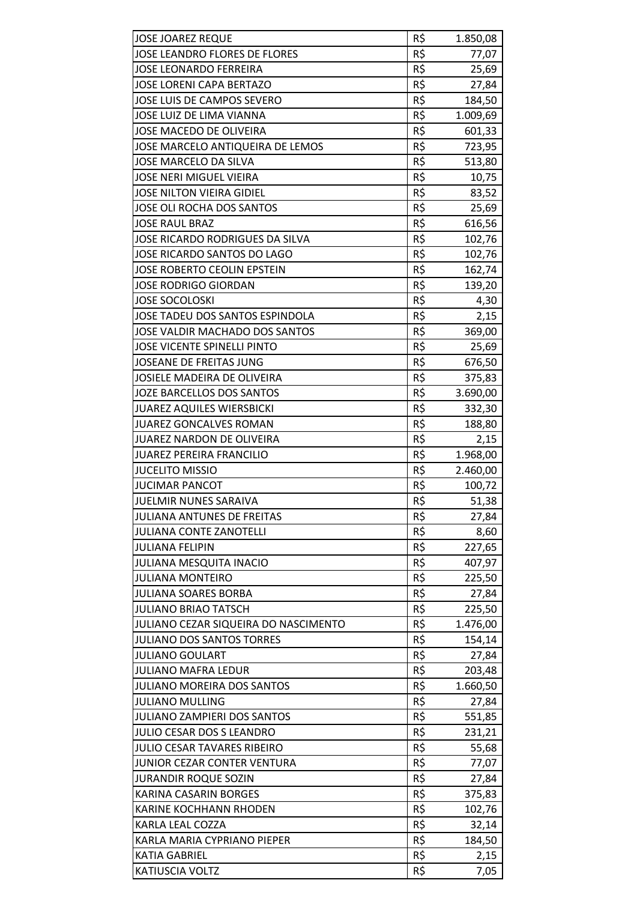| | | |
|---|---|---|
| JOSE JOAREZ REQUE | R$ | 1.850,08 |
| JOSE LEANDRO FLORES DE FLORES | R$ | 77,07 |
| JOSE LEONARDO FERREIRA | R$ | 25,69 |
| JOSE LORENI CAPA BERTAZO | R$ | 27,84 |
| JOSE LUIS DE CAMPOS SEVERO | R$ | 184,50 |
| JOSE LUIZ DE LIMA VIANNA | R$ | 1.009,69 |
| JOSE MACEDO DE OLIVEIRA | R$ | 601,33 |
| JOSE MARCELO ANTIQUEIRA DE LEMOS | R$ | 723,95 |
| JOSE MARCELO DA SILVA | R$ | 513,80 |
| JOSE NERI MIGUEL VIEIRA | R$ | 10,75 |
| JOSE NILTON VIEIRA GIDIEL | R$ | 83,52 |
| JOSE OLI ROCHA DOS SANTOS | R$ | 25,69 |
| JOSE RAUL BRAZ | R$ | 616,56 |
| JOSE RICARDO RODRIGUES DA SILVA | R$ | 102,76 |
| JOSE RICARDO SANTOS DO LAGO | R$ | 102,76 |
| JOSE ROBERTO CEOLIN EPSTEIN | R$ | 162,74 |
| JOSE RODRIGO GIORDAN | R$ | 139,20 |
| JOSE SOCOLOSKI | R$ | 4,30 |
| JOSE TADEU DOS SANTOS ESPINDOLA | R$ | 2,15 |
| JOSE VALDIR MACHADO DOS SANTOS | R$ | 369,00 |
| JOSE VICENTE SPINELLI PINTO | R$ | 25,69 |
| JOSEANE DE FREITAS JUNG | R$ | 676,50 |
| JOSIELE MADEIRA DE OLIVEIRA | R$ | 375,83 |
| JOZE BARCELLOS DOS SANTOS | R$ | 3.690,00 |
| JUAREZ AQUILES WIERSBICKI | R$ | 332,30 |
| JUAREZ GONCALVES ROMAN | R$ | 188,80 |
| JUAREZ NARDON DE OLIVEIRA | R$ | 2,15 |
| JUAREZ PEREIRA FRANCILIO | R$ | 1.968,00 |
| JUCELITO MISSIO | R$ | 2.460,00 |
| JUCIMAR PANCOT | R$ | 100,72 |
| JUELMIR NUNES SARAIVA | R$ | 51,38 |
| JULIANA ANTUNES DE FREITAS | R$ | 27,84 |
| JULIANA CONTE ZANOTELLI | R$ | 8,60 |
| JULIANA FELIPIN | R$ | 227,65 |
| JULIANA MESQUITA INACIO | R$ | 407,97 |
| JULIANA MONTEIRO | R$ | 225,50 |
| JULIANA SOARES BORBA | R$ | 27,84 |
| JULIANO BRIAO TATSCH | R$ | 225,50 |
| JULIANO CEZAR SIQUEIRA DO NASCIMENTO | R$ | 1.476,00 |
| JULIANO DOS SANTOS TORRES | R$ | 154,14 |
| JULIANO GOULART | R$ | 27,84 |
| JULIANO MAFRA LEDUR | R$ | 203,48 |
| JULIANO MOREIRA DOS SANTOS | R$ | 1.660,50 |
| JULIANO MULLING | R$ | 27,84 |
| JULIANO ZAMPIERI DOS SANTOS | R$ | 551,85 |
| JULIO CESAR DOS S LEANDRO | R$ | 231,21 |
| JULIO CESAR TAVARES RIBEIRO | R$ | 55,68 |
| JUNIOR CEZAR CONTER VENTURA | R$ | 77,07 |
| JURANDIR ROQUE SOZIN | R$ | 27,84 |
| KARINA CASARIN BORGES | R$ | 375,83 |
| KARINE KOCHHANN RHODEN | R$ | 102,76 |
| KARLA LEAL COZZA | R$ | 32,14 |
| KARLA MARIA CYPRIANO PIEPER | R$ | 184,50 |
| KATIA GABRIEL | R$ | 2,15 |
| KATIUSCIA VOLTZ | R$ | 7,05 |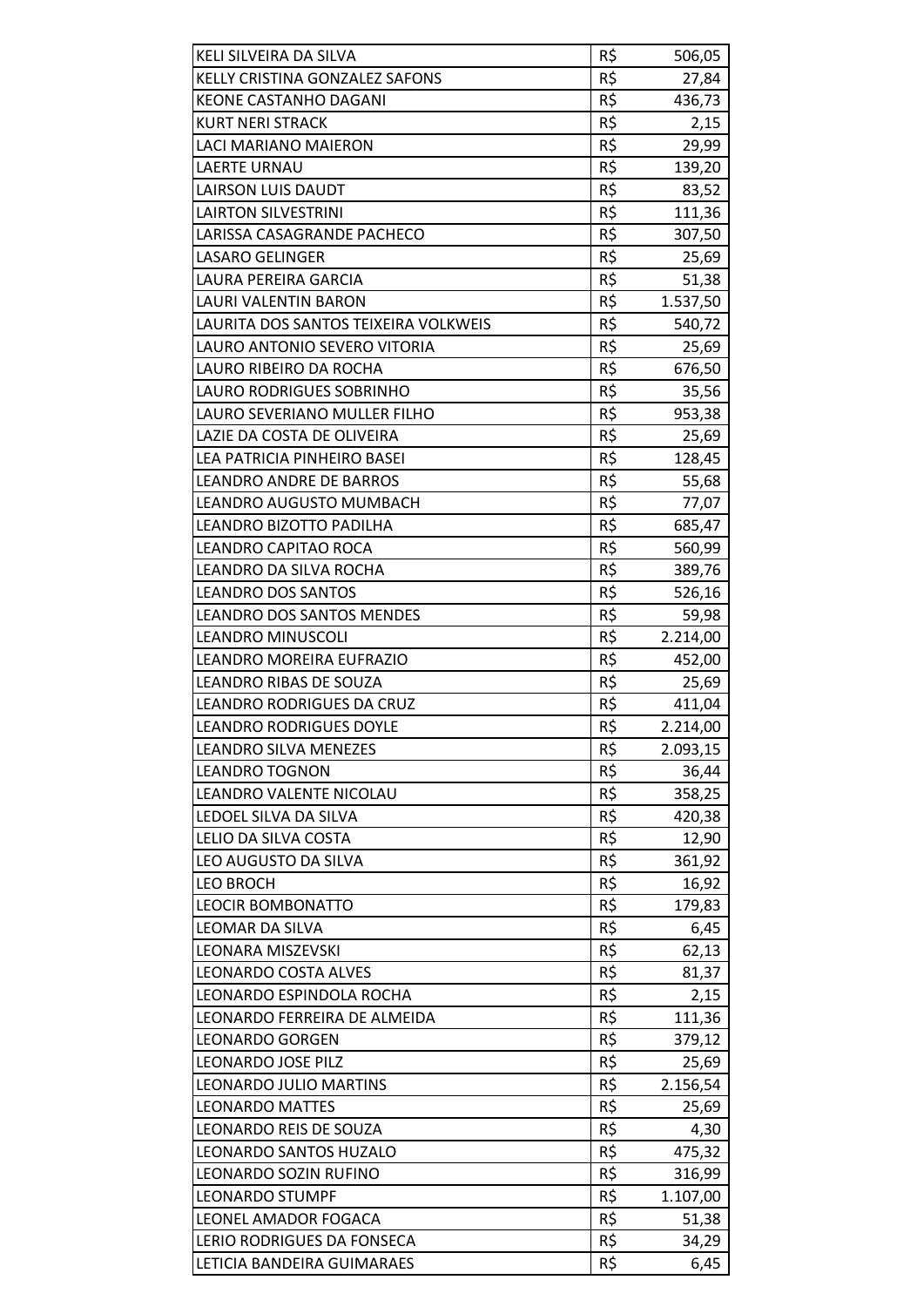| KELI SILVEIRA DA SILVA | R$ | 506,05 |
|---|---|---|
| KELLY CRISTINA GONZALEZ SAFONS | R$ | 27,84 |
| KEONE CASTANHO DAGANI | R$ | 436,73 |
| KURT NERI STRACK | R$ | 2,15 |
| LACI MARIANO MAIERON | R$ | 29,99 |
| LAERTE URNAU | R$ | 139,20 |
| LAIRSON LUIS DAUDT | R$ | 83,52 |
| LAIRTON SILVESTRINI | R$ | 111,36 |
| LARISSA CASAGRANDE PACHECO | R$ | 307,50 |
| LASARO GELINGER | R$ | 25,69 |
| LAURA PEREIRA GARCIA | R$ | 51,38 |
| LAURI VALENTIN BARON | R$ | 1.537,50 |
| LAURITA DOS SANTOS TEIXEIRA VOLKWEIS | R$ | 540,72 |
| LAURO ANTONIO SEVERO VITORIA | R$ | 25,69 |
| LAURO RIBEIRO DA ROCHA | R$ | 676,50 |
| LAURO RODRIGUES SOBRINHO | R$ | 35,56 |
| LAURO SEVERIANO MULLER FILHO | R$ | 953,38 |
| LAZIE DA COSTA DE OLIVEIRA | R$ | 25,69 |
| LEA PATRICIA PINHEIRO BASEI | R$ | 128,45 |
| LEANDRO ANDRE DE BARROS | R$ | 55,68 |
| LEANDRO AUGUSTO MUMBACH | R$ | 77,07 |
| LEANDRO BIZOTTO PADILHA | R$ | 685,47 |
| LEANDRO CAPITAO ROCA | R$ | 560,99 |
| LEANDRO DA SILVA ROCHA | R$ | 389,76 |
| LEANDRO DOS SANTOS | R$ | 526,16 |
| LEANDRO DOS SANTOS MENDES | R$ | 59,98 |
| LEANDRO MINUSCOLI | R$ | 2.214,00 |
| LEANDRO MOREIRA EUFRAZIO | R$ | 452,00 |
| LEANDRO RIBAS DE SOUZA | R$ | 25,69 |
| LEANDRO RODRIGUES DA CRUZ | R$ | 411,04 |
| LEANDRO RODRIGUES DOYLE | R$ | 2.214,00 |
| LEANDRO SILVA MENEZES | R$ | 2.093,15 |
| LEANDRO TOGNON | R$ | 36,44 |
| LEANDRO VALENTE NICOLAU | R$ | 358,25 |
| LEDOEL SILVA DA SILVA | R$ | 420,38 |
| LELIO DA SILVA COSTA | R$ | 12,90 |
| LEO AUGUSTO DA SILVA | R$ | 361,92 |
| LEO BROCH | R$ | 16,92 |
| LEOCIR BOMBONATTO | R$ | 179,83 |
| LEOMAR DA SILVA | R$ | 6,45 |
| LEONARA MISZEVSKI | R$ | 62,13 |
| LEONARDO COSTA ALVES | R$ | 81,37 |
| LEONARDO ESPINDOLA ROCHA | R$ | 2,15 |
| LEONARDO FERREIRA DE ALMEIDA | R$ | 111,36 |
| LEONARDO GORGEN | R$ | 379,12 |
| LEONARDO JOSE PILZ | R$ | 25,69 |
| LEONARDO JULIO MARTINS | R$ | 2.156,54 |
| LEONARDO MATTES | R$ | 25,69 |
| LEONARDO REIS DE SOUZA | R$ | 4,30 |
| LEONARDO SANTOS HUZALO | R$ | 475,32 |
| LEONARDO SOZIN RUFINO | R$ | 316,99 |
| LEONARDO STUMPF | R$ | 1.107,00 |
| LEONEL AMADOR FOGACA | R$ | 51,38 |
| LERIO RODRIGUES DA FONSECA | R$ | 34,29 |
| LETICIA BANDEIRA GUIMARAES | R$ | 6,45 |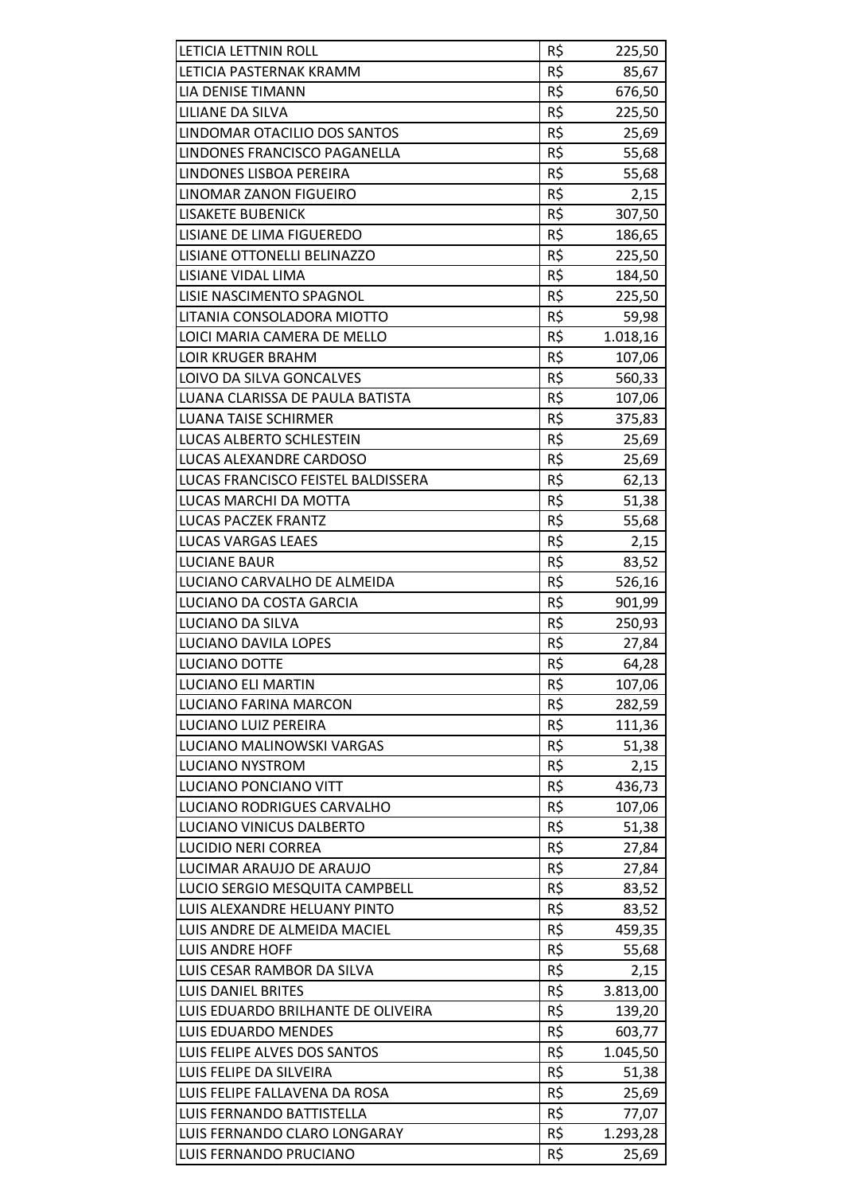| | | |
|---|---|---|
| LETICIA LETTNIN ROLL | R$ | 225,50 |
| LETICIA PASTERNAK KRAMM | R$ | 85,67 |
| LIA DENISE TIMANN | R$ | 676,50 |
| LILIANE DA SILVA | R$ | 225,50 |
| LINDOMAR OTACILIO DOS SANTOS | R$ | 25,69 |
| LINDONES FRANCISCO PAGANELLA | R$ | 55,68 |
| LINDONES LISBOA PEREIRA | R$ | 55,68 |
| LINOMAR ZANON FIGUEIRO | R$ | 2,15 |
| LISAKETE BUBENICK | R$ | 307,50 |
| LISIANE DE LIMA FIGUEREDO | R$ | 186,65 |
| LISIANE OTTONELLI BELINAZZO | R$ | 225,50 |
| LISIANE VIDAL LIMA | R$ | 184,50 |
| LISIE NASCIMENTO SPAGNOL | R$ | 225,50 |
| LITANIA CONSOLADORA MIOTTO | R$ | 59,98 |
| LOICI MARIA CAMERA DE MELLO | R$ | 1.018,16 |
| LOIR KRUGER BRAHM | R$ | 107,06 |
| LOIVO DA SILVA GONCALVES | R$ | 560,33 |
| LUANA CLARISSA DE PAULA BATISTA | R$ | 107,06 |
| LUANA TAISE SCHIRMER | R$ | 375,83 |
| LUCAS ALBERTO SCHLESTEIN | R$ | 25,69 |
| LUCAS ALEXANDRE CARDOSO | R$ | 25,69 |
| LUCAS FRANCISCO FEISTEL BALDISSERA | R$ | 62,13 |
| LUCAS MARCHI DA MOTTA | R$ | 51,38 |
| LUCAS PACZEK FRANTZ | R$ | 55,68 |
| LUCAS VARGAS LEAES | R$ | 2,15 |
| LUCIANE BAUR | R$ | 83,52 |
| LUCIANO CARVALHO DE ALMEIDA | R$ | 526,16 |
| LUCIANO DA COSTA GARCIA | R$ | 901,99 |
| LUCIANO DA SILVA | R$ | 250,93 |
| LUCIANO DAVILA LOPES | R$ | 27,84 |
| LUCIANO DOTTE | R$ | 64,28 |
| LUCIANO ELI MARTIN | R$ | 107,06 |
| LUCIANO FARINA MARCON | R$ | 282,59 |
| LUCIANO LUIZ PEREIRA | R$ | 111,36 |
| LUCIANO MALINOWSKI VARGAS | R$ | 51,38 |
| LUCIANO NYSTROM | R$ | 2,15 |
| LUCIANO PONCIANO VITT | R$ | 436,73 |
| LUCIANO RODRIGUES CARVALHO | R$ | 107,06 |
| LUCIANO VINICUS DALBERTO | R$ | 51,38 |
| LUCIDIO NERI CORREA | R$ | 27,84 |
| LUCIMAR ARAUJO DE ARAUJO | R$ | 27,84 |
| LUCIO SERGIO MESQUITA CAMPBELL | R$ | 83,52 |
| LUIS ALEXANDRE HELUANY PINTO | R$ | 83,52 |
| LUIS ANDRE DE ALMEIDA MACIEL | R$ | 459,35 |
| LUIS ANDRE HOFF | R$ | 55,68 |
| LUIS CESAR RAMBOR DA SILVA | R$ | 2,15 |
| LUIS DANIEL BRITES | R$ | 3.813,00 |
| LUIS EDUARDO BRILHANTE DE OLIVEIRA | R$ | 139,20 |
| LUIS EDUARDO MENDES | R$ | 603,77 |
| LUIS FELIPE ALVES DOS SANTOS | R$ | 1.045,50 |
| LUIS FELIPE DA SILVEIRA | R$ | 51,38 |
| LUIS FELIPE FALLAVENA DA ROSA | R$ | 25,69 |
| LUIS FERNANDO BATTISTELLA | R$ | 77,07 |
| LUIS FERNANDO CLARO LONGARAY | R$ | 1.293,28 |
| LUIS FERNANDO PRUCIANO | R$ | 25,69 |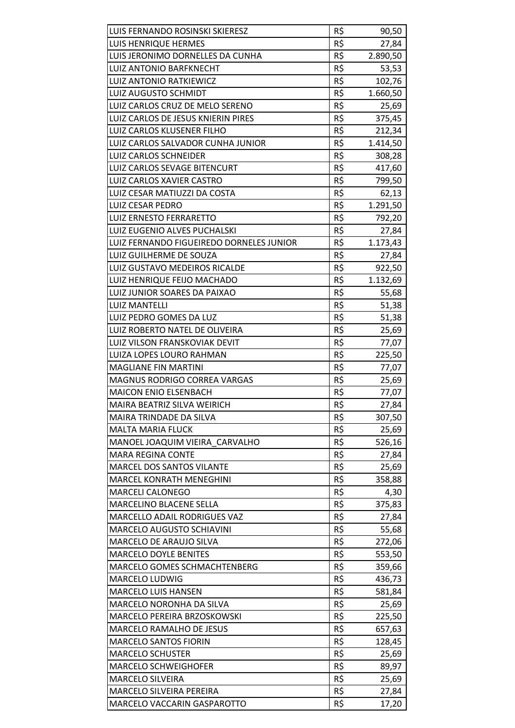| | | |
|---|---|---|
| LUIS FERNANDO ROSINSKI SKIERESZ | R$ | 90,50 |
| LUIS HENRIQUE HERMES | R$ | 27,84 |
| LUIS JERONIMO DORNELLES DA CUNHA | R$ | 2.890,50 |
| LUIZ ANTONIO BARFKNECHT | R$ | 53,53 |
| LUIZ ANTONIO RATKIEWICZ | R$ | 102,76 |
| LUIZ AUGUSTO SCHMIDT | R$ | 1.660,50 |
| LUIZ CARLOS CRUZ DE MELO SERENO | R$ | 25,69 |
| LUIZ CARLOS DE JESUS KNIERIN PIRES | R$ | 375,45 |
| LUIZ CARLOS KLUSENER FILHO | R$ | 212,34 |
| LUIZ CARLOS SALVADOR CUNHA JUNIOR | R$ | 1.414,50 |
| LUIZ CARLOS SCHNEIDER | R$ | 308,28 |
| LUIZ CARLOS SEVAGE BITENCURT | R$ | 417,60 |
| LUIZ CARLOS XAVIER CASTRO | R$ | 799,50 |
| LUIZ CESAR MATIUZZI DA COSTA | R$ | 62,13 |
| LUIZ CESAR PEDRO | R$ | 1.291,50 |
| LUIZ ERNESTO FERRARETTO | R$ | 792,20 |
| LUIZ EUGENIO ALVES PUCHALSKI | R$ | 27,84 |
| LUIZ FERNANDO FIGUEIREDO DORNELES JUNIOR | R$ | 1.173,43 |
| LUIZ GUILHERME DE SOUZA | R$ | 27,84 |
| LUIZ GUSTAVO MEDEIROS RICALDE | R$ | 922,50 |
| LUIZ HENRIQUE FEIJO MACHADO | R$ | 1.132,69 |
| LUIZ JUNIOR SOARES DA PAIXAO | R$ | 55,68 |
| LUIZ MANTELLI | R$ | 51,38 |
| LUIZ PEDRO GOMES DA LUZ | R$ | 51,38 |
| LUIZ ROBERTO NATEL DE OLIVEIRA | R$ | 25,69 |
| LUIZ VILSON FRANSKOVIAK DEVIT | R$ | 77,07 |
| LUIZA LOPES LOURO RAHMAN | R$ | 225,50 |
| MAGLIANE FIN MARTINI | R$ | 77,07 |
| MAGNUS RODRIGO CORREA VARGAS | R$ | 25,69 |
| MAICON ENIO ELSENBACH | R$ | 77,07 |
| MAIRA BEATRIZ SILVA WEIRICH | R$ | 27,84 |
| MAIRA TRINDADE DA SILVA | R$ | 307,50 |
| MALTA MARIA FLUCK | R$ | 25,69 |
| MANOEL JOAQUIM VIEIRA_CARVALHO | R$ | 526,16 |
| MARA REGINA CONTE | R$ | 27,84 |
| MARCEL DOS SANTOS VILANTE | R$ | 25,69 |
| MARCEL KONRATH MENEGHINI | R$ | 358,88 |
| MARCELI CALONEGO | R$ | 4,30 |
| MARCELINO BLACENE SELLA | R$ | 375,83 |
| MARCELLO ADAIL RODRIGUES VAZ | R$ | 27,84 |
| MARCELO AUGUSTO SCHIAVINI | R$ | 55,68 |
| MARCELO DE ARAUJO SILVA | R$ | 272,06 |
| MARCELO DOYLE BENITES | R$ | 553,50 |
| MARCELO GOMES SCHMACHTENBERG | R$ | 359,66 |
| MARCELO LUDWIG | R$ | 436,73 |
| MARCELO LUIS HANSEN | R$ | 581,84 |
| MARCELO NORONHA DA SILVA | R$ | 25,69 |
| MARCELO PEREIRA BRZOSKOWSKI | R$ | 225,50 |
| MARCELO RAMALHO DE JESUS | R$ | 657,63 |
| MARCELO SANTOS FIORIN | R$ | 128,45 |
| MARCELO SCHUSTER | R$ | 25,69 |
| MARCELO SCHWEIGHOFER | R$ | 89,97 |
| MARCELO SILVEIRA | R$ | 25,69 |
| MARCELO SILVEIRA PEREIRA | R$ | 27,84 |
| MARCELO VACCARIN GASPAROTTO | R$ | 17,20 |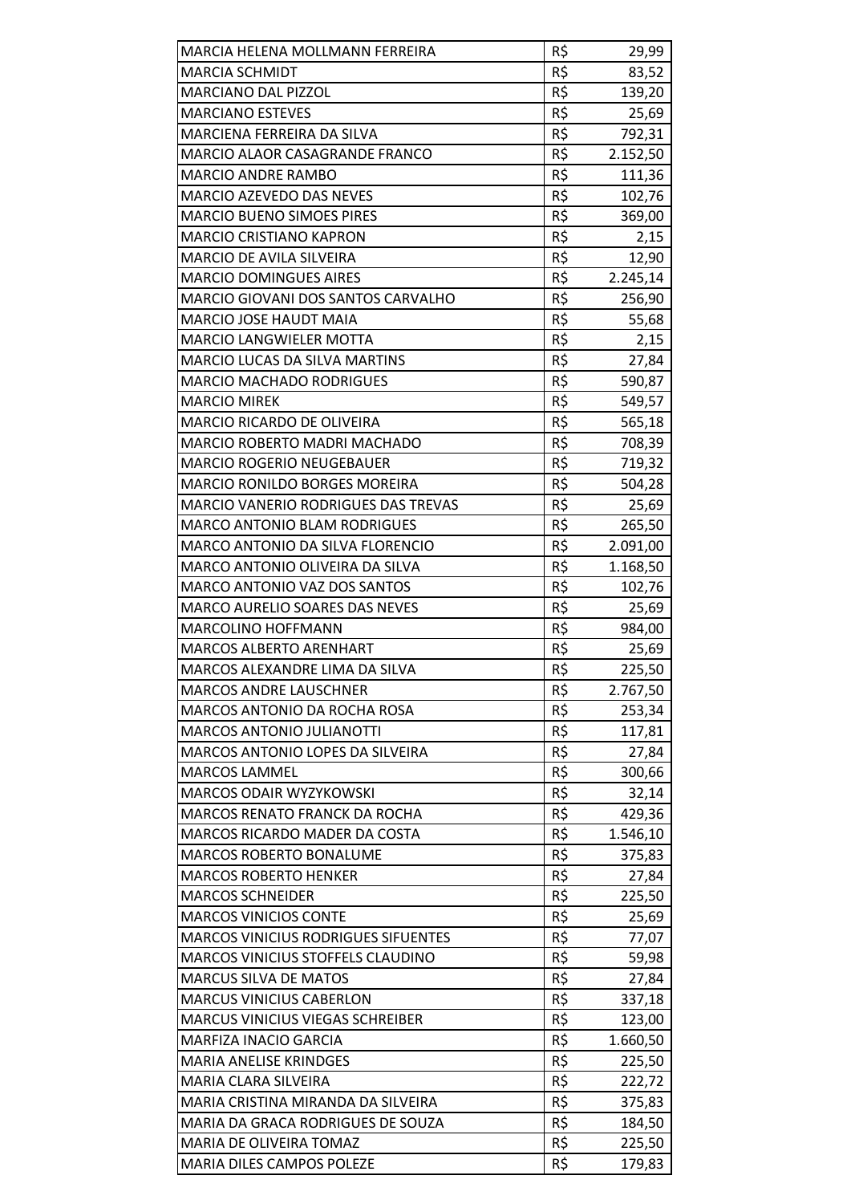| | | |
|---|---|---|
| MARCIA HELENA MOLLMANN FERREIRA | R$ | 29,99 |
| MARCIA SCHMIDT | R$ | 83,52 |
| MARCIANO DAL PIZZOL | R$ | 139,20 |
| MARCIANO ESTEVES | R$ | 25,69 |
| MARCIENA FERREIRA DA SILVA | R$ | 792,31 |
| MARCIO ALAOR CASAGRANDE FRANCO | R$ | 2.152,50 |
| MARCIO ANDRE RAMBO | R$ | 111,36 |
| MARCIO AZEVEDO DAS NEVES | R$ | 102,76 |
| MARCIO BUENO SIMOES PIRES | R$ | 369,00 |
| MARCIO CRISTIANO KAPRON | R$ | 2,15 |
| MARCIO DE AVILA SILVEIRA | R$ | 12,90 |
| MARCIO DOMINGUES AIRES | R$ | 2.245,14 |
| MARCIO GIOVANI DOS SANTOS CARVALHO | R$ | 256,90 |
| MARCIO JOSE HAUDT MAIA | R$ | 55,68 |
| MARCIO LANGWIELER MOTTA | R$ | 2,15 |
| MARCIO LUCAS DA SILVA MARTINS | R$ | 27,84 |
| MARCIO MACHADO RODRIGUES | R$ | 590,87 |
| MARCIO MIREK | R$ | 549,57 |
| MARCIO RICARDO DE OLIVEIRA | R$ | 565,18 |
| MARCIO ROBERTO MADRI MACHADO | R$ | 708,39 |
| MARCIO ROGERIO NEUGEBAUER | R$ | 719,32 |
| MARCIO RONILDO BORGES MOREIRA | R$ | 504,28 |
| MARCIO VANERIO RODRIGUES DAS TREVAS | R$ | 25,69 |
| MARCO ANTONIO BLAM RODRIGUES | R$ | 265,50 |
| MARCO ANTONIO DA SILVA FLORENCIO | R$ | 2.091,00 |
| MARCO ANTONIO OLIVEIRA DA SILVA | R$ | 1.168,50 |
| MARCO ANTONIO VAZ DOS SANTOS | R$ | 102,76 |
| MARCO AURELIO SOARES DAS NEVES | R$ | 25,69 |
| MARCOLINO HOFFMANN | R$ | 984,00 |
| MARCOS ALBERTO ARENHART | R$ | 25,69 |
| MARCOS ALEXANDRE LIMA DA SILVA | R$ | 225,50 |
| MARCOS ANDRE LAUSCHNER | R$ | 2.767,50 |
| MARCOS ANTONIO DA ROCHA ROSA | R$ | 253,34 |
| MARCOS ANTONIO JULIANOTTI | R$ | 117,81 |
| MARCOS ANTONIO LOPES DA SILVEIRA | R$ | 27,84 |
| MARCOS LAMMEL | R$ | 300,66 |
| MARCOS ODAIR WYZYKOWSKI | R$ | 32,14 |
| MARCOS RENATO FRANCK DA ROCHA | R$ | 429,36 |
| MARCOS RICARDO MADER DA COSTA | R$ | 1.546,10 |
| MARCOS ROBERTO BONALUME | R$ | 375,83 |
| MARCOS ROBERTO HENKER | R$ | 27,84 |
| MARCOS SCHNEIDER | R$ | 225,50 |
| MARCOS VINICIOS CONTE | R$ | 25,69 |
| MARCOS VINICIUS RODRIGUES SIFUENTES | R$ | 77,07 |
| MARCOS VINICIUS STOFFELS CLAUDINO | R$ | 59,98 |
| MARCUS SILVA DE MATOS | R$ | 27,84 |
| MARCUS VINICIUS CABERLON | R$ | 337,18 |
| MARCUS VINICIUS VIEGAS SCHREIBER | R$ | 123,00 |
| MARFIZA INACIO GARCIA | R$ | 1.660,50 |
| MARIA ANELISE KRINDGES | R$ | 225,50 |
| MARIA CLARA SILVEIRA | R$ | 222,72 |
| MARIA CRISTINA MIRANDA DA SILVEIRA | R$ | 375,83 |
| MARIA DA GRACA RODRIGUES DE SOUZA | R$ | 184,50 |
| MARIA DE OLIVEIRA TOMAZ | R$ | 225,50 |
| MARIA DILES CAMPOS POLEZE | R$ | 179,83 |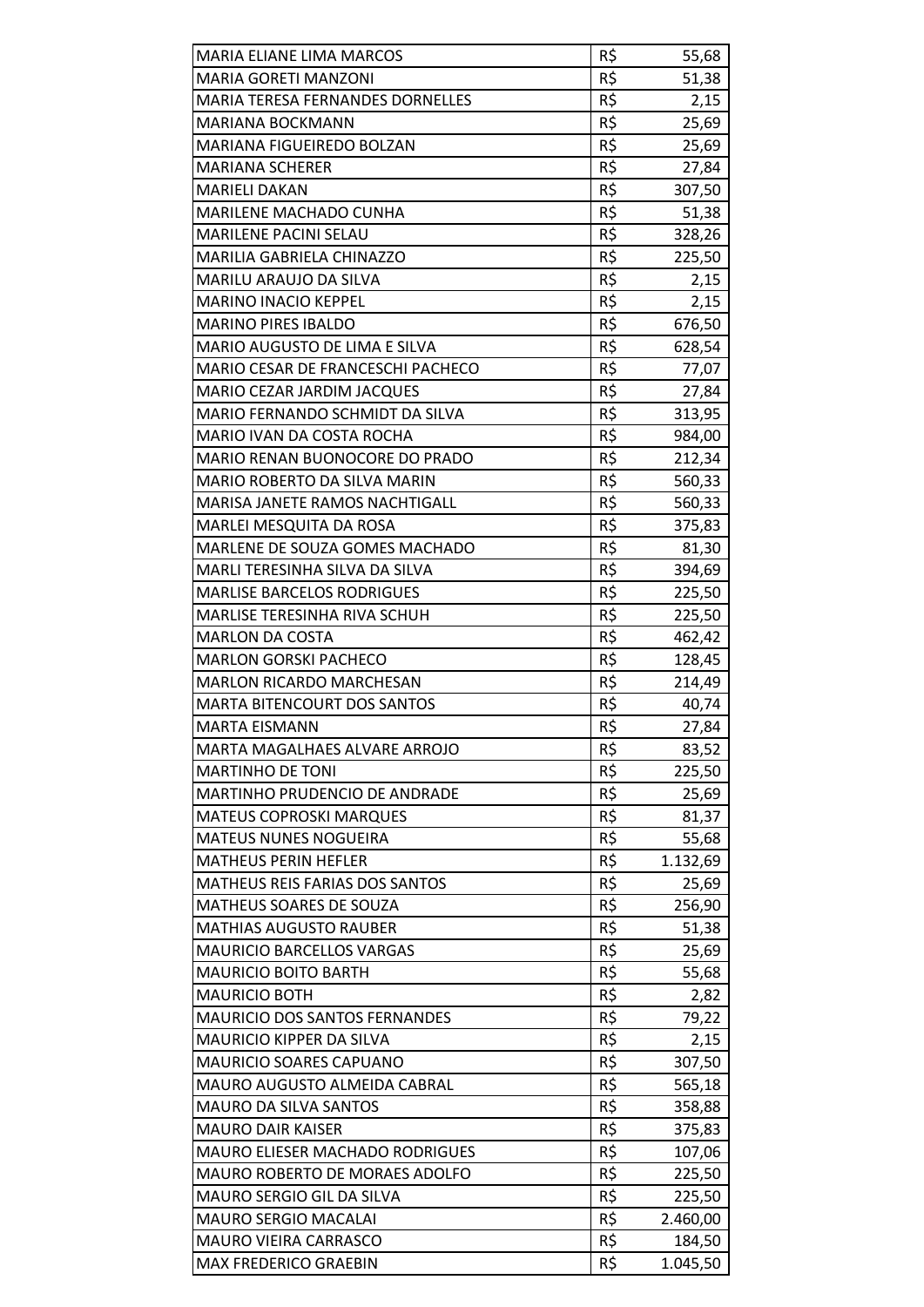| | | |
|---|---|---|
| MARIA ELIANE LIMA MARCOS | R$ | 55,68 |
| MARIA GORETI MANZONI | R$ | 51,38 |
| MARIA TERESA FERNANDES DORNELLES | R$ | 2,15 |
| MARIANA BOCKMANN | R$ | 25,69 |
| MARIANA FIGUEIREDO BOLZAN | R$ | 25,69 |
| MARIANA SCHERER | R$ | 27,84 |
| MARIELI DAKAN | R$ | 307,50 |
| MARILENE MACHADO CUNHA | R$ | 51,38 |
| MARILENE PACINI SELAU | R$ | 328,26 |
| MARILIA GABRIELA CHINAZZO | R$ | 225,50 |
| MARILU ARAUJO DA SILVA | R$ | 2,15 |
| MARINO INACIO KEPPEL | R$ | 2,15 |
| MARINO PIRES IBALDO | R$ | 676,50 |
| MARIO AUGUSTO DE LIMA E SILVA | R$ | 628,54 |
| MARIO CESAR DE FRANCESCHI PACHECO | R$ | 77,07 |
| MARIO CEZAR JARDIM JACQUES | R$ | 27,84 |
| MARIO FERNANDO SCHMIDT DA SILVA | R$ | 313,95 |
| MARIO IVAN DA COSTA ROCHA | R$ | 984,00 |
| MARIO RENAN BUONOCORE DO PRADO | R$ | 212,34 |
| MARIO ROBERTO DA SILVA MARIN | R$ | 560,33 |
| MARISA JANETE RAMOS NACHTIGALL | R$ | 560,33 |
| MARLEI MESQUITA DA ROSA | R$ | 375,83 |
| MARLENE DE SOUZA GOMES MACHADO | R$ | 81,30 |
| MARLI TERESINHA SILVA DA SILVA | R$ | 394,69 |
| MARLISE BARCELOS RODRIGUES | R$ | 225,50 |
| MARLISE TERESINHA RIVA SCHUH | R$ | 225,50 |
| MARLON DA COSTA | R$ | 462,42 |
| MARLON GORSKI PACHECO | R$ | 128,45 |
| MARLON RICARDO MARCHESAN | R$ | 214,49 |
| MARTA BITENCOURT DOS SANTOS | R$ | 40,74 |
| MARTA EISMANN | R$ | 27,84 |
| MARTA MAGALHAES ALVARE ARROJO | R$ | 83,52 |
| MARTINHO DE TONI | R$ | 225,50 |
| MARTINHO PRUDENCIO DE ANDRADE | R$ | 25,69 |
| MATEUS COPROSKI MARQUES | R$ | 81,37 |
| MATEUS NUNES NOGUEIRA | R$ | 55,68 |
| MATHEUS PERIN HEFLER | R$ | 1.132,69 |
| MATHEUS REIS FARIAS DOS SANTOS | R$ | 25,69 |
| MATHEUS SOARES DE SOUZA | R$ | 256,90 |
| MATHIAS AUGUSTO RAUBER | R$ | 51,38 |
| MAURICIO BARCELLOS VARGAS | R$ | 25,69 |
| MAURICIO BOITO BARTH | R$ | 55,68 |
| MAURICIO BOTH | R$ | 2,82 |
| MAURICIO DOS SANTOS FERNANDES | R$ | 79,22 |
| MAURICIO KIPPER DA SILVA | R$ | 2,15 |
| MAURICIO SOARES CAPUANO | R$ | 307,50 |
| MAURO AUGUSTO ALMEIDA CABRAL | R$ | 565,18 |
| MAURO DA SILVA SANTOS | R$ | 358,88 |
| MAURO DAIR KAISER | R$ | 375,83 |
| MAURO ELIESER MACHADO RODRIGUES | R$ | 107,06 |
| MAURO ROBERTO DE MORAES ADOLFO | R$ | 225,50 |
| MAURO SERGIO GIL DA SILVA | R$ | 225,50 |
| MAURO SERGIO MACALAI | R$ | 2.460,00 |
| MAURO VIEIRA CARRASCO | R$ | 184,50 |
| MAX FREDERICO GRAEBIN | R$ | 1.045,50 |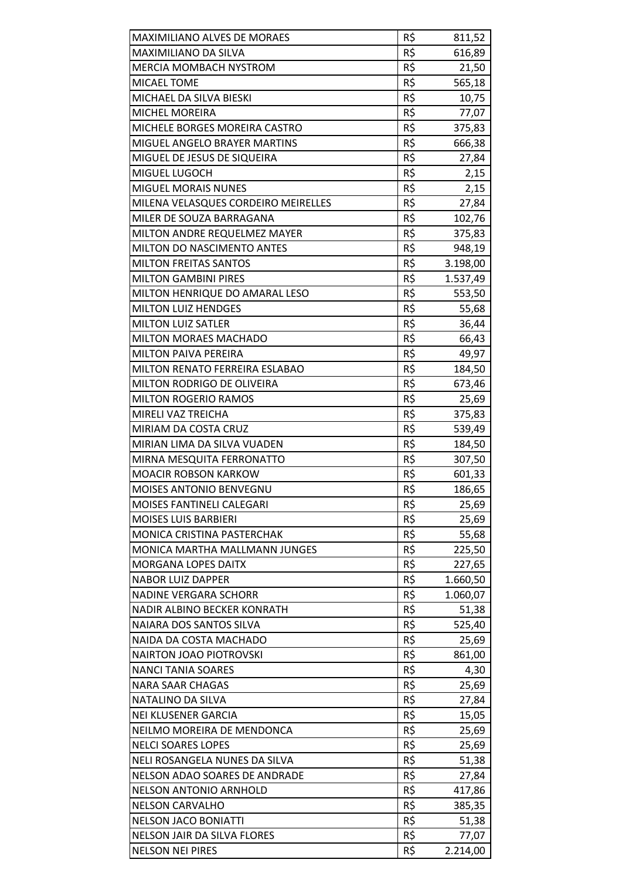| | | |
|---|---|---|
| MAXIMILIANO ALVES DE MORAES | R$ | 811,52 |
| MAXIMILIANO DA SILVA | R$ | 616,89 |
| MERCIA MOMBACH NYSTROM | R$ | 21,50 |
| MICAEL TOME | R$ | 565,18 |
| MICHAEL DA SILVA BIESKI | R$ | 10,75 |
| MICHEL MOREIRA | R$ | 77,07 |
| MICHELE BORGES MOREIRA CASTRO | R$ | 375,83 |
| MIGUEL ANGELO BRAYER MARTINS | R$ | 666,38 |
| MIGUEL DE JESUS DE SIQUEIRA | R$ | 27,84 |
| MIGUEL LUGOCH | R$ | 2,15 |
| MIGUEL MORAIS NUNES | R$ | 2,15 |
| MILENA VELASQUES CORDEIRO MEIRELLES | R$ | 27,84 |
| MILER DE SOUZA BARRAGANA | R$ | 102,76 |
| MILTON ANDRE REQUELMEZ MAYER | R$ | 375,83 |
| MILTON DO NASCIMENTO ANTES | R$ | 948,19 |
| MILTON FREITAS SANTOS | R$ | 3.198,00 |
| MILTON GAMBINI PIRES | R$ | 1.537,49 |
| MILTON HENRIQUE DO AMARAL LESO | R$ | 553,50 |
| MILTON LUIZ HENDGES | R$ | 55,68 |
| MILTON LUIZ SATLER | R$ | 36,44 |
| MILTON MORAES MACHADO | R$ | 66,43 |
| MILTON PAIVA PEREIRA | R$ | 49,97 |
| MILTON RENATO FERREIRA ESLABAO | R$ | 184,50 |
| MILTON RODRIGO DE OLIVEIRA | R$ | 673,46 |
| MILTON ROGERIO RAMOS | R$ | 25,69 |
| MIRELI VAZ TREICHA | R$ | 375,83 |
| MIRIAM DA COSTA CRUZ | R$ | 539,49 |
| MIRIAN LIMA DA SILVA VUADEN | R$ | 184,50 |
| MIRNA MESQUITA FERRONATTO | R$ | 307,50 |
| MOACIR ROBSON KARKOW | R$ | 601,33 |
| MOISES ANTONIO BENVEGNU | R$ | 186,65 |
| MOISES FANTINELI CALEGARI | R$ | 25,69 |
| MOISES LUIS BARBIERI | R$ | 25,69 |
| MONICA CRISTINA PASTERCHAK | R$ | 55,68 |
| MONICA MARTHA MALLMANN JUNGES | R$ | 225,50 |
| MORGANA LOPES DAITX | R$ | 227,65 |
| NABOR LUIZ DAPPER | R$ | 1.660,50 |
| NADINE VERGARA SCHORR | R$ | 1.060,07 |
| NADIR ALBINO BECKER KONRATH | R$ | 51,38 |
| NAIARA DOS SANTOS SILVA | R$ | 525,40 |
| NAIDA DA COSTA MACHADO | R$ | 25,69 |
| NAIRTON JOAO PIOTROVSKI | R$ | 861,00 |
| NANCI TANIA SOARES | R$ | 4,30 |
| NARA SAAR CHAGAS | R$ | 25,69 |
| NATALINO DA SILVA | R$ | 27,84 |
| NEI KLUSENER GARCIA | R$ | 15,05 |
| NEILMO MOREIRA DE MENDONCA | R$ | 25,69 |
| NELCI SOARES LOPES | R$ | 25,69 |
| NELI ROSANGELA NUNES DA SILVA | R$ | 51,38 |
| NELSON ADAO SOARES DE ANDRADE | R$ | 27,84 |
| NELSON ANTONIO ARNHOLD | R$ | 417,86 |
| NELSON CARVALHO | R$ | 385,35 |
| NELSON JACO BONIATTI | R$ | 51,38 |
| NELSON JAIR DA SILVA FLORES | R$ | 77,07 |
| NELSON NEI PIRES | R$ | 2.214,00 |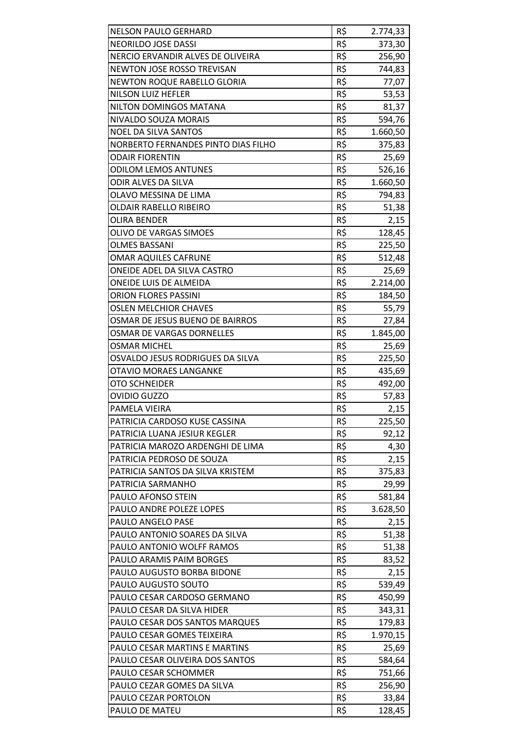| | | |
|---|---|---|
| NELSON PAULO GERHARD | R$ | 2.774,33 |
| NEORILDO JOSE DASSI | R$ | 373,30 |
| NERCIO ERVANDIR ALVES DE OLIVEIRA | R$ | 256,90 |
| NEWTON JOSE ROSSO TREVISAN | R$ | 744,83 |
| NEWTON ROQUE RABELLO GLORIA | R$ | 77,07 |
| NILSON LUIZ HEFLER | R$ | 53,53 |
| NILTON DOMINGOS MATANA | R$ | 81,37 |
| NIVALDO SOUZA MORAIS | R$ | 594,76 |
| NOEL DA SILVA SANTOS | R$ | 1.660,50 |
| NORBERTO FERNANDES PINTO DIAS FILHO | R$ | 375,83 |
| ODAIR FIORENTIN | R$ | 25,69 |
| ODILOM LEMOS ANTUNES | R$ | 526,16 |
| ODIR ALVES DA SILVA | R$ | 1.660,50 |
| OLAVO MESSINA DE LIMA | R$ | 794,83 |
| OLDAIR RABELLO RIBEIRO | R$ | 51,38 |
| OLIRA BENDER | R$ | 2,15 |
| OLIVO DE VARGAS SIMOES | R$ | 128,45 |
| OLMES BASSANI | R$ | 225,50 |
| OMAR AQUILES CAFRUNE | R$ | 512,48 |
| ONEIDE ADEL DA SILVA CASTRO | R$ | 25,69 |
| ONEIDE LUIS DE ALMEIDA | R$ | 2.214,00 |
| ORION FLORES PASSINI | R$ | 184,50 |
| OSLEN MELCHIOR CHAVES | R$ | 55,79 |
| OSMAR DE JESUS BUENO DE BAIRROS | R$ | 27,84 |
| OSMAR DE VARGAS DORNELLES | R$ | 1.845,00 |
| OSMAR MICHEL | R$ | 25,69 |
| OSVALDO JESUS RODRIGUES DA SILVA | R$ | 225,50 |
| OTAVIO MORAES LANGANKE | R$ | 435,69 |
| OTO SCHNEIDER | R$ | 492,00 |
| OVIDIO GUZZO | R$ | 57,83 |
| PAMELA VIEIRA | R$ | 2,15 |
| PATRICIA CARDOSO KUSE CASSINA | R$ | 225,50 |
| PATRICIA LUANA JESIUR KEGLER | R$ | 92,12 |
| PATRICIA MAROZO ARDENGHI DE LIMA | R$ | 4,30 |
| PATRICIA PEDROSO DE SOUZA | R$ | 2,15 |
| PATRICIA SANTOS DA SILVA KRISTEM | R$ | 375,83 |
| PATRICIA SARMANHO | R$ | 29,99 |
| PAULO AFONSO STEIN | R$ | 581,84 |
| PAULO ANDRE POLEZE LOPES | R$ | 3.628,50 |
| PAULO ANGELO PASE | R$ | 2,15 |
| PAULO ANTONIO SOARES DA SILVA | R$ | 51,38 |
| PAULO ANTONIO WOLFF RAMOS | R$ | 51,38 |
| PAULO ARAMIS PAIM BORGES | R$ | 83,52 |
| PAULO AUGUSTO BORBA BIDONE | R$ | 2,15 |
| PAULO AUGUSTO SOUTO | R$ | 539,49 |
| PAULO CESAR CARDOSO GERMANO | R$ | 450,99 |
| PAULO CESAR DA SILVA HIDER | R$ | 343,31 |
| PAULO CESAR DOS SANTOS MARQUES | R$ | 179,83 |
| PAULO CESAR GOMES TEIXEIRA | R$ | 1.970,15 |
| PAULO CESAR MARTINS E MARTINS | R$ | 25,69 |
| PAULO CESAR OLIVEIRA DOS SANTOS | R$ | 584,64 |
| PAULO CESAR SCHOMMER | R$ | 751,66 |
| PAULO CEZAR GOMES DA SILVA | R$ | 256,90 |
| PAULO CEZAR PORTOLON | R$ | 33,84 |
| PAULO DE MATEU | R$ | 128,45 |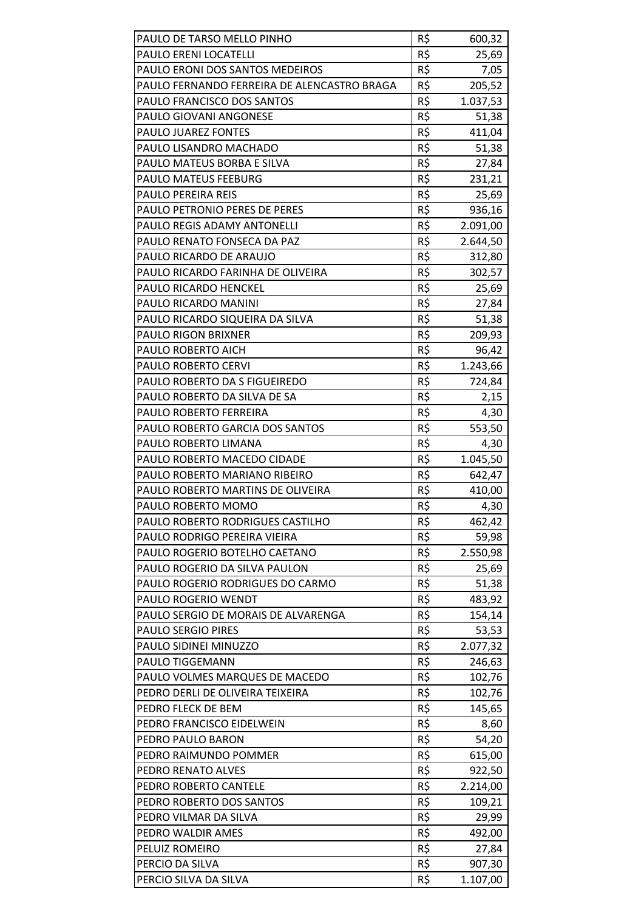| | | |
|---|---|---|
| PAULO DE TARSO MELLO PINHO | R$ | 600,32 |
| PAULO ERENI LOCATELLI | R$ | 25,69 |
| PAULO ERONI DOS SANTOS MEDEIROS | R$ | 7,05 |
| PAULO FERNANDO FERREIRA DE ALENCASTRO BRAGA | R$ | 205,52 |
| PAULO FRANCISCO DOS SANTOS | R$ | 1.037,53 |
| PAULO GIOVANI ANGONESE | R$ | 51,38 |
| PAULO JUAREZ FONTES | R$ | 411,04 |
| PAULO LISANDRO MACHADO | R$ | 51,38 |
| PAULO MATEUS BORBA E SILVA | R$ | 27,84 |
| PAULO MATEUS FEEBURG | R$ | 231,21 |
| PAULO PEREIRA REIS | R$ | 25,69 |
| PAULO PETRONIO PERES DE PERES | R$ | 936,16 |
| PAULO REGIS ADAMY ANTONELLI | R$ | 2.091,00 |
| PAULO RENATO FONSECA DA PAZ | R$ | 2.644,50 |
| PAULO RICARDO DE ARAUJO | R$ | 312,80 |
| PAULO RICARDO FARINHA DE OLIVEIRA | R$ | 302,57 |
| PAULO RICARDO HENCKEL | R$ | 25,69 |
| PAULO RICARDO MANINI | R$ | 27,84 |
| PAULO RICARDO SIQUEIRA DA SILVA | R$ | 51,38 |
| PAULO RIGON BRIXNER | R$ | 209,93 |
| PAULO ROBERTO AICH | R$ | 96,42 |
| PAULO ROBERTO CERVI | R$ | 1.243,66 |
| PAULO ROBERTO DA S FIGUEIREDO | R$ | 724,84 |
| PAULO ROBERTO DA SILVA DE SA | R$ | 2,15 |
| PAULO ROBERTO FERREIRA | R$ | 4,30 |
| PAULO ROBERTO GARCIA DOS SANTOS | R$ | 553,50 |
| PAULO ROBERTO LIMANA | R$ | 4,30 |
| PAULO ROBERTO MACEDO CIDADE | R$ | 1.045,50 |
| PAULO ROBERTO MARIANO RIBEIRO | R$ | 642,47 |
| PAULO ROBERTO MARTINS DE OLIVEIRA | R$ | 410,00 |
| PAULO ROBERTO MOMO | R$ | 4,30 |
| PAULO ROBERTO RODRIGUES CASTILHO | R$ | 462,42 |
| PAULO RODRIGO PEREIRA VIEIRA | R$ | 59,98 |
| PAULO ROGERIO BOTELHO CAETANO | R$ | 2.550,98 |
| PAULO ROGERIO DA SILVA PAULON | R$ | 25,69 |
| PAULO ROGERIO RODRIGUES DO CARMO | R$ | 51,38 |
| PAULO ROGERIO WENDT | R$ | 483,92 |
| PAULO SERGIO DE MORAIS DE ALVARENGA | R$ | 154,14 |
| PAULO SERGIO PIRES | R$ | 53,53 |
| PAULO SIDINEI MINUZZO | R$ | 2.077,32 |
| PAULO TIGGEMANN | R$ | 246,63 |
| PAULO VOLMES MARQUES DE MACEDO | R$ | 102,76 |
| PEDRO DERLI DE OLIVEIRA TEIXEIRA | R$ | 102,76 |
| PEDRO FLECK DE BEM | R$ | 145,65 |
| PEDRO FRANCISCO EIDELWEIN | R$ | 8,60 |
| PEDRO PAULO BARON | R$ | 54,20 |
| PEDRO RAIMUNDO POMMER | R$ | 615,00 |
| PEDRO RENATO ALVES | R$ | 922,50 |
| PEDRO ROBERTO CANTELE | R$ | 2.214,00 |
| PEDRO ROBERTO DOS SANTOS | R$ | 109,21 |
| PEDRO VILMAR DA SILVA | R$ | 29,99 |
| PEDRO WALDIR AMES | R$ | 492,00 |
| PELUIZ ROMEIRO | R$ | 27,84 |
| PERCIO DA SILVA | R$ | 907,30 |
| PERCIO SILVA DA SILVA | R$ | 1.107,00 |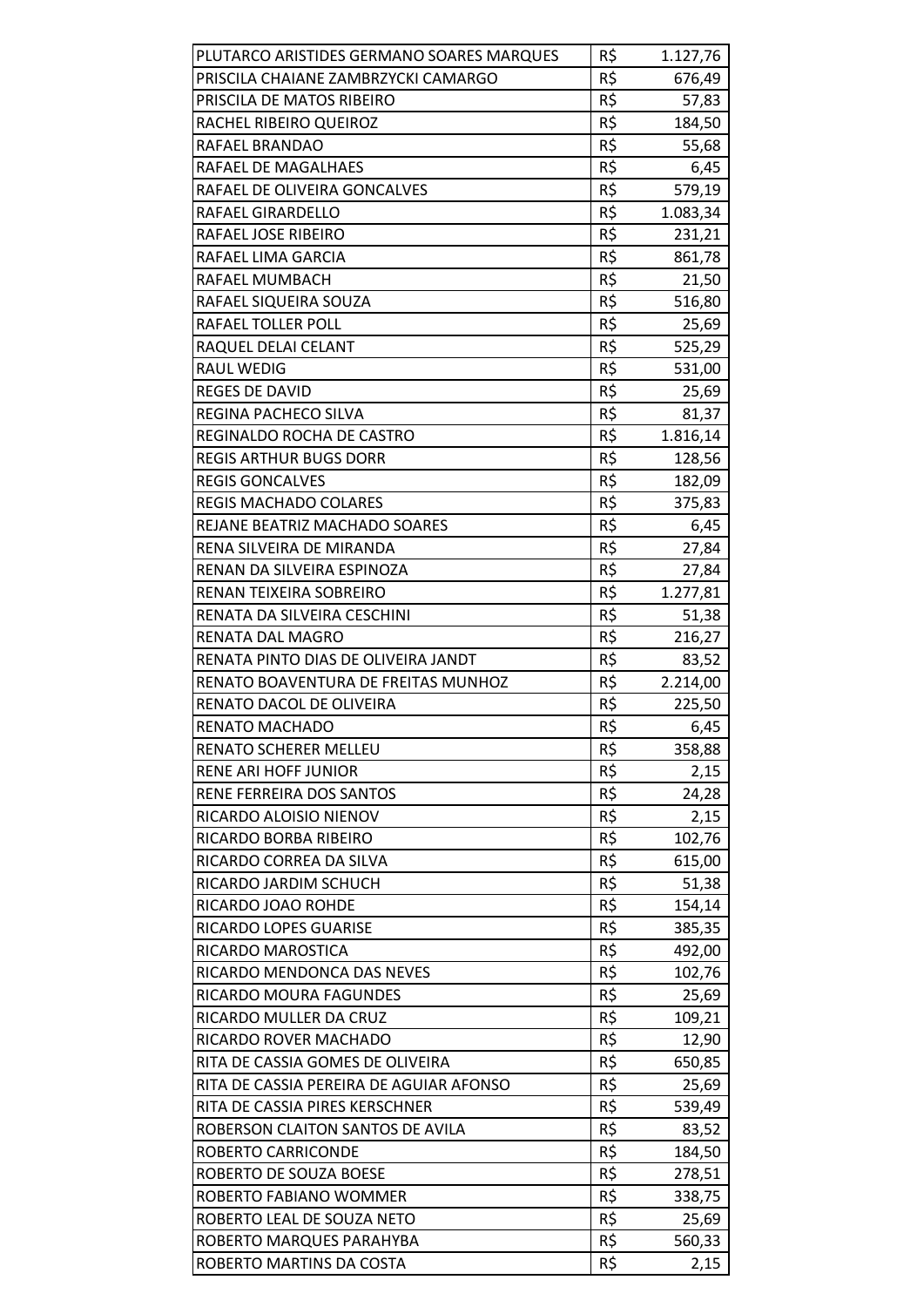| | | |
|---|---|---|
| PLUTARCO ARISTIDES GERMANO SOARES MARQUES | R$ | 1.127,76 |
| PRISCILA CHAIANE ZAMBRZYCKI CAMARGO | R$ | 676,49 |
| PRISCILA DE MATOS RIBEIRO | R$ | 57,83 |
| RACHEL RIBEIRO QUEIROZ | R$ | 184,50 |
| RAFAEL BRANDAO | R$ | 55,68 |
| RAFAEL DE MAGALHAES | R$ | 6,45 |
| RAFAEL DE OLIVEIRA GONCALVES | R$ | 579,19 |
| RAFAEL GIRARDELLO | R$ | 1.083,34 |
| RAFAEL JOSE RIBEIRO | R$ | 231,21 |
| RAFAEL LIMA GARCIA | R$ | 861,78 |
| RAFAEL MUMBACH | R$ | 21,50 |
| RAFAEL SIQUEIRA SOUZA | R$ | 516,80 |
| RAFAEL TOLLER POLL | R$ | 25,69 |
| RAQUEL DELAI CELANT | R$ | 525,29 |
| RAUL WEDIG | R$ | 531,00 |
| REGES DE DAVID | R$ | 25,69 |
| REGINA PACHECO SILVA | R$ | 81,37 |
| REGINALDO ROCHA DE CASTRO | R$ | 1.816,14 |
| REGIS ARTHUR BUGS DORR | R$ | 128,56 |
| REGIS GONCALVES | R$ | 182,09 |
| REGIS MACHADO COLARES | R$ | 375,83 |
| REJANE BEATRIZ MACHADO SOARES | R$ | 6,45 |
| RENA SILVEIRA DE MIRANDA | R$ | 27,84 |
| RENAN DA SILVEIRA ESPINOZA | R$ | 27,84 |
| RENAN TEIXEIRA SOBREIRO | R$ | 1.277,81 |
| RENATA DA SILVEIRA CESCHINI | R$ | 51,38 |
| RENATA DAL MAGRO | R$ | 216,27 |
| RENATA PINTO DIAS DE OLIVEIRA JANDT | R$ | 83,52 |
| RENATO BOAVENTURA DE FREITAS MUNHOZ | R$ | 2.214,00 |
| RENATO DACOL DE OLIVEIRA | R$ | 225,50 |
| RENATO MACHADO | R$ | 6,45 |
| RENATO SCHERER MELLEU | R$ | 358,88 |
| RENE ARI HOFF JUNIOR | R$ | 2,15 |
| RENE FERREIRA DOS SANTOS | R$ | 24,28 |
| RICARDO ALOISIO NIENOV | R$ | 2,15 |
| RICARDO BORBA RIBEIRO | R$ | 102,76 |
| RICARDO CORREA DA SILVA | R$ | 615,00 |
| RICARDO JARDIM SCHUCH | R$ | 51,38 |
| RICARDO JOAO ROHDE | R$ | 154,14 |
| RICARDO LOPES GUARISE | R$ | 385,35 |
| RICARDO MAROSTICA | R$ | 492,00 |
| RICARDO MENDONCA DAS NEVES | R$ | 102,76 |
| RICARDO MOURA FAGUNDES | R$ | 25,69 |
| RICARDO MULLER DA CRUZ | R$ | 109,21 |
| RICARDO ROVER MACHADO | R$ | 12,90 |
| RITA DE CASSIA GOMES DE OLIVEIRA | R$ | 650,85 |
| RITA DE CASSIA PEREIRA DE AGUIAR AFONSO | R$ | 25,69 |
| RITA DE CASSIA PIRES KERSCHNER | R$ | 539,49 |
| ROBERSON CLAITON SANTOS DE AVILA | R$ | 83,52 |
| ROBERTO CARRICONDE | R$ | 184,50 |
| ROBERTO DE SOUZA BOESE | R$ | 278,51 |
| ROBERTO FABIANO WOMMER | R$ | 338,75 |
| ROBERTO LEAL DE SOUZA NETO | R$ | 25,69 |
| ROBERTO MARQUES PARAHYBA | R$ | 560,33 |
| ROBERTO MARTINS DA COSTA | R$ | 2,15 |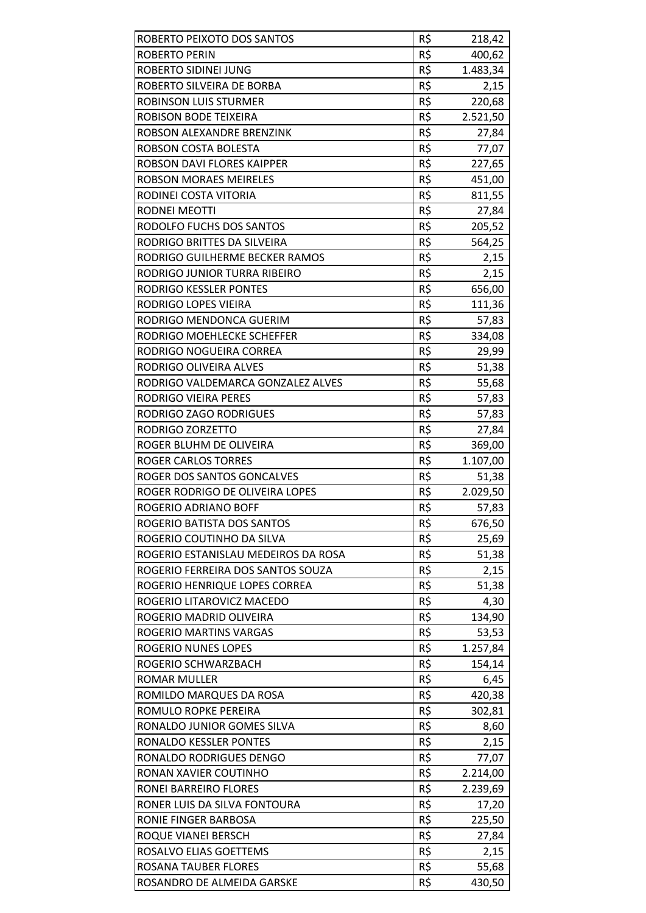| | | |
|---|---|---|
| ROBERTO PEIXOTO DOS SANTOS | R$ | 218,42 |
| ROBERTO PERIN | R$ | 400,62 |
| ROBERTO SIDINEI JUNG | R$ | 1.483,34 |
| ROBERTO SILVEIRA DE BORBA | R$ | 2,15 |
| ROBINSON LUIS STURMER | R$ | 220,68 |
| ROBISON BODE TEIXEIRA | R$ | 2.521,50 |
| ROBSON ALEXANDRE BRENZINK | R$ | 27,84 |
| ROBSON COSTA BOLESTA | R$ | 77,07 |
| ROBSON DAVI FLORES KAIPPER | R$ | 227,65 |
| ROBSON MORAES MEIRELES | R$ | 451,00 |
| RODINEI COSTA VITORIA | R$ | 811,55 |
| RODNEI MEOTTI | R$ | 27,84 |
| RODOLFO FUCHS DOS SANTOS | R$ | 205,52 |
| RODRIGO BRITTES DA SILVEIRA | R$ | 564,25 |
| RODRIGO GUILHERME BECKER RAMOS | R$ | 2,15 |
| RODRIGO JUNIOR TURRA RIBEIRO | R$ | 2,15 |
| RODRIGO KESSLER PONTES | R$ | 656,00 |
| RODRIGO LOPES VIEIRA | R$ | 111,36 |
| RODRIGO MENDONCA GUERIM | R$ | 57,83 |
| RODRIGO MOEHLECKE SCHEFFER | R$ | 334,08 |
| RODRIGO NOGUEIRA CORREA | R$ | 29,99 |
| RODRIGO OLIVEIRA ALVES | R$ | 51,38 |
| RODRIGO VALDEMARCA GONZALEZ ALVES | R$ | 55,68 |
| RODRIGO VIEIRA PERES | R$ | 57,83 |
| RODRIGO ZAGO RODRIGUES | R$ | 57,83 |
| RODRIGO ZORZETTO | R$ | 27,84 |
| ROGER BLUHM DE OLIVEIRA | R$ | 369,00 |
| ROGER CARLOS TORRES | R$ | 1.107,00 |
| ROGER DOS SANTOS GONCALVES | R$ | 51,38 |
| ROGER RODRIGO DE OLIVEIRA LOPES | R$ | 2.029,50 |
| ROGERIO ADRIANO BOFF | R$ | 57,83 |
| ROGERIO BATISTA DOS SANTOS | R$ | 676,50 |
| ROGERIO COUTINHO DA SILVA | R$ | 25,69 |
| ROGERIO ESTANISLAU MEDEIROS DA ROSA | R$ | 51,38 |
| ROGERIO FERREIRA DOS SANTOS SOUZA | R$ | 2,15 |
| ROGERIO HENRIQUE LOPES CORREA | R$ | 51,38 |
| ROGERIO LITAROVICZ MACEDO | R$ | 4,30 |
| ROGERIO MADRID OLIVEIRA | R$ | 134,90 |
| ROGERIO MARTINS VARGAS | R$ | 53,53 |
| ROGERIO NUNES LOPES | R$ | 1.257,84 |
| ROGERIO SCHWARZBACH | R$ | 154,14 |
| ROMAR MULLER | R$ | 6,45 |
| ROMILDO MARQUES DA ROSA | R$ | 420,38 |
| ROMULO ROPKE PEREIRA | R$ | 302,81 |
| RONALDO JUNIOR GOMES SILVA | R$ | 8,60 |
| RONALDO KESSLER PONTES | R$ | 2,15 |
| RONALDO RODRIGUES DENGO | R$ | 77,07 |
| RONAN XAVIER COUTINHO | R$ | 2.214,00 |
| RONEI BARREIRO FLORES | R$ | 2.239,69 |
| RONER LUIS DA SILVA FONTOURA | R$ | 17,20 |
| RONIE FINGER BARBOSA | R$ | 225,50 |
| ROQUE VIANEI BERSCH | R$ | 27,84 |
| ROSALVO ELIAS GOETTEMS | R$ | 2,15 |
| ROSANA TAUBER FLORES | R$ | 55,68 |
| ROSANDRO DE ALMEIDA GARSKE | R$ | 430,50 |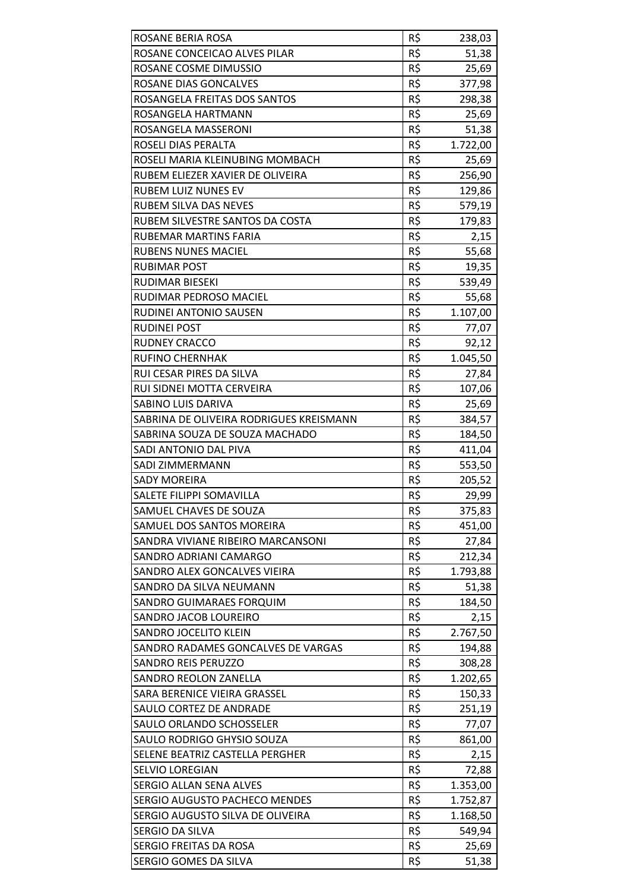| | | |
|---|---|---|
| ROSANE BERIA ROSA | R$ | 238,03 |
| ROSANE CONCEICAO ALVES PILAR | R$ | 51,38 |
| ROSANE COSME DIMUSSIO | R$ | 25,69 |
| ROSANE DIAS GONCALVES | R$ | 377,98 |
| ROSANGELA FREITAS DOS SANTOS | R$ | 298,38 |
| ROSANGELA HARTMANN | R$ | 25,69 |
| ROSANGELA MASSERONI | R$ | 51,38 |
| ROSELI DIAS PERALTA | R$ | 1.722,00 |
| ROSELI MARIA KLEINUBING MOMBACH | R$ | 25,69 |
| RUBEM ELIEZER XAVIER DE OLIVEIRA | R$ | 256,90 |
| RUBEM LUIZ NUNES EV | R$ | 129,86 |
| RUBEM SILVA DAS NEVES | R$ | 579,19 |
| RUBEM SILVESTRE SANTOS DA COSTA | R$ | 179,83 |
| RUBEMAR MARTINS FARIA | R$ | 2,15 |
| RUBENS NUNES MACIEL | R$ | 55,68 |
| RUBIMAR POST | R$ | 19,35 |
| RUDIMAR BIESEKI | R$ | 539,49 |
| RUDIMAR PEDROSO MACIEL | R$ | 55,68 |
| RUDINEI ANTONIO SAUSEN | R$ | 1.107,00 |
| RUDINEI POST | R$ | 77,07 |
| RUDNEY CRACCO | R$ | 92,12 |
| RUFINO CHERNHAK | R$ | 1.045,50 |
| RUI CESAR PIRES DA SILVA | R$ | 27,84 |
| RUI SIDNEI MOTTA CERVEIRA | R$ | 107,06 |
| SABINO LUIS DARIVA | R$ | 25,69 |
| SABRINA DE OLIVEIRA RODRIGUES KREISMANN | R$ | 384,57 |
| SABRINA SOUZA DE SOUZA MACHADO | R$ | 184,50 |
| SADI ANTONIO DAL PIVA | R$ | 411,04 |
| SADI ZIMMERMANN | R$ | 553,50 |
| SADY MOREIRA | R$ | 205,52 |
| SALETE FILIPPI SOMAVILLA | R$ | 29,99 |
| SAMUEL CHAVES DE SOUZA | R$ | 375,83 |
| SAMUEL DOS SANTOS MOREIRA | R$ | 451,00 |
| SANDRA VIVIANE RIBEIRO MARCANSONI | R$ | 27,84 |
| SANDRO ADRIANI CAMARGO | R$ | 212,34 |
| SANDRO ALEX GONCALVES VIEIRA | R$ | 1.793,88 |
| SANDRO DA SILVA NEUMANN | R$ | 51,38 |
| SANDRO GUIMARAES FORQUIM | R$ | 184,50 |
| SANDRO JACOB LOUREIRO | R$ | 2,15 |
| SANDRO JOCELITO KLEIN | R$ | 2.767,50 |
| SANDRO RADAMES GONCALVES DE VARGAS | R$ | 194,88 |
| SANDRO REIS PERUZZO | R$ | 308,28 |
| SANDRO REOLON ZANELLA | R$ | 1.202,65 |
| SARA BERENICE VIEIRA GRASSEL | R$ | 150,33 |
| SAULO CORTEZ DE ANDRADE | R$ | 251,19 |
| SAULO ORLANDO SCHOSSELER | R$ | 77,07 |
| SAULO RODRIGO GHYSIO SOUZA | R$ | 861,00 |
| SELENE BEATRIZ CASTELLA PERGHER | R$ | 2,15 |
| SELVIO LOREGIAN | R$ | 72,88 |
| SERGIO ALLAN SENA ALVES | R$ | 1.353,00 |
| SERGIO AUGUSTO PACHECO MENDES | R$ | 1.752,87 |
| SERGIO AUGUSTO SILVA DE OLIVEIRA | R$ | 1.168,50 |
| SERGIO DA SILVA | R$ | 549,94 |
| SERGIO FREITAS DA ROSA | R$ | 25,69 |
| SERGIO GOMES DA SILVA | R$ | 51,38 |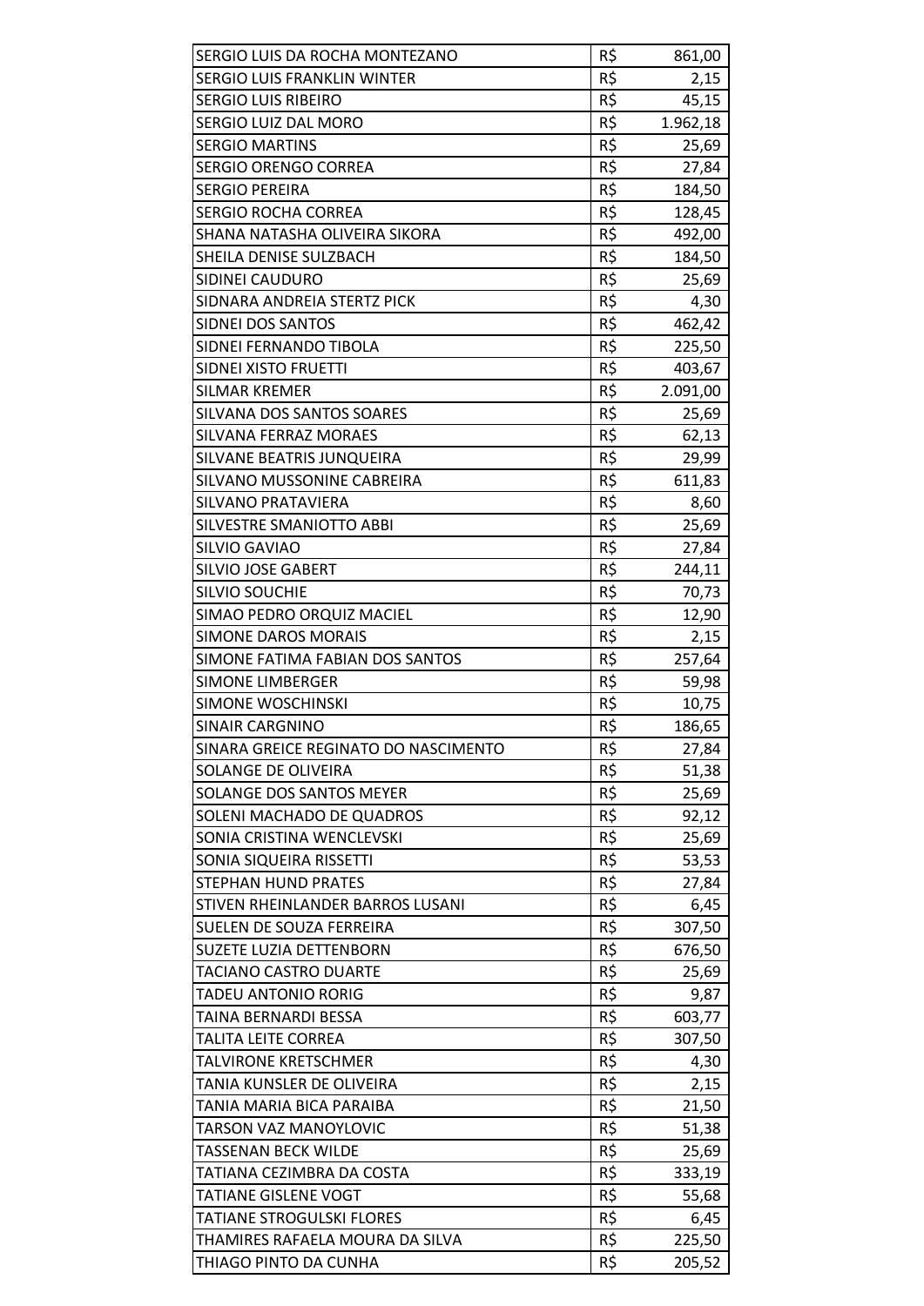| | | |
|---|---|---|
| SERGIO LUIS DA ROCHA MONTEZANO | R$ | 861,00 |
| SERGIO LUIS FRANKLIN WINTER | R$ | 2,15 |
| SERGIO LUIS RIBEIRO | R$ | 45,15 |
| SERGIO LUIZ DAL MORO | R$ | 1.962,18 |
| SERGIO MARTINS | R$ | 25,69 |
| SERGIO ORENGO CORREA | R$ | 27,84 |
| SERGIO PEREIRA | R$ | 184,50 |
| SERGIO ROCHA CORREA | R$ | 128,45 |
| SHANA NATASHA OLIVEIRA SIKORA | R$ | 492,00 |
| SHEILA DENISE SULZBACH | R$ | 184,50 |
| SIDINEI CAUDURO | R$ | 25,69 |
| SIDNARA ANDREIA STERTZ PICK | R$ | 4,30 |
| SIDNEI DOS SANTOS | R$ | 462,42 |
| SIDNEI FERNANDO TIBOLA | R$ | 225,50 |
| SIDNEI XISTO FRUETTI | R$ | 403,67 |
| SILMAR KREMER | R$ | 2.091,00 |
| SILVANA DOS SANTOS SOARES | R$ | 25,69 |
| SILVANA FERRAZ MORAES | R$ | 62,13 |
| SILVANE BEATRIS JUNQUEIRA | R$ | 29,99 |
| SILVANO MUSSONINE CABREIRA | R$ | 611,83 |
| SILVANO PRATAVIERA | R$ | 8,60 |
| SILVESTRE SMANIOTTO ABBI | R$ | 25,69 |
| SILVIO GAVIAO | R$ | 27,84 |
| SILVIO JOSE GABERT | R$ | 244,11 |
| SILVIO SOUCHIE | R$ | 70,73 |
| SIMAO PEDRO ORQUIZ MACIEL | R$ | 12,90 |
| SIMONE DAROS MORAIS | R$ | 2,15 |
| SIMONE FATIMA FABIAN DOS SANTOS | R$ | 257,64 |
| SIMONE LIMBERGER | R$ | 59,98 |
| SIMONE WOSCHINSKI | R$ | 10,75 |
| SINAIR CARGNINO | R$ | 186,65 |
| SINARA GREICE REGINATO DO NASCIMENTO | R$ | 27,84 |
| SOLANGE DE OLIVEIRA | R$ | 51,38 |
| SOLANGE DOS SANTOS MEYER | R$ | 25,69 |
| SOLENI MACHADO DE QUADROS | R$ | 92,12 |
| SONIA CRISTINA WENCLEVSKI | R$ | 25,69 |
| SONIA SIQUEIRA RISSETTI | R$ | 53,53 |
| STEPHAN HUND PRATES | R$ | 27,84 |
| STIVEN RHEINLANDER BARROS LUSANI | R$ | 6,45 |
| SUELEN DE SOUZA FERREIRA | R$ | 307,50 |
| SUZETE LUZIA DETTENBORN | R$ | 676,50 |
| TACIANO CASTRO DUARTE | R$ | 25,69 |
| TADEU ANTONIO RORIG | R$ | 9,87 |
| TAINA BERNARDI BESSA | R$ | 603,77 |
| TALITA LEITE CORREA | R$ | 307,50 |
| TALVIRONE KRETSCHMER | R$ | 4,30 |
| TANIA KUNSLER DE OLIVEIRA | R$ | 2,15 |
| TANIA MARIA BICA PARAIBA | R$ | 21,50 |
| TARSON VAZ MANOYLOVIC | R$ | 51,38 |
| TASSENAN BECK WILDE | R$ | 25,69 |
| TATIANA CEZIMBRA DA COSTA | R$ | 333,19 |
| TATIANE GISLENE VOGT | R$ | 55,68 |
| TATIANE STROGULSKI FLORES | R$ | 6,45 |
| THAMIRES RAFAELA MOURA DA SILVA | R$ | 225,50 |
| THIAGO PINTO DA CUNHA | R$ | 205,52 |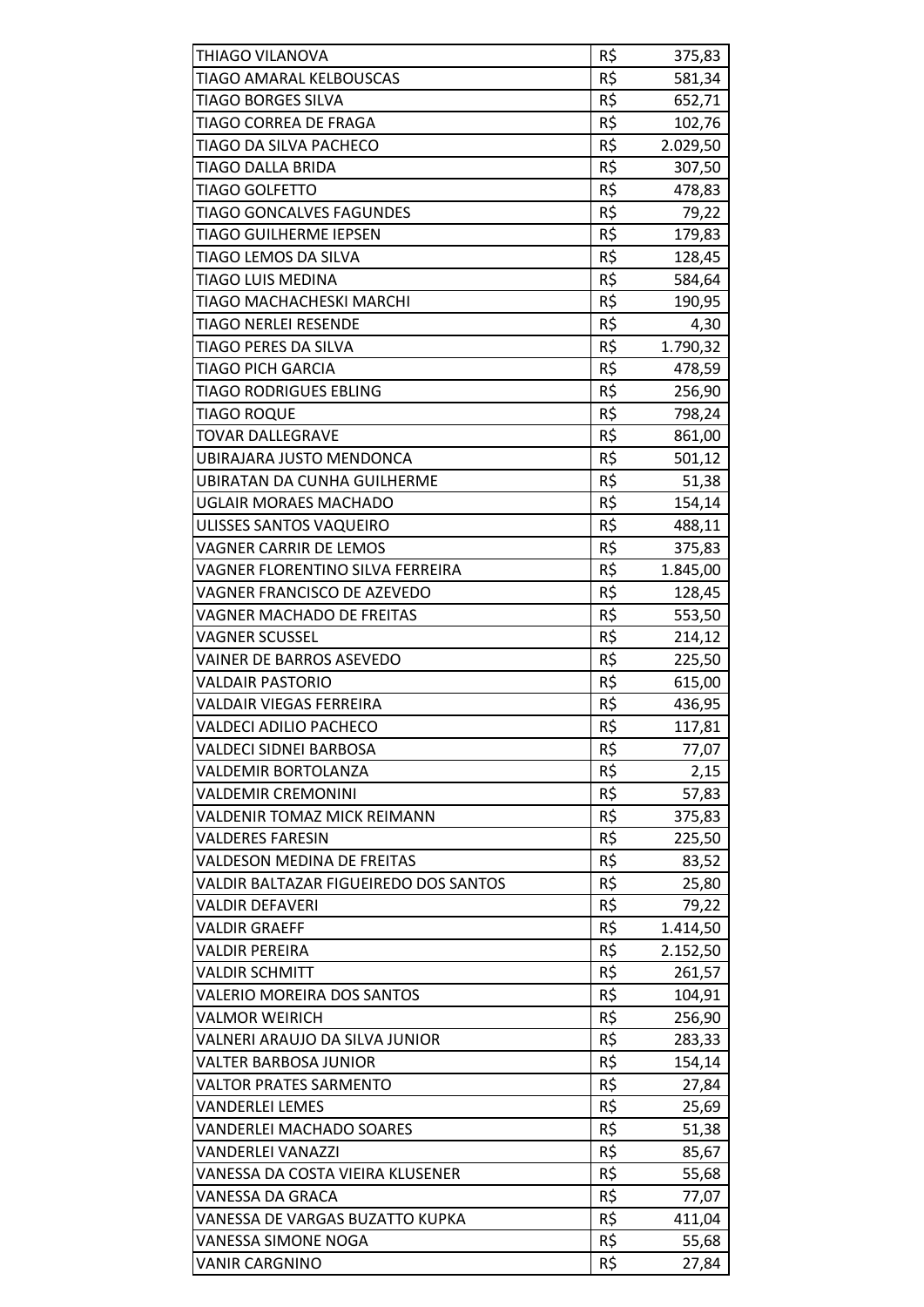| THIAGO VILANOVA | R$ | 375,83 |
|---|---|---|
| TIAGO AMARAL KELBOUSCAS | R$ | 581,34 |
| TIAGO BORGES SILVA | R$ | 652,71 |
| TIAGO CORREA DE FRAGA | R$ | 102,76 |
| TIAGO DA SILVA PACHECO | R$ | 2.029,50 |
| TIAGO DALLA BRIDA | R$ | 307,50 |
| TIAGO GOLFETTO | R$ | 478,83 |
| TIAGO GONCALVES FAGUNDES | R$ | 79,22 |
| TIAGO GUILHERME IEPSEN | R$ | 179,83 |
| TIAGO LEMOS DA SILVA | R$ | 128,45 |
| TIAGO LUIS MEDINA | R$ | 584,64 |
| TIAGO MACHACHESKI MARCHI | R$ | 190,95 |
| TIAGO NERLEI RESENDE | R$ | 4,30 |
| TIAGO PERES DA SILVA | R$ | 1.790,32 |
| TIAGO PICH GARCIA | R$ | 478,59 |
| TIAGO RODRIGUES EBLING | R$ | 256,90 |
| TIAGO ROQUE | R$ | 798,24 |
| TOVAR DALLEGRAVE | R$ | 861,00 |
| UBIRAJARA JUSTO MENDONCA | R$ | 501,12 |
| UBIRATAN DA CUNHA GUILHERME | R$ | 51,38 |
| UGLAIR MORAES MACHADO | R$ | 154,14 |
| ULISSES SANTOS VAQUEIRO | R$ | 488,11 |
| VAGNER CARRIR DE LEMOS | R$ | 375,83 |
| VAGNER FLORENTINO SILVA FERREIRA | R$ | 1.845,00 |
| VAGNER FRANCISCO DE AZEVEDO | R$ | 128,45 |
| VAGNER MACHADO DE FREITAS | R$ | 553,50 |
| VAGNER SCUSSEL | R$ | 214,12 |
| VAINER DE BARROS ASEVEDO | R$ | 225,50 |
| VALDAIR PASTORIO | R$ | 615,00 |
| VALDAIR VIEGAS FERREIRA | R$ | 436,95 |
| VALDECI ADILIO PACHECO | R$ | 117,81 |
| VALDECI SIDNEI BARBOSA | R$ | 77,07 |
| VALDEMIR BORTOLANZA | R$ | 2,15 |
| VALDEMIR CREMONINI | R$ | 57,83 |
| VALDENIR TOMAZ MICK REIMANN | R$ | 375,83 |
| VALDERES FARESIN | R$ | 225,50 |
| VALDESON MEDINA DE FREITAS | R$ | 83,52 |
| VALDIR BALTAZAR FIGUEIREDO DOS SANTOS | R$ | 25,80 |
| VALDIR DEFAVERI | R$ | 79,22 |
| VALDIR GRAEFF | R$ | 1.414,50 |
| VALDIR PEREIRA | R$ | 2.152,50 |
| VALDIR SCHMITT | R$ | 261,57 |
| VALERIO MOREIRA DOS SANTOS | R$ | 104,91 |
| VALMOR WEIRICH | R$ | 256,90 |
| VALNERI ARAUJO DA SILVA JUNIOR | R$ | 283,33 |
| VALTER BARBOSA JUNIOR | R$ | 154,14 |
| VALTOR PRATES SARMENTO | R$ | 27,84 |
| VANDERLEI LEMES | R$ | 25,69 |
| VANDERLEI MACHADO SOARES | R$ | 51,38 |
| VANDERLEI VANAZZI | R$ | 85,67 |
| VANESSA DA COSTA VIEIRA KLUSENER | R$ | 55,68 |
| VANESSA DA GRACA | R$ | 77,07 |
| VANESSA DE VARGAS BUZATTO KUPKA | R$ | 411,04 |
| VANESSA SIMONE NOGA | R$ | 55,68 |
| VANIR CARGNINO | R$ | 27,84 |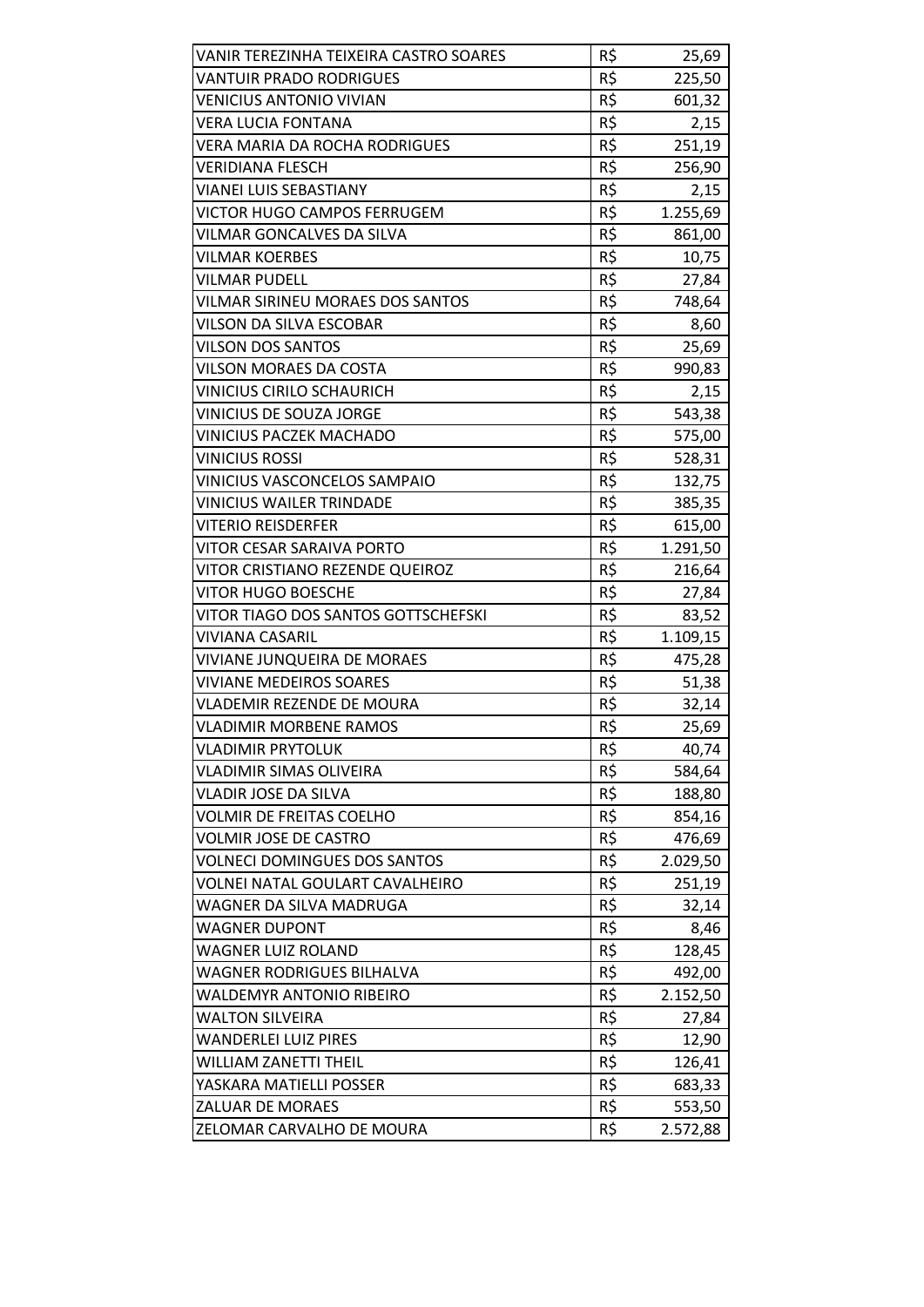| | | |
|---|---|---|
| VANIR TEREZINHA TEIXEIRA CASTRO SOARES | R$ | 25,69 |
| VANTUIR PRADO RODRIGUES | R$ | 225,50 |
| VENICIUS ANTONIO VIVIAN | R$ | 601,32 |
| VERA LUCIA FONTANA | R$ | 2,15 |
| VERA MARIA DA ROCHA RODRIGUES | R$ | 251,19 |
| VERIDIANA FLESCH | R$ | 256,90 |
| VIANEI LUIS SEBASTIANY | R$ | 2,15 |
| VICTOR HUGO CAMPOS FERRUGEM | R$ | 1.255,69 |
| VILMAR GONCALVES DA SILVA | R$ | 861,00 |
| VILMAR KOERBES | R$ | 10,75 |
| VILMAR PUDELL | R$ | 27,84 |
| VILMAR SIRINEU MORAES DOS SANTOS | R$ | 748,64 |
| VILSON DA SILVA ESCOBAR | R$ | 8,60 |
| VILSON DOS SANTOS | R$ | 25,69 |
| VILSON MORAES DA COSTA | R$ | 990,83 |
| VINICIUS CIRILO SCHAURICH | R$ | 2,15 |
| VINICIUS DE SOUZA JORGE | R$ | 543,38 |
| VINICIUS PACZEK MACHADO | R$ | 575,00 |
| VINICIUS ROSSI | R$ | 528,31 |
| VINICIUS VASCONCELOS SAMPAIO | R$ | 132,75 |
| VINICIUS WAILER TRINDADE | R$ | 385,35 |
| VITERIO REISDERFER | R$ | 615,00 |
| VITOR CESAR SARAIVA PORTO | R$ | 1.291,50 |
| VITOR CRISTIANO REZENDE QUEIROZ | R$ | 216,64 |
| VITOR HUGO BOESCHE | R$ | 27,84 |
| VITOR TIAGO DOS SANTOS GOTTSCHEFSKI | R$ | 83,52 |
| VIVIANA CASARIL | R$ | 1.109,15 |
| VIVIANE JUNQUEIRA DE MORAES | R$ | 475,28 |
| VIVIANE MEDEIROS SOARES | R$ | 51,38 |
| VLADEMIR REZENDE DE MOURA | R$ | 32,14 |
| VLADIMIR MORBENE RAMOS | R$ | 25,69 |
| VLADIMIR PRYTOLUK | R$ | 40,74 |
| VLADIMIR SIMAS OLIVEIRA | R$ | 584,64 |
| VLADIR JOSE DA SILVA | R$ | 188,80 |
| VOLMIR DE FREITAS COELHO | R$ | 854,16 |
| VOLMIR JOSE DE CASTRO | R$ | 476,69 |
| VOLNECI DOMINGUES DOS SANTOS | R$ | 2.029,50 |
| VOLNEI NATAL GOULART CAVALHEIRO | R$ | 251,19 |
| WAGNER DA SILVA MADRUGA | R$ | 32,14 |
| WAGNER DUPONT | R$ | 8,46 |
| WAGNER LUIZ ROLAND | R$ | 128,45 |
| WAGNER RODRIGUES BILHALVA | R$ | 492,00 |
| WALDEMYR ANTONIO RIBEIRO | R$ | 2.152,50 |
| WALTON SILVEIRA | R$ | 27,84 |
| WANDERLEI LUIZ PIRES | R$ | 12,90 |
| WILLIAM ZANETTI THEIL | R$ | 126,41 |
| YASKARA MATIELLI POSSER | R$ | 683,33 |
| ZALUAR DE MORAES | R$ | 553,50 |
| ZELOMAR CARVALHO DE MOURA | R$ | 2.572,88 |